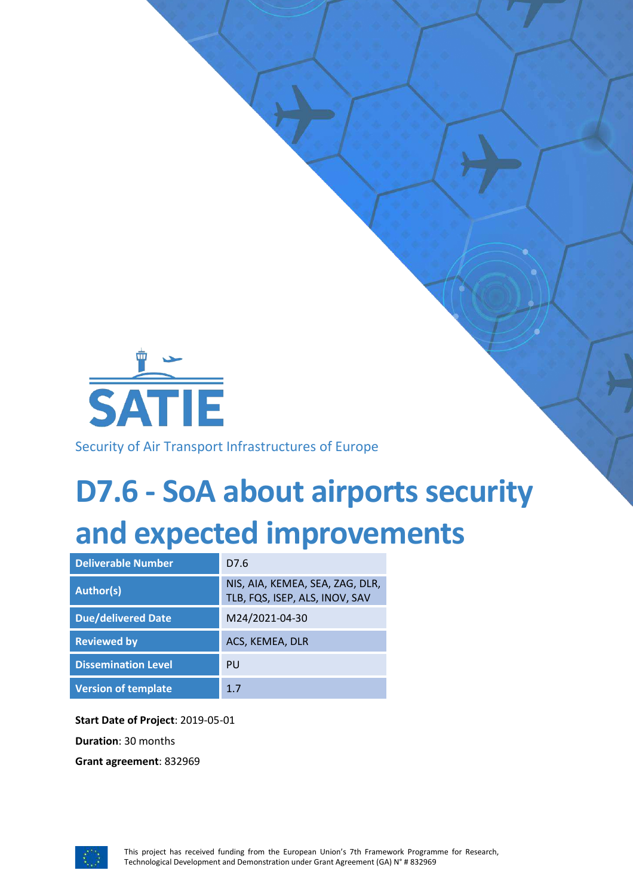SATIE

Security of Air Transport Infrastructures of Europe

# D7.6 - SoA about airports security and expected improvements

| Deliverable Number | D7.6 |
|---|---|
| Author(s) | NIS, AIA, KEMEA, SEA, ZAG, DLR, TLB, FQS, ISEP, ALS, INOV, SAV |
| Due/delivered Date | M24/2021-04-30 |
| Reviewed by | ACS, KEMEA, DLR |
| Dissemination Level | PU |
| Version of template | 1.7 |

**Start Date of Project**: 2019-05-01

**Duration**: 30 months

**Grant agreement**: 832969

This project has received funding from the European Union's 7th Framework Programme for Research, Technological Development and Demonstration under Grant Agreement (GA) N° # 832969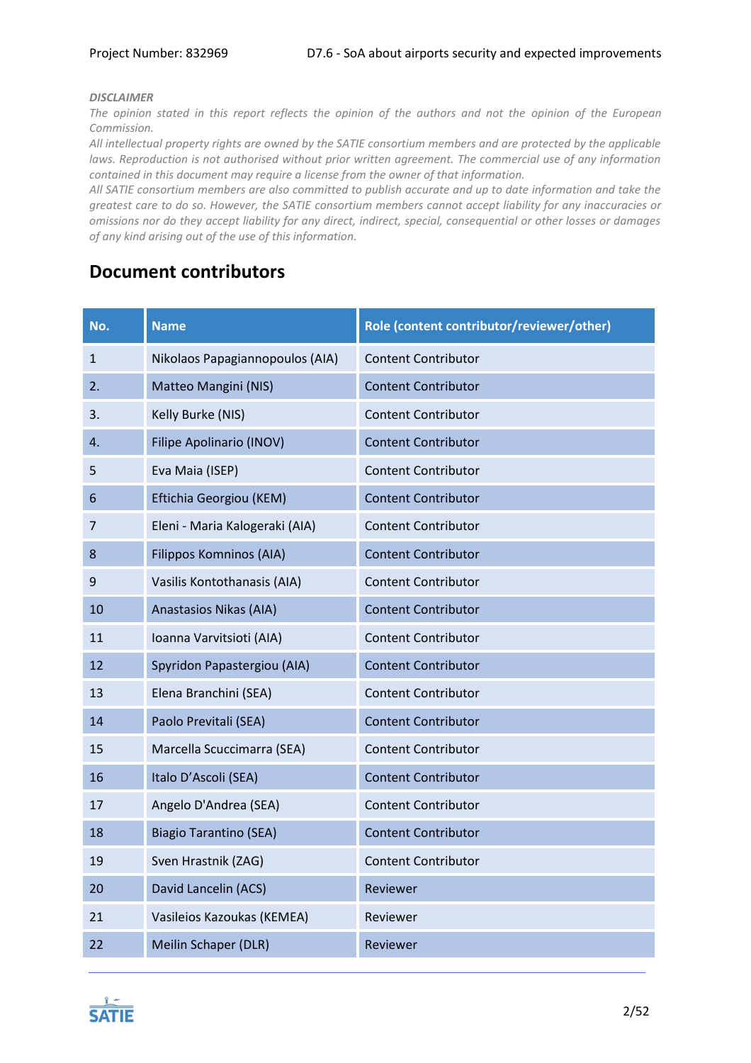***DISCLAIMER***

*The opinion stated in this report reflects the opinion of the authors and not the opinion of the European Commission.*

*All intellectual property rights are owned by the SATIE consortium members and are protected by the applicable laws. Reproduction is not authorised without prior written agreement. The commercial use of any information contained in this document may require a license from the owner of that information.*

*All SATIE consortium members are also committed to publish accurate and up to date information and take the greatest care to do so. However, the SATIE consortium members cannot accept liability for any inaccuracies or omissions nor do they accept liability for any direct, indirect, special, consequential or other losses or damages of any kind arising out of the use of this information.*

# Document contributors

| No. | Name | Role (content contributor/reviewer/other) |
|---|---|---|
| 1 | Nikolaos Papagiannopoulos (AIA) | Content Contributor |
| 2. | Matteo Mangini (NIS) | Content Contributor |
| 3. | Kelly Burke (NIS) | Content Contributor |
| 4. | Filipe Apolinario (INOV) | Content Contributor |
| 5 | Eva Maia (ISEP) | Content Contributor |
| 6 | Eftichia Georgiou (KEM) | Content Contributor |
| 7 | Eleni - Maria Kalogeraki (AIA) | Content Contributor |
| 8 | Filippos Komninos (AIA) | Content Contributor |
| 9 | Vasilis Kontothanasis (AIA) | Content Contributor |
| 10 | Anastasios Nikas (AIA) | Content Contributor |
| 11 | Ioanna Varvitsioti (AIA) | Content Contributor |
| 12 | Spyridon Papastergiou (AIA) | Content Contributor |
| 13 | Elena Branchini (SEA) | Content Contributor |
| 14 | Paolo Previtali (SEA) | Content Contributor |
| 15 | Marcella Scuccimarra (SEA) | Content Contributor |
| 16 | Italo D'Ascoli (SEA) | Content Contributor |
| 17 | Angelo D'Andrea (SEA) | Content Contributor |
| 18 | Biagio Tarantino (SEA) | Content Contributor |
| 19 | Sven Hrastnik (ZAG) | Content Contributor |
| 20 | David Lancelin (ACS) | Reviewer |
| 21 | Vasileios Kazoukas (KEMEA) | Reviewer |
| 22 | Meilin Schaper (DLR) | Reviewer |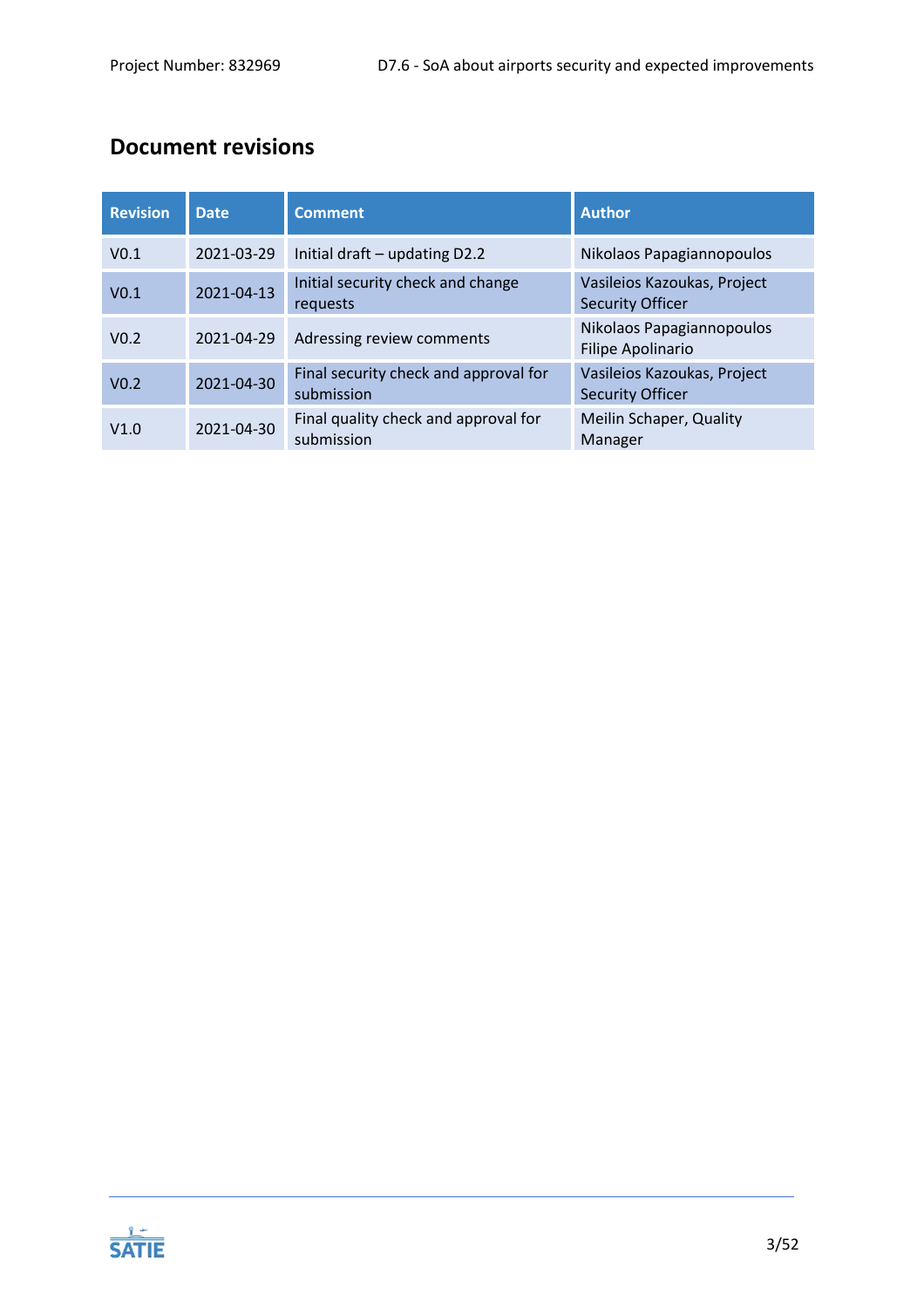## Document revisions

| Revision | Date | Comment | Author |
|---|---|---|---|
| V0.1 | 2021-03-29 | Initial draft – updating D2.2 | Nikolaos Papagiannopoulos |
| V0.1 | 2021-04-13 | Initial security check and change requests | Vasileios Kazoukas, Project Security Officer |
| V0.2 | 2021-04-29 | Adressing review comments | Nikolaos Papagiannopoulos Filipe Apolinario |
| V0.2 | 2021-04-30 | Final security check and approval for submission | Vasileios Kazoukas, Project Security Officer |
| V1.0 | 2021-04-30 | Final quality check and approval for submission | Meilin Schaper, Quality Manager |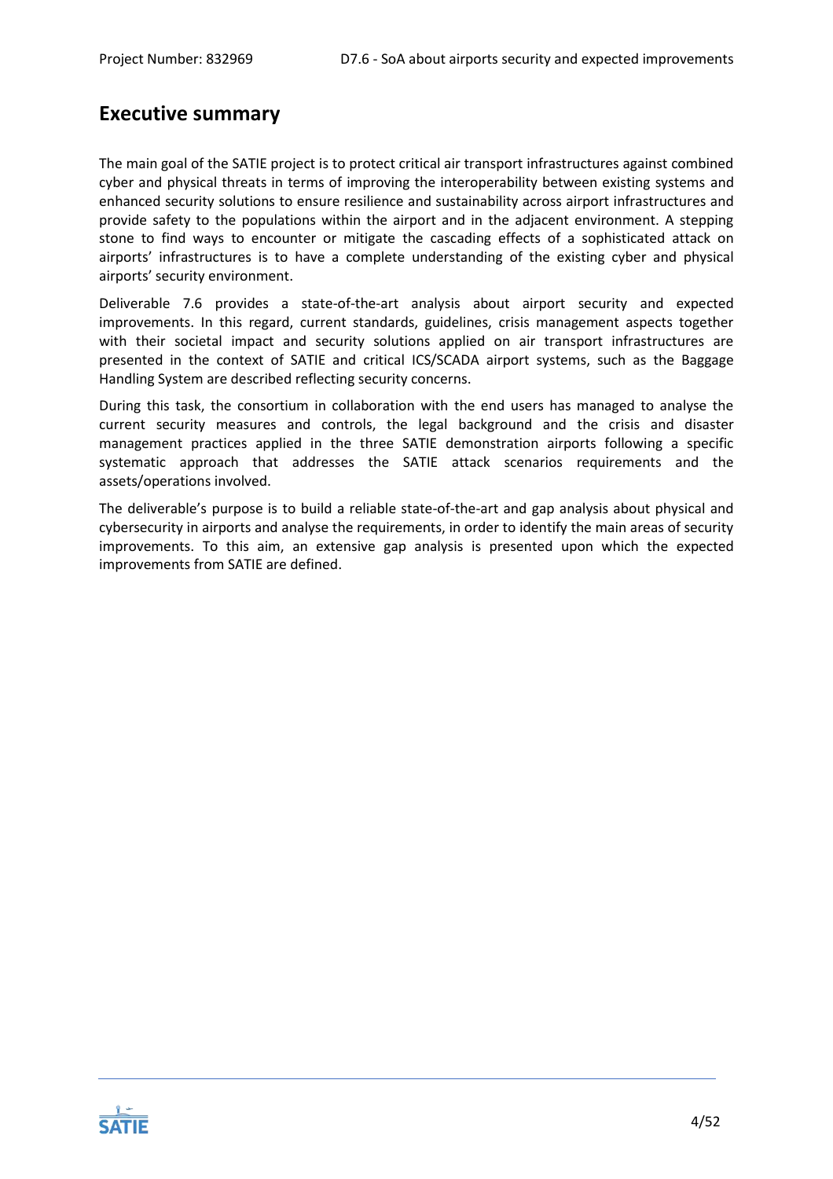## Executive summary

The main goal of the SATIE project is to protect critical air transport infrastructures against combined cyber and physical threats in terms of improving the interoperability between existing systems and enhanced security solutions to ensure resilience and sustainability across airport infrastructures and provide safety to the populations within the airport and in the adjacent environment. A stepping stone to find ways to encounter or mitigate the cascading effects of a sophisticated attack on airports' infrastructures is to have a complete understanding of the existing cyber and physical airports' security environment.

Deliverable 7.6 provides a state-of-the-art analysis about airport security and expected improvements. In this regard, current standards, guidelines, crisis management aspects together with their societal impact and security solutions applied on air transport infrastructures are presented in the context of SATIE and critical ICS/SCADA airport systems, such as the Baggage Handling System are described reflecting security concerns.

During this task, the consortium in collaboration with the end users has managed to analyse the current security measures and controls, the legal background and the crisis and disaster management practices applied in the three SATIE demonstration airports following a specific systematic approach that addresses the SATIE attack scenarios requirements and the assets/operations involved.

The deliverable's purpose is to build a reliable state-of-the-art and gap analysis about physical and cybersecurity in airports and analyse the requirements, in order to identify the main areas of security improvements. To this aim, an extensive gap analysis is presented upon which the expected improvements from SATIE are defined.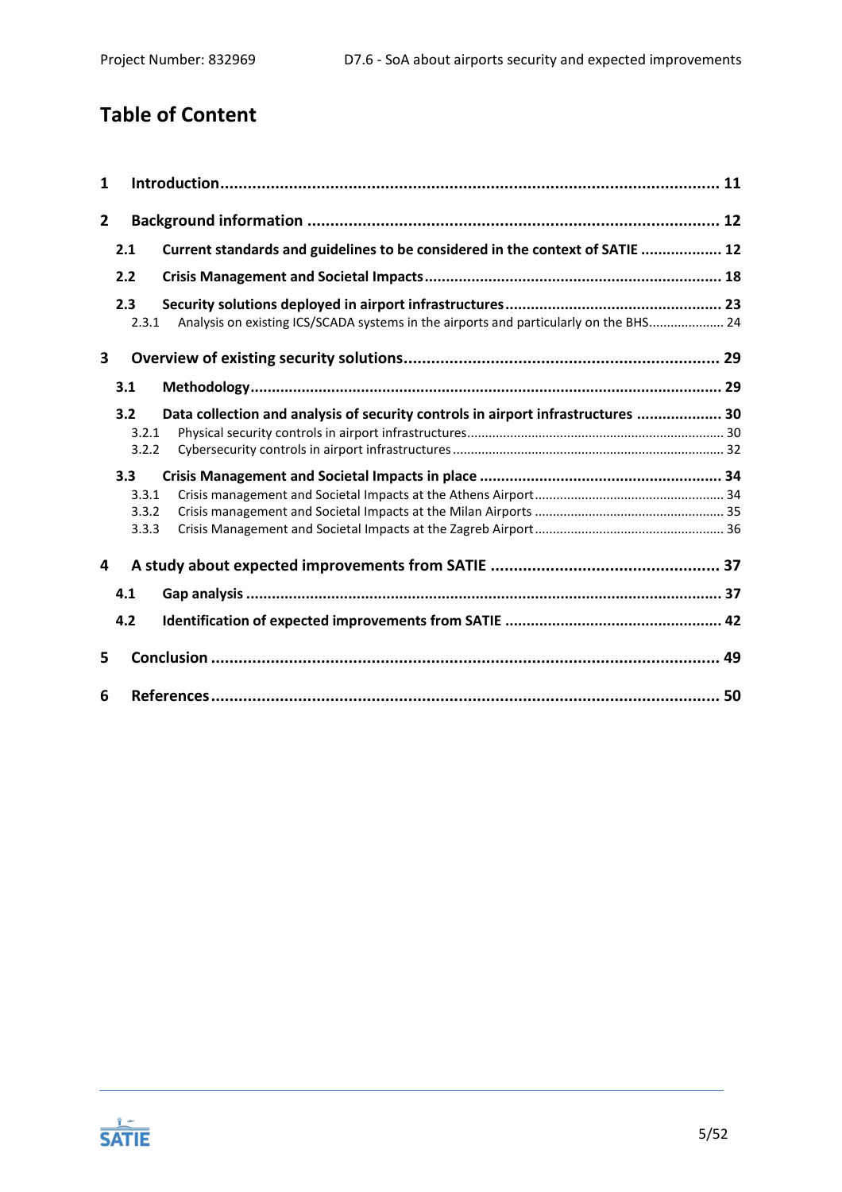# Table of Content

1 Introduction ........................................................................................................ 11

2 Background information ........................................................................................ 12

2.1 Current standards and guidelines to be considered in the context of SATIE ................... 12

2.2 Crisis Management and Societal Impacts ................................................................... 18

2.3 Security solutions deployed in airport infrastructures .................................................. 23

2.3.1 Analysis on existing ICS/SCADA systems in the airports and particularly on the BHS..................... 24

3 Overview of existing security solutions...................................................................... 29

3.1 Methodology............................................................................................................. 29

3.2 Data collection and analysis of security controls in airport infrastructures .................... 30

3.2.1 Physical security controls in airport infrastructures...................................................................... 30

3.2.2 Cybersecurity controls in airport infrastructures .......................................................................... 32

3.3 Crisis Management and Societal Impacts in place ........................................................ 34

3.3.1 Crisis management and Societal Impacts at the Athens Airport.................................................... 34

3.3.2 Crisis management and Societal Impacts at the Milan Airports .................................................... 35

3.3.3 Crisis Management and Societal Impacts at the Zagreb Airport .................................................... 36

4 A study about expected improvements from SATIE .................................................. 37

4.1 Gap analysis ............................................................................................................. 37

4.2 Identification of expected improvements from SATIE .................................................. 42

5 Conclusion ............................................................................................................... 49

6 References................................................................................................................ 50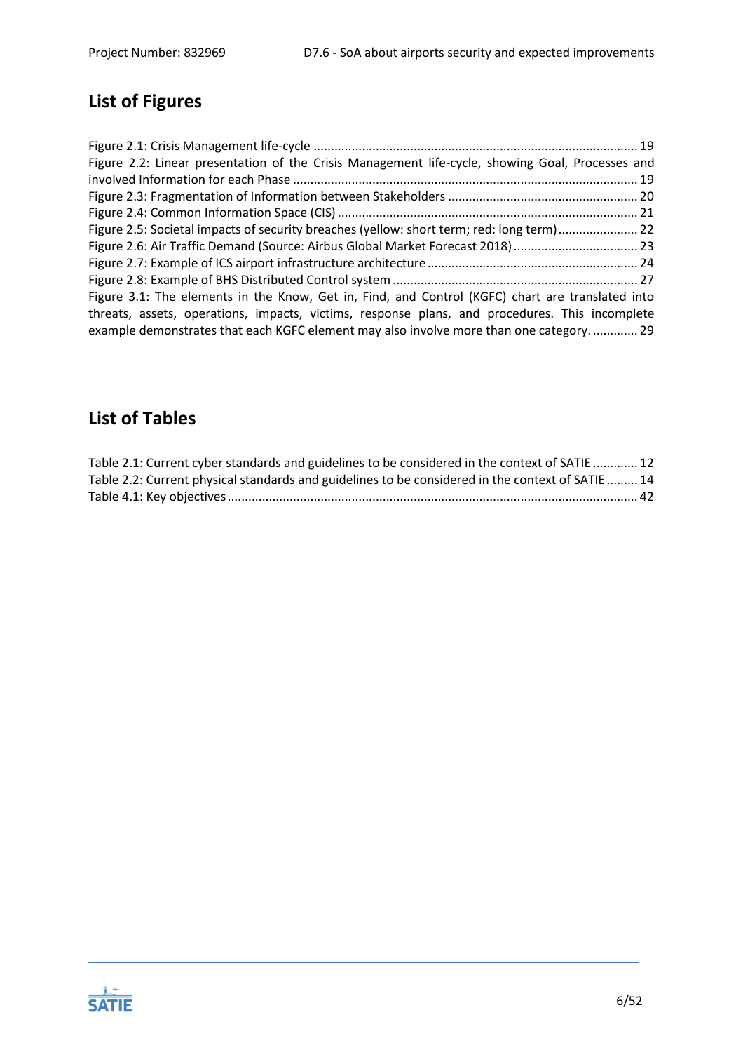## List of Figures

Figure 2.1: Crisis Management life-cycle ............................................................................................ 19
Figure 2.2: Linear presentation of the Crisis Management life-cycle, showing Goal, Processes and involved Information for each Phase ................................................................................................... 19
Figure 2.3: Fragmentation of Information between Stakeholders ...................................................... 20
Figure 2.4: Common Information Space (CIS) ..................................................................................... 21
Figure 2.5: Societal impacts of security breaches (yellow: short term; red: long term) ....................... 22
Figure 2.6: Air Traffic Demand (Source: Airbus Global Market Forecast 2018) .................................... 23
Figure 2.7: Example of ICS airport infrastructure architecture ............................................................ 24
Figure 2.8: Example of BHS Distributed Control system ...................................................................... 27
Figure 3.1: The elements in the Know, Get in, Find, and Control (KGFC) chart are translated into threats, assets, operations, impacts, victims, response plans, and procedures. This incomplete example demonstrates that each KGFC element may also involve more than one category. ............. 29

## List of Tables

Table 2.1: Current cyber standards and guidelines to be considered in the context of SATIE ............. 12
Table 2.2: Current physical standards and guidelines to be considered in the context of SATIE ......... 14
Table 4.1: Key objectives ..................................................................................................................... 42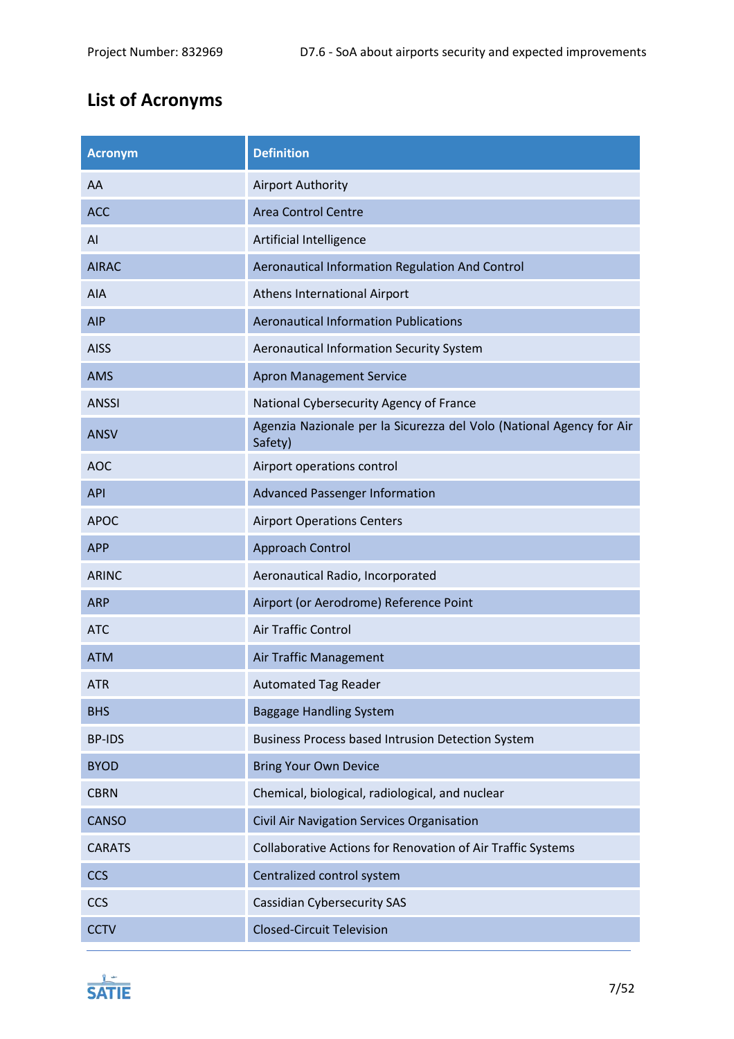## List of Acronyms

| Acronym | Definition |
|---|---|
| AA | Airport Authority |
| ACC | Area Control Centre |
| AI | Artificial Intelligence |
| AIRAC | Aeronautical Information Regulation And Control |
| AIA | Athens International Airport |
| AIP | Aeronautical Information Publications |
| AISS | Aeronautical Information Security System |
| AMS | Apron Management Service |
| ANSSI | National Cybersecurity Agency of France |
| ANSV | Agenzia Nazionale per la Sicurezza del Volo (National Agency for Air Safety) |
| AOC | Airport operations control |
| API | Advanced Passenger Information |
| APOC | Airport Operations Centers |
| APP | Approach Control |
| ARINC | Aeronautical Radio, Incorporated |
| ARP | Airport (or Aerodrome) Reference Point |
| ATC | Air Traffic Control |
| ATM | Air Traffic Management |
| ATR | Automated Tag Reader |
| BHS | Baggage Handling System |
| BP-IDS | Business Process based Intrusion Detection System |
| BYOD | Bring Your Own Device |
| CBRN | Chemical, biological, radiological, and nuclear |
| CANSO | Civil Air Navigation Services Organisation |
| CARATS | Collaborative Actions for Renovation of Air Traffic Systems |
| CCS | Centralized control system |
| CCS | Cassidian Cybersecurity SAS |
| CCTV | Closed-Circuit Television |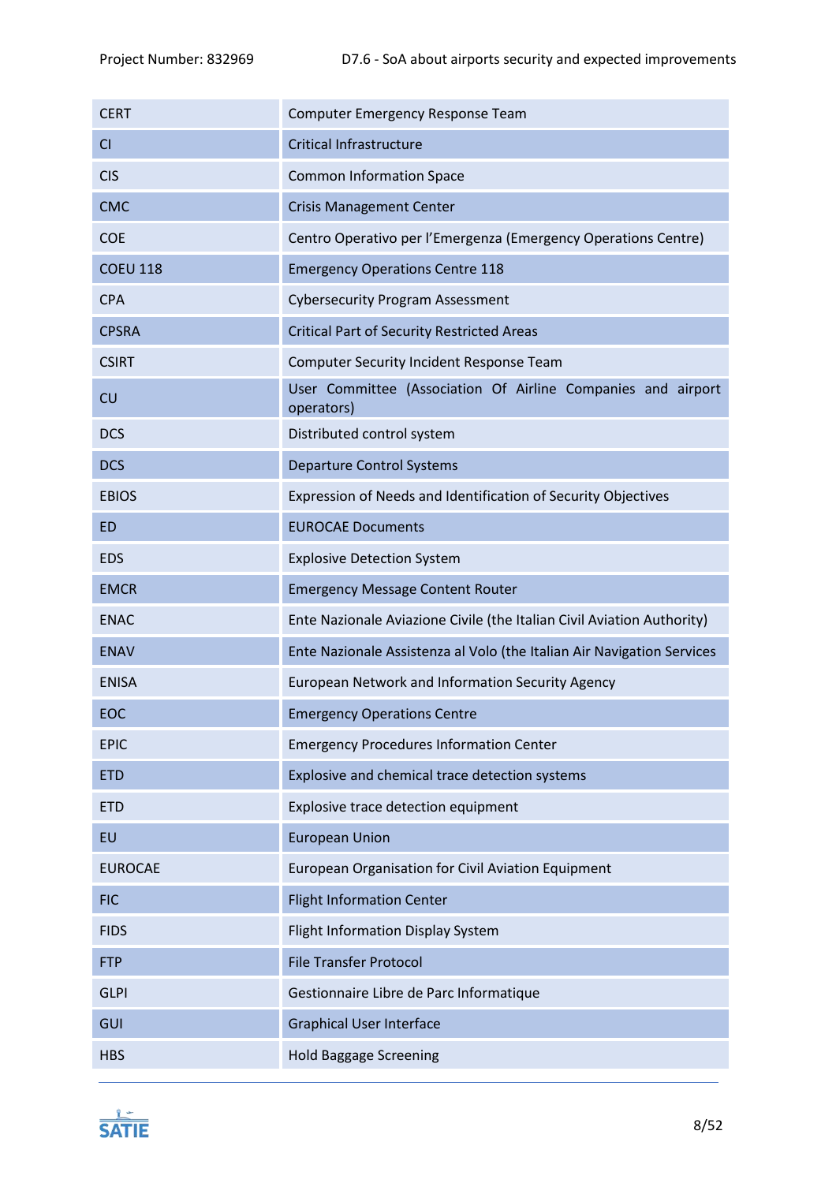| | |
|---|---|
| CERT | Computer Emergency Response Team |
| CI | Critical Infrastructure |
| CIS | Common Information Space |
| CMC | Crisis Management Center |
| COE | Centro Operativo per l'Emergenza (Emergency Operations Centre) |
| COEU 118 | Emergency Operations Centre 118 |
| CPA | Cybersecurity Program Assessment |
| CPSRA | Critical Part of Security Restricted Areas |
| CSIRT | Computer Security Incident Response Team |
| CU | User Committee (Association Of Airline Companies and airport operators) |
| DCS | Distributed control system |
| DCS | Departure Control Systems |
| EBIOS | Expression of Needs and Identification of Security Objectives |
| ED | EUROCAE Documents |
| EDS | Explosive Detection System |
| EMCR | Emergency Message Content Router |
| ENAC | Ente Nazionale Aviazione Civile (the Italian Civil Aviation Authority) |
| ENAV | Ente Nazionale Assistenza al Volo (the Italian Air Navigation Services |
| ENISA | European Network and Information Security Agency |
| EOC | Emergency Operations Centre |
| EPIC | Emergency Procedures Information Center |
| ETD | Explosive and chemical trace detection systems |
| ETD | Explosive trace detection equipment |
| EU | European Union |
| EUROCAE | European Organisation for Civil Aviation Equipment |
| FIC | Flight Information Center |
| FIDS | Flight Information Display System |
| FTP | File Transfer Protocol |
| GLPI | Gestionnaire Libre de Parc Informatique |
| GUI | Graphical User Interface |
| HBS | Hold Baggage Screening |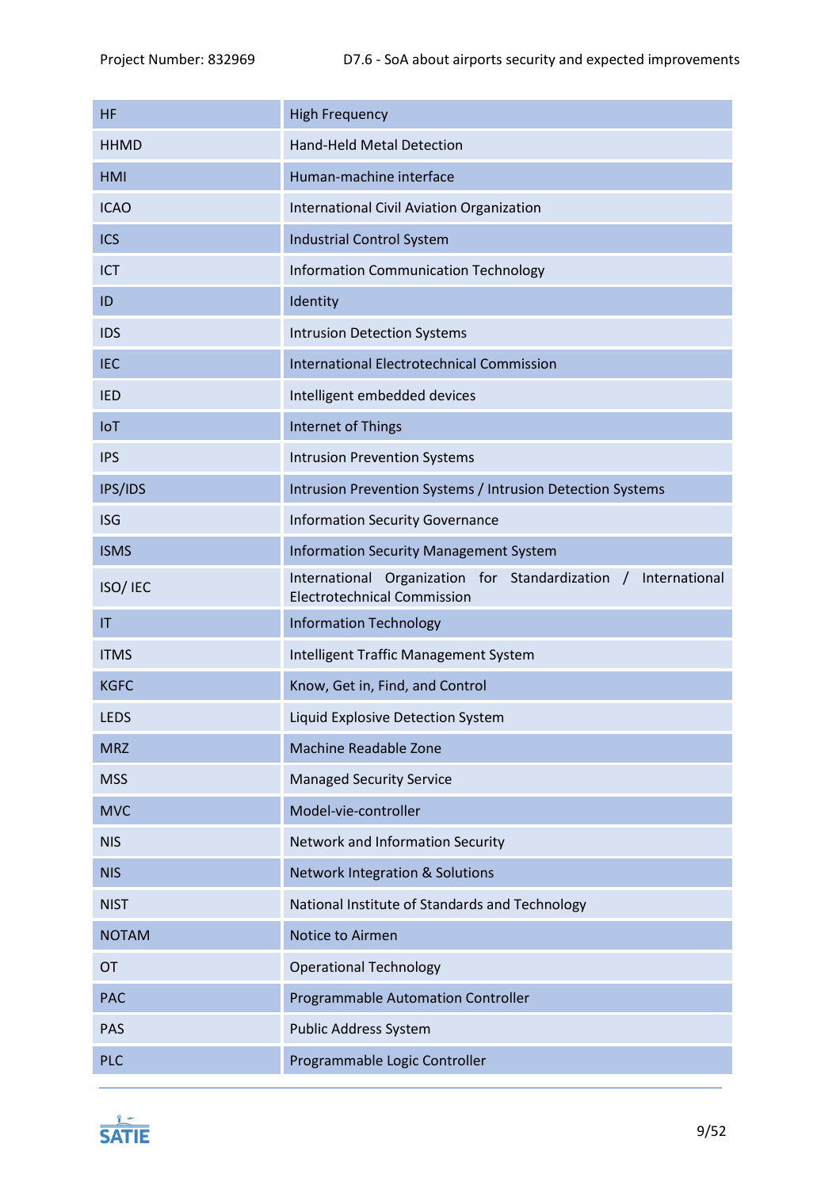| HF | High Frequency |
|---|---|
| HHMD | Hand-Held Metal Detection |
| HMI | Human-machine interface |
| ICAO | International Civil Aviation Organization |
| ICS | Industrial Control System |
| ICT | Information Communication Technology |
| ID | Identity |
| IDS | Intrusion Detection Systems |
| IEC | International Electrotechnical Commission |
| IED | Intelligent embedded devices |
| IoT | Internet of Things |
| IPS | Intrusion Prevention Systems |
| IPS/IDS | Intrusion Prevention Systems / Intrusion Detection Systems |
| ISG | Information Security Governance |
| ISMS | Information Security Management System |
| ISO/ IEC | International Organization for Standardization / International Electrotechnical Commission |
| IT | Information Technology |
| ITMS | Intelligent Traffic Management System |
| KGFC | Know, Get in, Find, and Control |
| LEDS | Liquid Explosive Detection System |
| MRZ | Machine Readable Zone |
| MSS | Managed Security Service |
| MVC | Model-vie-controller |
| NIS | Network and Information Security |
| NIS | Network Integration & Solutions |
| NIST | National Institute of Standards and Technology |
| NOTAM | Notice to Airmen |
| OT | Operational Technology |
| PAC | Programmable Automation Controller |
| PAS | Public Address System |
| PLC | Programmable Logic Controller |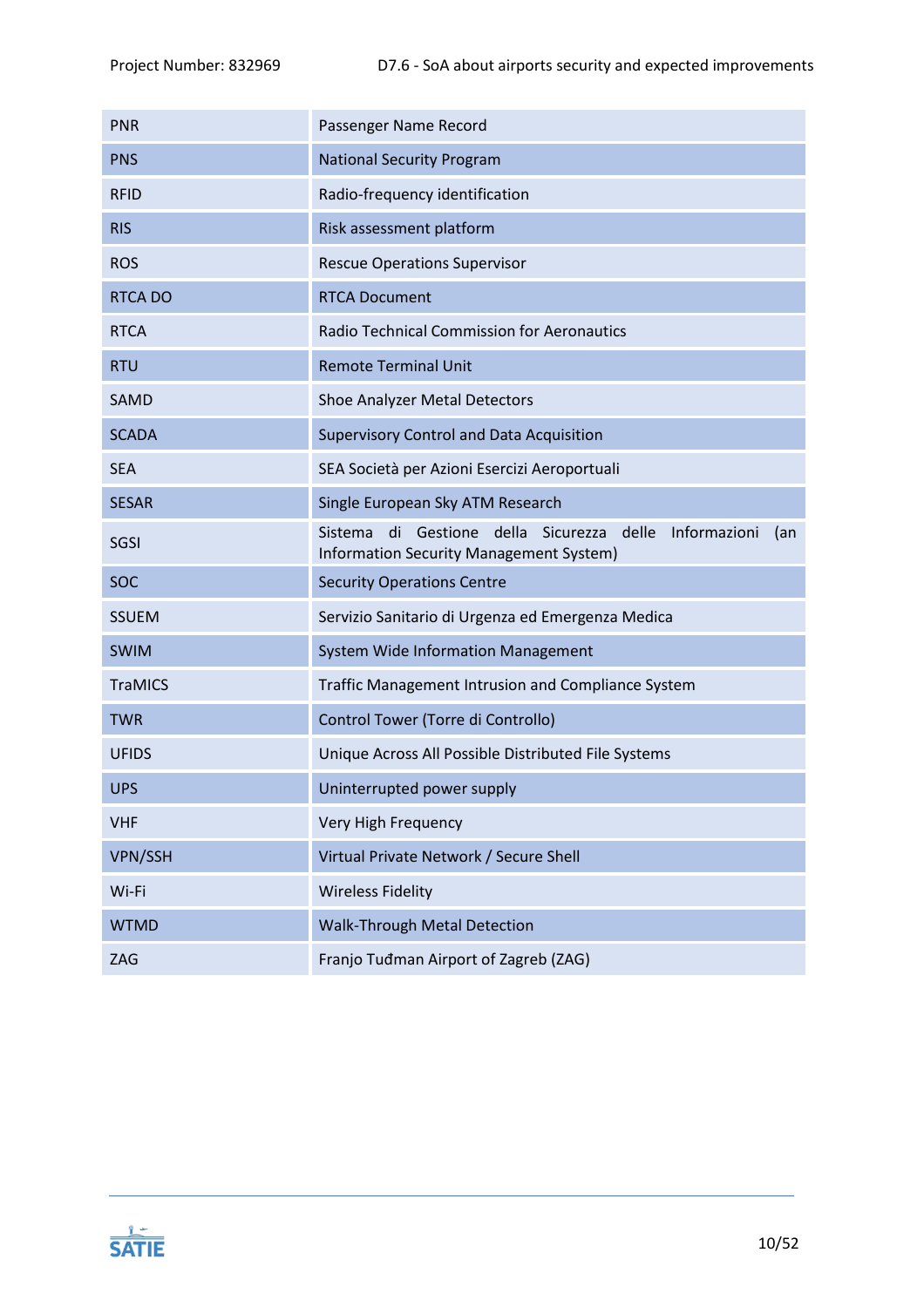| | |
|---|---|
| PNR | Passenger Name Record |
| PNS | National Security Program |
| RFID | Radio-frequency identification |
| RIS | Risk assessment platform |
| ROS | Rescue Operations Supervisor |
| RTCA DO | RTCA Document |
| RTCA | Radio Technical Commission for Aeronautics |
| RTU | Remote Terminal Unit |
| SAMD | Shoe Analyzer Metal Detectors |
| SCADA | Supervisory Control and Data Acquisition |
| SEA | SEA Società per Azioni Esercizi Aeroportuali |
| SESAR | Single European Sky ATM Research |
| SGSI | Sistema di Gestione della Sicurezza delle Informazioni (an Information Security Management System) |
| SOC | Security Operations Centre |
| SSUEM | Servizio Sanitario di Urgenza ed Emergenza Medica |
| SWIM | System Wide Information Management |
| TraMICS | Traffic Management Intrusion and Compliance System |
| TWR | Control Tower (Torre di Controllo) |
| UFIDS | Unique Across All Possible Distributed File Systems |
| UPS | Uninterrupted power supply |
| VHF | Very High Frequency |
| VPN/SSH | Virtual Private Network / Secure Shell |
| Wi-Fi | Wireless Fidelity |
| WTMD | Walk-Through Metal Detection |
| ZAG | Franjo Tuđman Airport of Zagreb (ZAG) |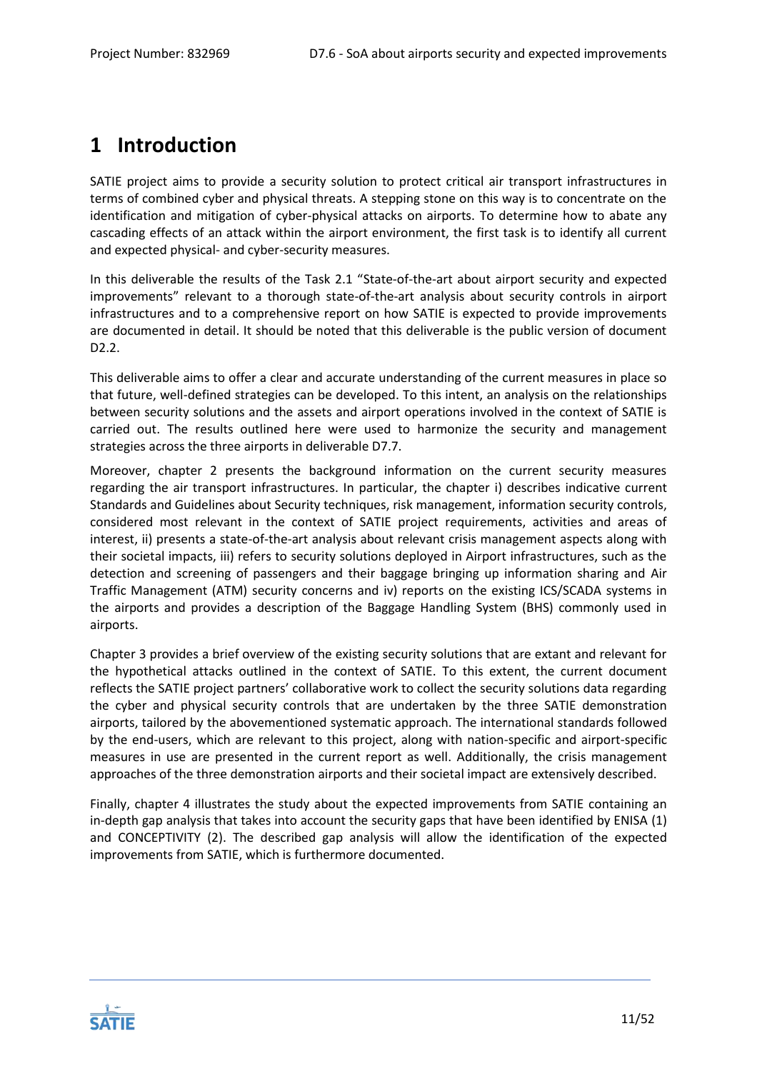# 1 Introduction

SATIE project aims to provide a security solution to protect critical air transport infrastructures in terms of combined cyber and physical threats. A stepping stone on this way is to concentrate on the identification and mitigation of cyber-physical attacks on airports. To determine how to abate any cascading effects of an attack within the airport environment, the first task is to identify all current and expected physical- and cyber-security measures.

In this deliverable the results of the Task 2.1 "State-of-the-art about airport security and expected improvements" relevant to a thorough state-of-the-art analysis about security controls in airport infrastructures and to a comprehensive report on how SATIE is expected to provide improvements are documented in detail. It should be noted that this deliverable is the public version of document D2.2.

This deliverable aims to offer a clear and accurate understanding of the current measures in place so that future, well-defined strategies can be developed. To this intent, an analysis on the relationships between security solutions and the assets and airport operations involved in the context of SATIE is carried out. The results outlined here were used to harmonize the security and management strategies across the three airports in deliverable D7.7.

Moreover, chapter 2 presents the background information on the current security measures regarding the air transport infrastructures. In particular, the chapter i) describes indicative current Standards and Guidelines about Security techniques, risk management, information security controls, considered most relevant in the context of SATIE project requirements, activities and areas of interest, ii) presents a state-of-the-art analysis about relevant crisis management aspects along with their societal impacts, iii) refers to security solutions deployed in Airport infrastructures, such as the detection and screening of passengers and their baggage bringing up information sharing and Air Traffic Management (ATM) security concerns and iv) reports on the existing ICS/SCADA systems in the airports and provides a description of the Baggage Handling System (BHS) commonly used in airports.

Chapter 3 provides a brief overview of the existing security solutions that are extant and relevant for the hypothetical attacks outlined in the context of SATIE. To this extent, the current document reflects the SATIE project partners' collaborative work to collect the security solutions data regarding the cyber and physical security controls that are undertaken by the three SATIE demonstration airports, tailored by the abovementioned systematic approach. The international standards followed by the end-users, which are relevant to this project, along with nation-specific and airport-specific measures in use are presented in the current report as well. Additionally, the crisis management approaches of the three demonstration airports and their societal impact are extensively described.

Finally, chapter 4 illustrates the study about the expected improvements from SATIE containing an in-depth gap analysis that takes into account the security gaps that have been identified by ENISA (1) and CONCEPTIVITY (2). The described gap analysis will allow the identification of the expected improvements from SATIE, which is furthermore documented.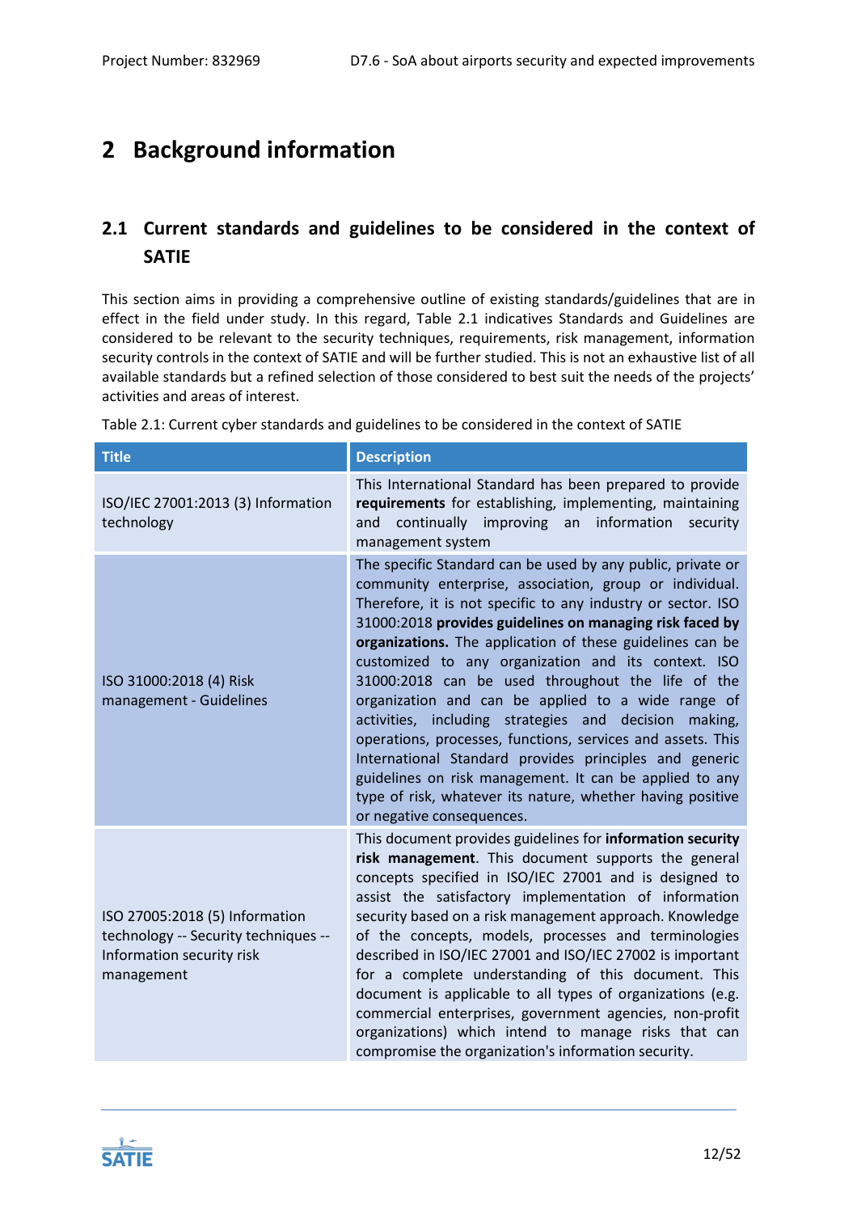# 2 Background information

## 2.1 Current standards and guidelines to be considered in the context of SATIE

This section aims in providing a comprehensive outline of existing standards/guidelines that are in effect in the field under study. In this regard, Table 2.1 indicatives Standards and Guidelines are considered to be relevant to the security techniques, requirements, risk management, information security controls in the context of SATIE and will be further studied. This is not an exhaustive list of all available standards but a refined selection of those considered to best suit the needs of the projects' activities and areas of interest.

Table 2.1: Current cyber standards and guidelines to be considered in the context of SATIE

| Title | Description |
|---|---|
| ISO/IEC 27001:2013 (3) Information technology | This International Standard has been prepared to provide **requirements** for establishing, implementing, maintaining and continually improving an information security management system |
| ISO 31000:2018 (4) Risk management - Guidelines | The specific Standard can be used by any public, private or community enterprise, association, group or individual. Therefore, it is not specific to any industry or sector. ISO 31000:2018 **provides guidelines on managing risk faced by organizations.** The application of these guidelines can be customized to any organization and its context. ISO 31000:2018 can be used throughout the life of the organization and can be applied to a wide range of activities, including strategies and decision making, operations, processes, functions, services and assets. This International Standard provides principles and generic guidelines on risk management. It can be applied to any type of risk, whatever its nature, whether having positive or negative consequences. |
| ISO 27005:2018 (5) Information technology -- Security techniques -- Information security risk management | This document provides guidelines for **information security risk management**. This document supports the general concepts specified in ISO/IEC 27001 and is designed to assist the satisfactory implementation of information security based on a risk management approach. Knowledge of the concepts, models, processes and terminologies described in ISO/IEC 27001 and ISO/IEC 27002 is important for a complete understanding of this document. This document is applicable to all types of organizations (e.g. commercial enterprises, government agencies, non-profit organizations) which intend to manage risks that can compromise the organization's information security. |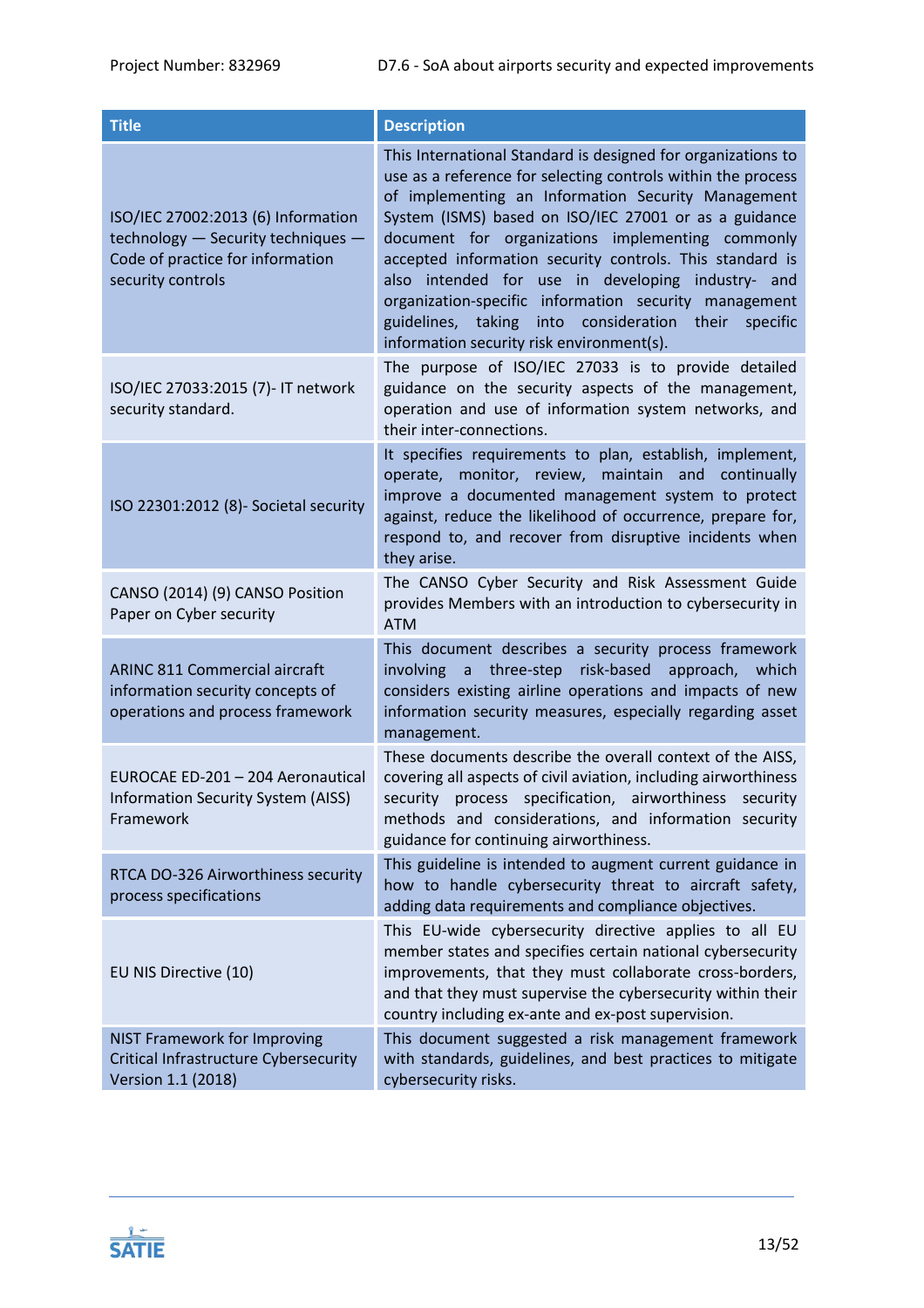| Title | Description |
|---|---|
| ISO/IEC 27002:2013 (6) Information technology — Security techniques — Code of practice for information security controls | This International Standard is designed for organizations to use as a reference for selecting controls within the process of implementing an Information Security Management System (ISMS) based on ISO/IEC 27001 or as a guidance document for organizations implementing commonly accepted information security controls. This standard is also intended for use in developing industry- and organization-specific information security management guidelines, taking into consideration their specific information security risk environment(s). |
| ISO/IEC 27033:2015 (7)- IT network security standard. | The purpose of ISO/IEC 27033 is to provide detailed guidance on the security aspects of the management, operation and use of information system networks, and their inter-connections. |
| ISO 22301:2012 (8)- Societal security | It specifies requirements to plan, establish, implement, operate, monitor, review, maintain and continually improve a documented management system to protect against, reduce the likelihood of occurrence, prepare for, respond to, and recover from disruptive incidents when they arise. |
| CANSO (2014) (9) CANSO Position Paper on Cyber security | The CANSO Cyber Security and Risk Assessment Guide provides Members with an introduction to cybersecurity in ATM |
| ARINC 811 Commercial aircraft information security concepts of operations and process framework | This document describes a security process framework involving a three-step risk-based approach, which considers existing airline operations and impacts of new information security measures, especially regarding asset management. |
| EUROCAE ED-201 – 204 Aeronautical Information Security System (AISS) Framework | These documents describe the overall context of the AISS, covering all aspects of civil aviation, including airworthiness security process specification, airworthiness security methods and considerations, and information security guidance for continuing airworthiness. |
| RTCA DO-326 Airworthiness security process specifications | This guideline is intended to augment current guidance in how to handle cybersecurity threat to aircraft safety, adding data requirements and compliance objectives. |
| EU NIS Directive (10) | This EU-wide cybersecurity directive applies to all EU member states and specifies certain national cybersecurity improvements, that they must collaborate cross-borders, and that they must supervise the cybersecurity within their country including ex-ante and ex-post supervision. |
| NIST Framework for Improving Critical Infrastructure Cybersecurity Version 1.1 (2018) | This document suggested a risk management framework with standards, guidelines, and best practices to mitigate cybersecurity risks. |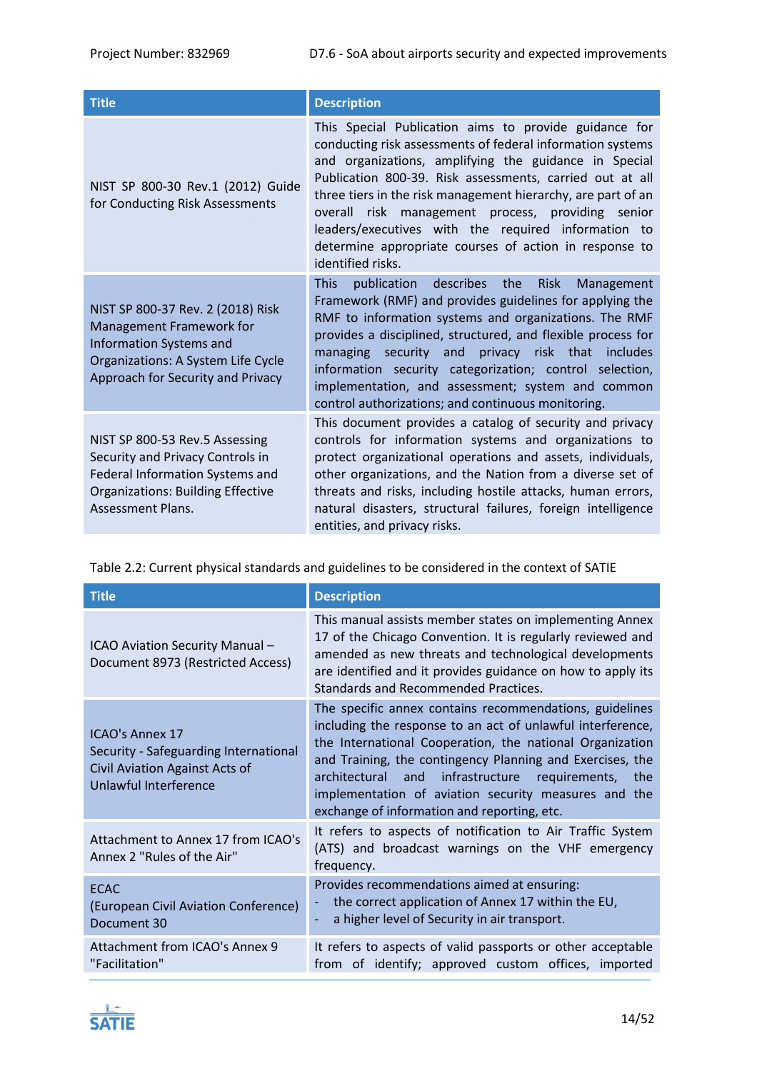| Title | Description |
|---|---|
| NIST SP 800-30 Rev.1 (2012) Guide for Conducting Risk Assessments | This Special Publication aims to provide guidance for conducting risk assessments of federal information systems and organizations, amplifying the guidance in Special Publication 800-39. Risk assessments, carried out at all three tiers in the risk management hierarchy, are part of an overall risk management process, providing senior leaders/executives with the required information to determine appropriate courses of action in response to identified risks. |
| NIST SP 800-37 Rev. 2 (2018) Risk Management Framework for Information Systems and Organizations: A System Life Cycle Approach for Security and Privacy | This publication describes the Risk Management Framework (RMF) and provides guidelines for applying the RMF to information systems and organizations. The RMF provides a disciplined, structured, and flexible process for managing security and privacy risk that includes information security categorization; control selection, implementation, and assessment; system and common control authorizations; and continuous monitoring. |
| NIST SP 800-53 Rev.5 Assessing Security and Privacy Controls in Federal Information Systems and Organizations: Building Effective Assessment Plans. | This document provides a catalog of security and privacy controls for information systems and organizations to protect organizational operations and assets, individuals, other organizations, and the Nation from a diverse set of threats and risks, including hostile attacks, human errors, natural disasters, structural failures, foreign intelligence entities, and privacy risks. |

Table 2.2: Current physical standards and guidelines to be considered in the context of SATIE

| Title | Description |
|---|---|
| ICAO Aviation Security Manual – Document 8973 (Restricted Access) | This manual assists member states on implementing Annex 17 of the Chicago Convention. It is regularly reviewed and amended as new threats and technological developments are identified and it provides guidance on how to apply its Standards and Recommended Practices. |
| ICAO's Annex 17 Security - Safeguarding International Civil Aviation Against Acts of Unlawful Interference | The specific annex contains recommendations, guidelines including the response to an act of unlawful interference, the International Cooperation, the national Organization and Training, the contingency Planning and Exercises, the architectural and infrastructure requirements, the implementation of aviation security measures and the exchange of information and reporting, etc. |
| Attachment to Annex 17 from ICAO's Annex 2 "Rules of the Air" | It refers to aspects of notification to Air Traffic System (ATS) and broadcast warnings on the VHF emergency frequency. |
| ECAC (European Civil Aviation Conference) Document 30 | Provides recommendations aimed at ensuring: - the correct application of Annex 17 within the EU, - a higher level of Security in air transport. |
| Attachment from ICAO's Annex 9 "Facilitation" | It refers to aspects of valid passports or other acceptable from of identify; approved custom offices, imported |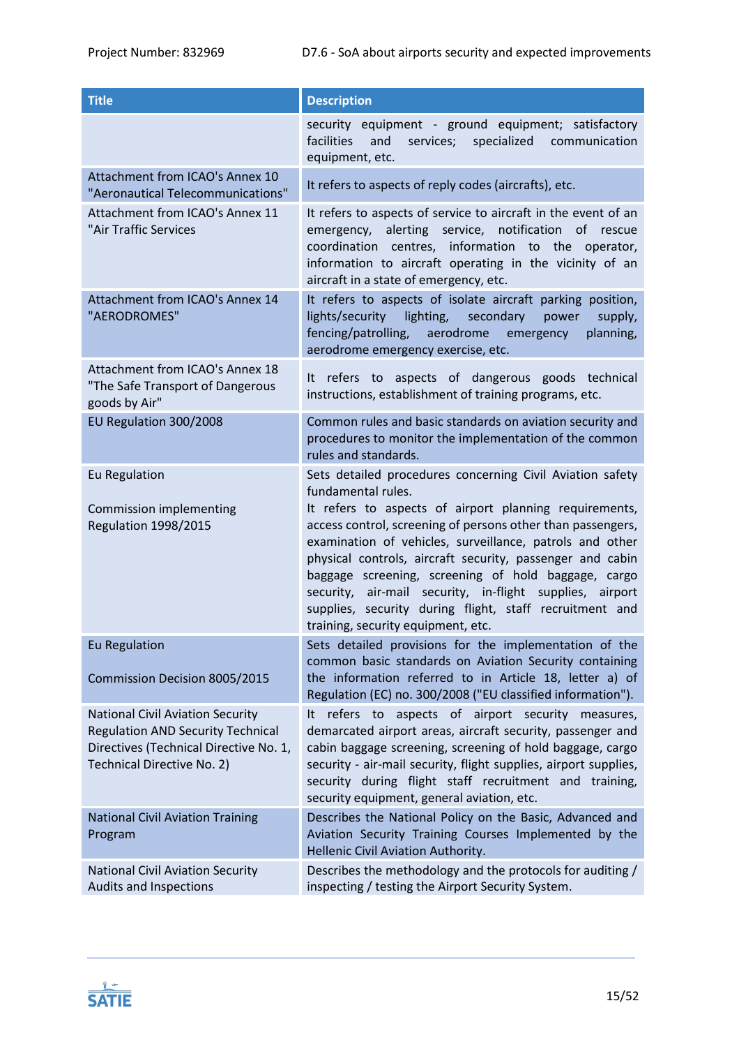| Title | Description |
|---|---|
| | security equipment - ground equipment; satisfactory facilities and services; specialized communication equipment, etc. |
| Attachment from ICAO's Annex 10 "Aeronautical Telecommunications" | It refers to aspects of reply codes (aircrafts), etc. |
| Attachment from ICAO's Annex 11 "Air Traffic Services | It refers to aspects of service to aircraft in the event of an emergency, alerting service, notification of rescue coordination centres, information to the operator, information to aircraft operating in the vicinity of an aircraft in a state of emergency, etc. |
| Attachment from ICAO's Annex 14 "AERODROMES" | It refers to aspects of isolate aircraft parking position, lights/security lighting, secondary power supply, fencing/patrolling, aerodrome emergency planning, aerodrome emergency exercise, etc. |
| Attachment from ICAO's Annex 18 "The Safe Transport of Dangerous goods by Air" | It refers to aspects of dangerous goods technical instructions, establishment of training programs, etc. |
| EU Regulation 300/2008 | Common rules and basic standards on aviation security and procedures to monitor the implementation of the common rules and standards. |
| Eu Regulation<br><br>Commission implementing Regulation 1998/2015 | Sets detailed procedures concerning Civil Aviation safety fundamental rules.<br>It refers to aspects of airport planning requirements, access control, screening of persons other than passengers, examination of vehicles, surveillance, patrols and other physical controls, aircraft security, passenger and cabin baggage screening, screening of hold baggage, cargo security, air-mail security, in-flight supplies, airport supplies, security during flight, staff recruitment and training, security equipment, etc. |
| Eu Regulation<br><br>Commission Decision 8005/2015 | Sets detailed provisions for the implementation of the common basic standards on Aviation Security containing the information referred to in Article 18, letter a) of Regulation (EC) no. 300/2008 ("EU classified information"). |
| National Civil Aviation Security Regulation AND Security Technical Directives (Technical Directive No. 1, Technical Directive No. 2) | It refers to aspects of airport security measures, demarcated airport areas, aircraft security, passenger and cabin baggage screening, screening of hold baggage, cargo security - air-mail security, flight supplies, airport supplies, security during flight staff recruitment and training, security equipment, general aviation, etc. |
| National Civil Aviation Training Program | Describes the National Policy on the Basic, Advanced and Aviation Security Training Courses Implemented by the Hellenic Civil Aviation Authority. |
| National Civil Aviation Security Audits and Inspections | Describes the methodology and the protocols for auditing / inspecting / testing the Airport Security System. |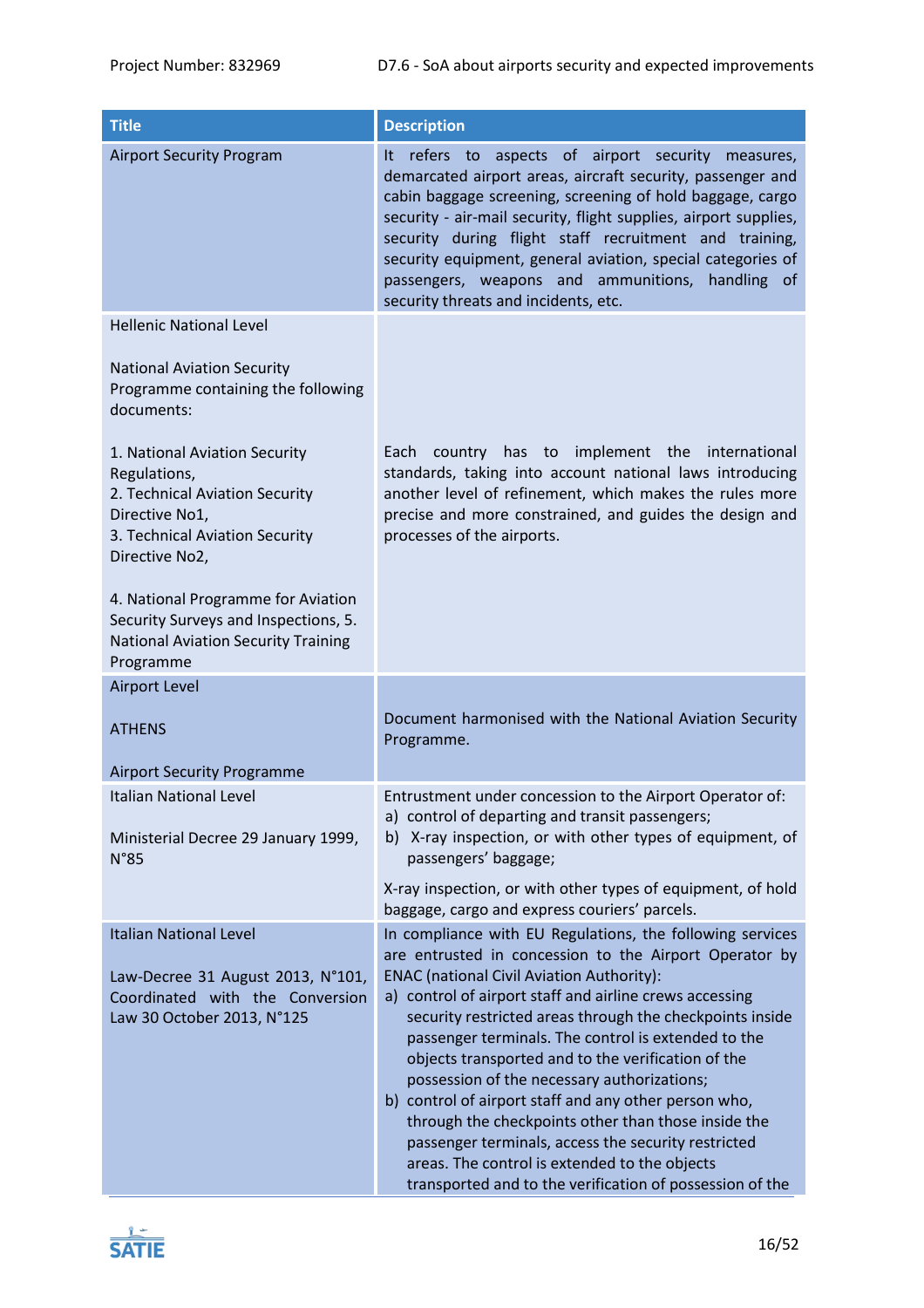| Title | Description |
|---|---|
| Airport Security Program | It refers to aspects of airport security measures, demarcated airport areas, aircraft security, passenger and cabin baggage screening, screening of hold baggage, cargo security - air-mail security, flight supplies, airport supplies, security during flight staff recruitment and training, security equipment, general aviation, special categories of passengers, weapons and ammunitions, handling of security threats and incidents, etc. |
| Hellenic National Level<br><br>National Aviation Security Programme containing the following documents:<br><br>1. National Aviation Security Regulations,<br>2. Technical Aviation Security Directive No1,<br>3. Technical Aviation Security Directive No2,<br><br>4. National Programme for Aviation Security Surveys and Inspections, 5. National Aviation Security Training Programme | Each country has to implement the international standards, taking into account national laws introducing another level of refinement, which makes the rules more precise and more constrained, and guides the design and processes of the airports. |
| Airport Level<br><br>ATHENS<br><br>Airport Security Programme | Document harmonised with the National Aviation Security Programme. |
| Italian National Level<br><br>Ministerial Decree 29 January 1999, N°85 | Entrustment under concession to the Airport Operator of:<br>a) control of departing and transit passengers;<br>b) X-ray inspection, or with other types of equipment, of passengers' baggage;<br><br>X-ray inspection, or with other types of equipment, of hold baggage, cargo and express couriers' parcels. |
| Italian National Level<br><br>Law-Decree 31 August 2013, N°101, Coordinated with the Conversion Law 30 October 2013, N°125 | In compliance with EU Regulations, the following services are entrusted in concession to the Airport Operator by ENAC (national Civil Aviation Authority):<br>a) control of airport staff and airline crews accessing security restricted areas through the checkpoints inside passenger terminals. The control is extended to the objects transported and to the verification of the possession of the necessary authorizations;<br>b) control of airport staff and any other person who, through the checkpoints other than those inside the passenger terminals, access the security restricted areas. The control is extended to the objects transported and to the verification of possession of the |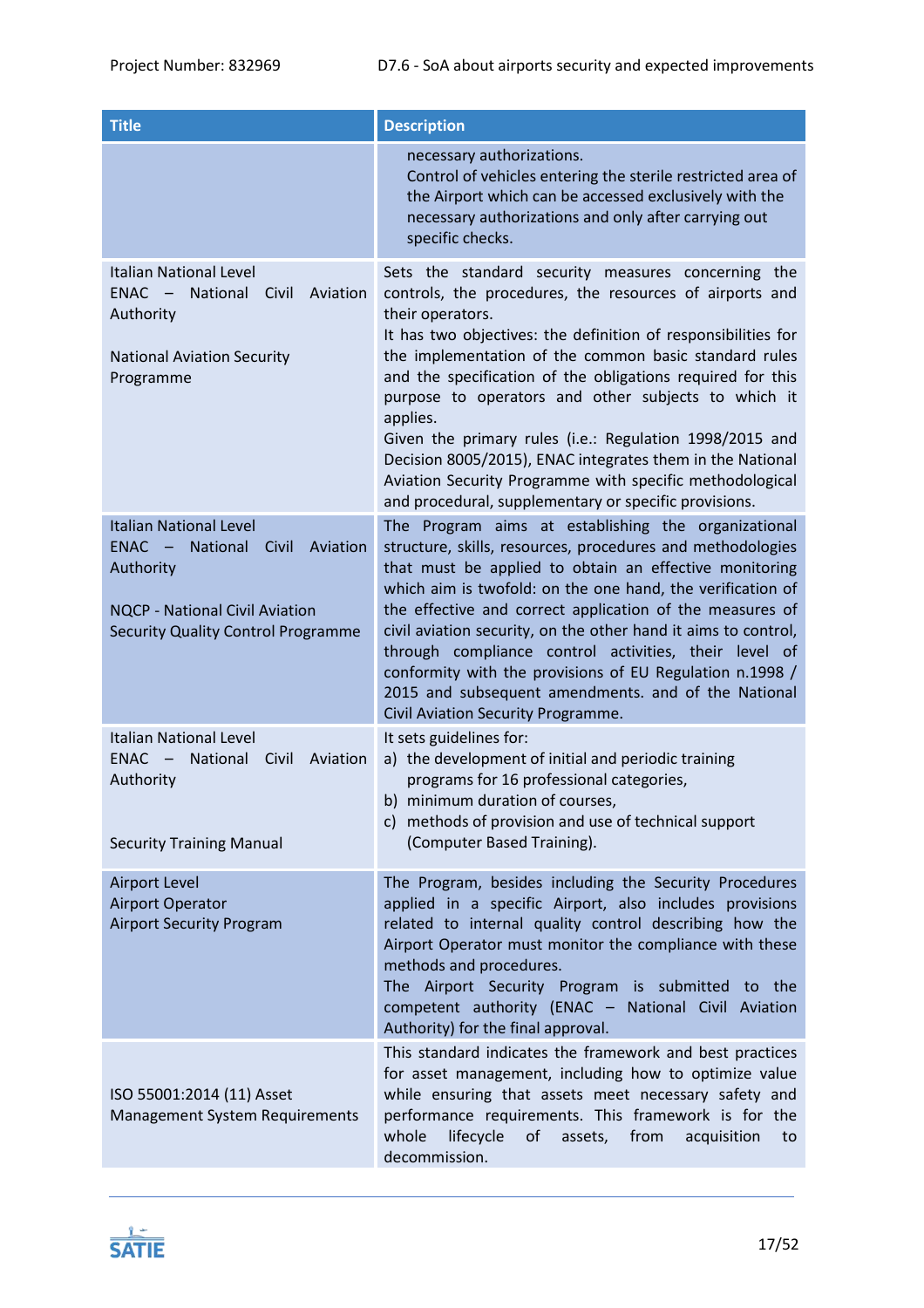| Title | Description |
|---|---|
| | necessary authorizations.<br>Control of vehicles entering the sterile restricted area of the Airport which can be accessed exclusively with the necessary authorizations and only after carrying out specific checks. |
| Italian National Level<br>ENAC – National Civil Aviation Authority<br><br>National Aviation Security Programme | Sets the standard security measures concerning the controls, the procedures, the resources of airports and their operators.<br>It has two objectives: the definition of responsibilities for the implementation of the common basic standard rules and the specification of the obligations required for this purpose to operators and other subjects to which it applies.<br>Given the primary rules (i.e.: Regulation 1998/2015 and Decision 8005/2015), ENAC integrates them in the National Aviation Security Programme with specific methodological and procedural, supplementary or specific provisions. |
| Italian National Level<br>ENAC – National Civil Aviation Authority<br><br>NQCP - National Civil Aviation Security Quality Control Programme | The Program aims at establishing the organizational structure, skills, resources, procedures and methodologies that must be applied to obtain an effective monitoring which aim is twofold: on the one hand, the verification of the effective and correct application of the measures of civil aviation security, on the other hand it aims to control, through compliance control activities, their level of conformity with the provisions of EU Regulation n.1998 / 2015 and subsequent amendments. and of the National Civil Aviation Security Programme. |
| Italian National Level<br>ENAC – National Civil Aviation Authority<br><br>Security Training Manual | It sets guidelines for:<br>a) the development of initial and periodic training programs for 16 professional categories,<br>b) minimum duration of courses,<br>c) methods of provision and use of technical support (Computer Based Training). |
| Airport Level<br>Airport Operator<br>Airport Security Program | The Program, besides including the Security Procedures applied in a specific Airport, also includes provisions related to internal quality control describing how the Airport Operator must monitor the compliance with these methods and procedures.<br>The Airport Security Program is submitted to the competent authority (ENAC – National Civil Aviation Authority) for the final approval. |
| ISO 55001:2014 (11) Asset Management System Requirements | This standard indicates the framework and best practices for asset management, including how to optimize value while ensuring that assets meet necessary safety and performance requirements. This framework is for the whole lifecycle of assets, from acquisition to decommission. |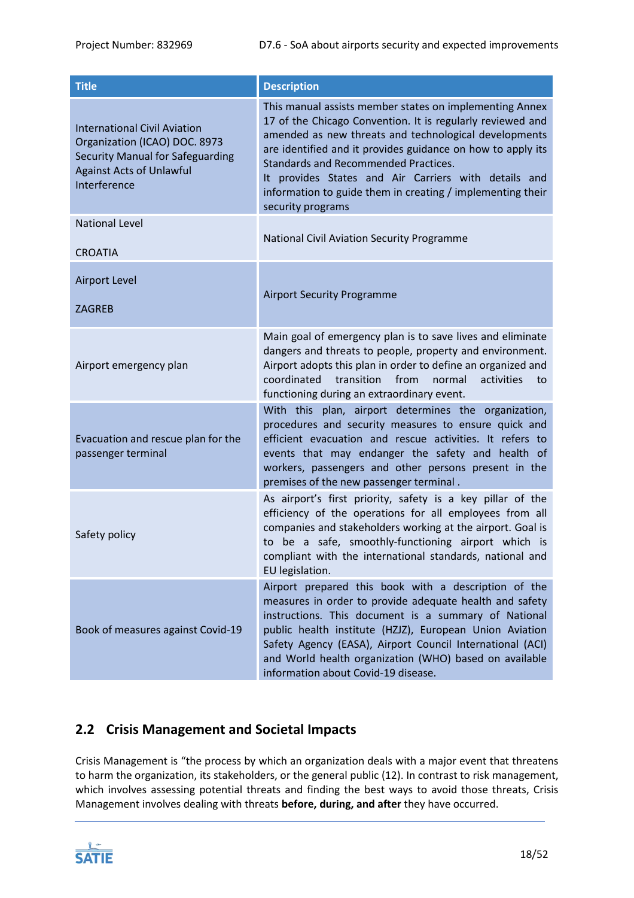| Title | Description |
|---|---|
| International Civil Aviation Organization (ICAO) DOC. 8973 Security Manual for Safeguarding Against Acts of Unlawful Interference | This manual assists member states on implementing Annex 17 of the Chicago Convention. It is regularly reviewed and amended as new threats and technological developments are identified and it provides guidance on how to apply its Standards and Recommended Practices. It provides States and Air Carriers with details and information to guide them in creating / implementing their security programs |
| National Level<br><br>CROATIA | National Civil Aviation Security Programme |
| Airport Level<br><br>ZAGREB | Airport Security Programme |
| Airport emergency plan | Main goal of emergency plan is to save lives and eliminate dangers and threats to people, property and environment. Airport adopts this plan in order to define an organized and coordinated transition from normal activities to functioning during an extraordinary event. |
| Evacuation and rescue plan for the passenger terminal | With this plan, airport determines the organization, procedures and security measures to ensure quick and efficient evacuation and rescue activities. It refers to events that may endanger the safety and health of workers, passengers and other persons present in the premises of the new passenger terminal . |
| Safety policy | As airport's first priority, safety is a key pillar of the efficiency of the operations for all employees from all companies and stakeholders working at the airport. Goal is to be a safe, smoothly-functioning airport which is compliant with the international standards, national and EU legislation. |
| Book of measures against Covid-19 | Airport prepared this book with a description of the measures in order to provide adequate health and safety instructions. This document is a summary of National public health institute (HZJZ), European Union Aviation Safety Agency (EASA), Airport Council International (ACI) and World health organization (WHO) based on available information about Covid-19 disease. |

## 2.2 Crisis Management and Societal Impacts

Crisis Management is "the process by which an organization deals with a major event that threatens to harm the organization, its stakeholders, or the general public (12). In contrast to risk management, which involves assessing potential threats and finding the best ways to avoid those threats, Crisis Management involves dealing with threats **before, during, and after** they have occurred.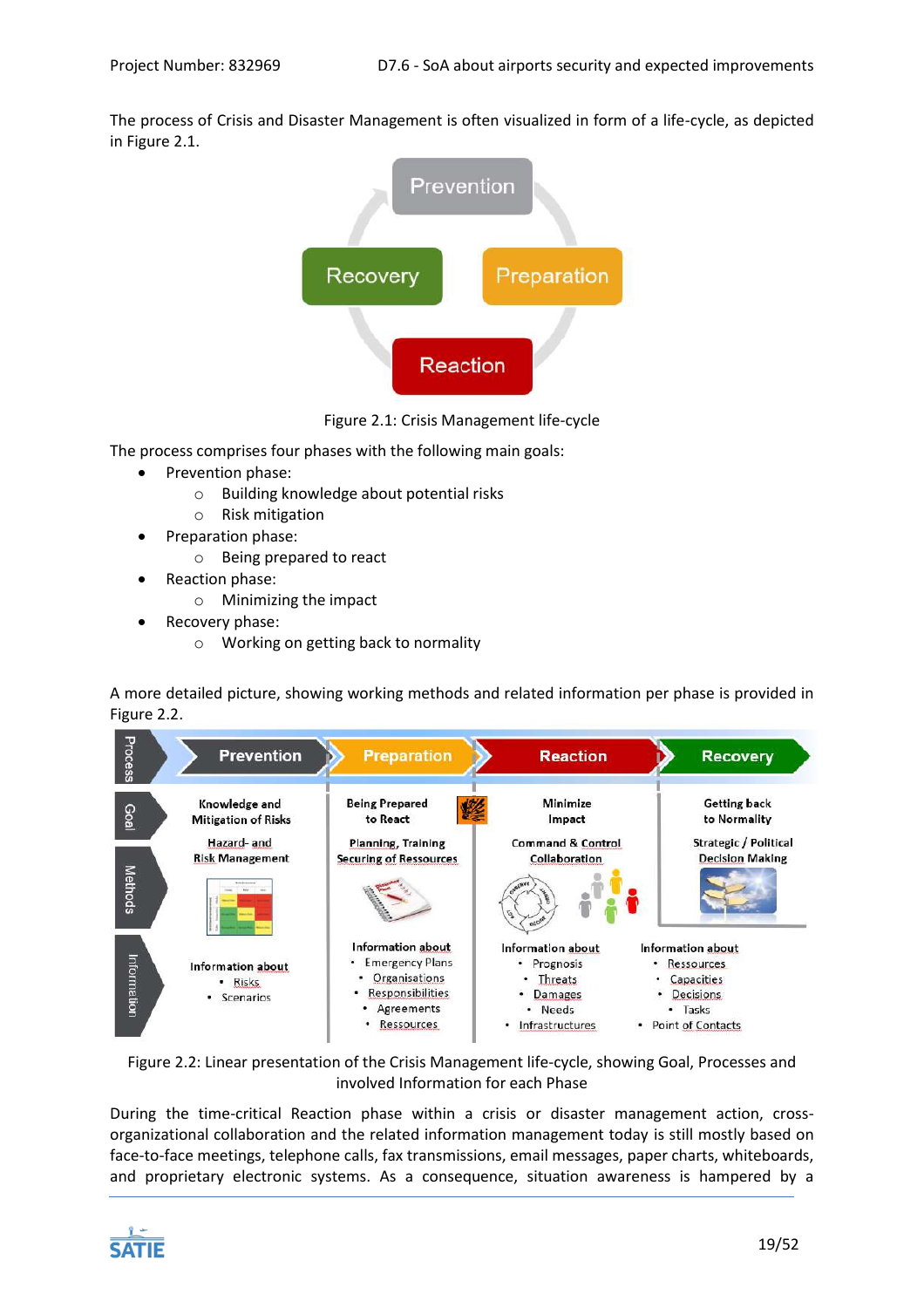The process of Crisis and Disaster Management is often visualized in form of a life-cycle, as depicted in Figure 2.1.

Figure 2.1: Crisis Management life-cycle

The process comprises four phases with the following main goals:

- Prevention phase:
    - Building knowledge about potential risks
    - Risk mitigation
- Preparation phase:
    - Being prepared to react
- Reaction phase:
    - Minimizing the impact
- Recovery phase:
    - Working on getting back to normality

A more detailed picture, showing working methods and related information per phase is provided in Figure 2.2.

Figure 2.2: Linear presentation of the Crisis Management life-cycle, showing Goal, Processes and involved Information for each Phase

During the time-critical Reaction phase within a crisis or disaster management action, cross-organizational collaboration and the related information management today is still mostly based on face-to-face meetings, telephone calls, fax transmissions, email messages, paper charts, whiteboards, and proprietary electronic systems. As a consequence, situation awareness is hampered by a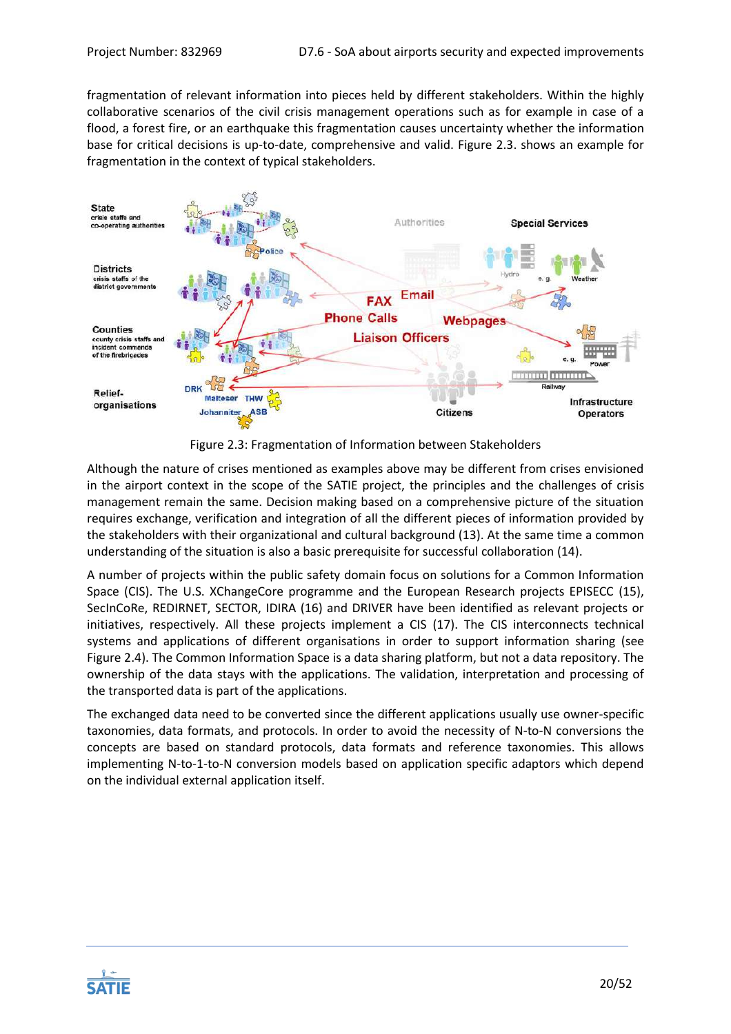fragmentation of relevant information into pieces held by different stakeholders. Within the highly collaborative scenarios of the civil crisis management operations such as for example in case of a flood, a forest fire, or an earthquake this fragmentation causes uncertainty whether the information base for critical decisions is up-to-date, comprehensive and valid. Figure 2.3. shows an example for fragmentation in the context of typical stakeholders.

Figure 2.3: Fragmentation of Information between Stakeholders

Although the nature of crises mentioned as examples above may be different from crises envisioned in the airport context in the scope of the SATIE project, the principles and the challenges of crisis management remain the same. Decision making based on a comprehensive picture of the situation requires exchange, verification and integration of all the different pieces of information provided by the stakeholders with their organizational and cultural background (13). At the same time a common understanding of the situation is also a basic prerequisite for successful collaboration (14).

A number of projects within the public safety domain focus on solutions for a Common Information Space (CIS). The U.S. XChangeCore programme and the European Research projects EPISECC (15), SecInCoRe, REDIRNET, SECTOR, IDIRA (16) and DRIVER have been identified as relevant projects or initiatives, respectively. All these projects implement a CIS (17). The CIS interconnects technical systems and applications of different organisations in order to support information sharing (see Figure 2.4). The Common Information Space is a data sharing platform, but not a data repository. The ownership of the data stays with the applications. The validation, interpretation and processing of the transported data is part of the applications.

The exchanged data need to be converted since the different applications usually use owner-specific taxonomies, data formats, and protocols. In order to avoid the necessity of N-to-N conversions the concepts are based on standard protocols, data formats and reference taxonomies. This allows implementing N-to-1-to-N conversion models based on application specific adaptors which depend on the individual external application itself.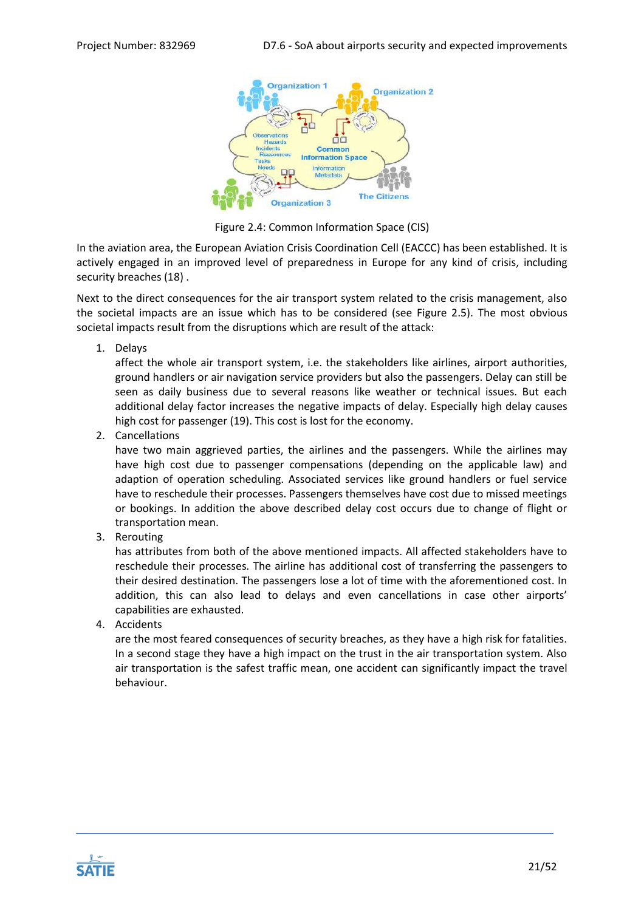Figure 2.4: Common Information Space (CIS)

In the aviation area, the European Aviation Crisis Coordination Cell (EACCC) has been established. It is actively engaged in an improved level of preparedness in Europe for any kind of crisis, including security breaches (18) .

Next to the direct consequences for the air transport system related to the crisis management, also the societal impacts are an issue which has to be considered (see Figure 2.5). The most obvious societal impacts result from the disruptions which are result of the attack:

1. Delays
   affect the whole air transport system, i.e. the stakeholders like airlines, airport authorities, ground handlers or air navigation service providers but also the passengers. Delay can still be seen as daily business due to several reasons like weather or technical issues. But each additional delay factor increases the negative impacts of delay. Especially high delay causes high cost for passenger (19). This cost is lost for the economy.
2. Cancellations
   have two main aggrieved parties, the airlines and the passengers. While the airlines may have high cost due to passenger compensations (depending on the applicable law) and adaption of operation scheduling. Associated services like ground handlers or fuel service have to reschedule their processes. Passengers themselves have cost due to missed meetings or bookings. In addition the above described delay cost occurs due to change of flight or transportation mean.
3. Rerouting
   has attributes from both of the above mentioned impacts. All affected stakeholders have to reschedule their processes. The airline has additional cost of transferring the passengers to their desired destination. The passengers lose a lot of time with the aforementioned cost. In addition, this can also lead to delays and even cancellations in case other airports' capabilities are exhausted.
4. Accidents
   are the most feared consequences of security breaches, as they have a high risk for fatalities. In a second stage they have a high impact on the trust in the air transportation system. Also air transportation is the safest traffic mean, one accident can significantly impact the travel behaviour.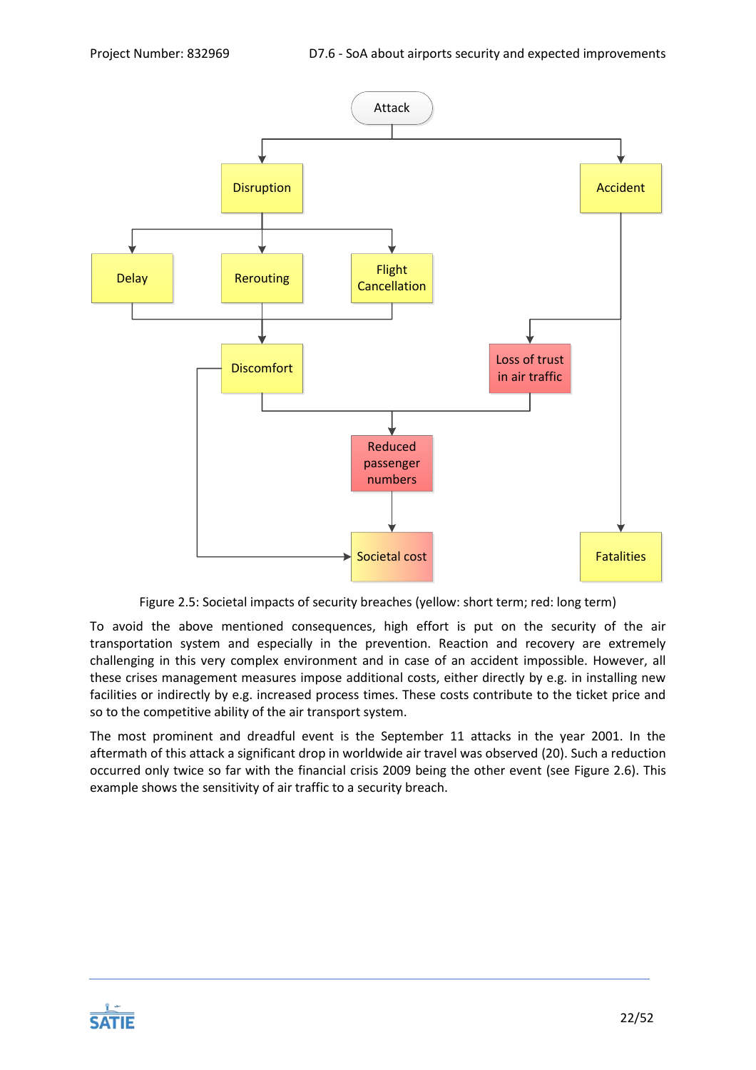Figure 2.5: Societal impacts of security breaches (yellow: short term; red: long term)

To avoid the above mentioned consequences, high effort is put on the security of the air transportation system and especially in the prevention. Reaction and recovery are extremely challenging in this very complex environment and in case of an accident impossible. However, all these crises management measures impose additional costs, either directly by e.g. in installing new facilities or indirectly by e.g. increased process times. These costs contribute to the ticket price and so to the competitive ability of the air transport system.

The most prominent and dreadful event is the September 11 attacks in the year 2001. In the aftermath of this attack a significant drop in worldwide air travel was observed (20). Such a reduction occurred only twice so far with the financial crisis 2009 being the other event (see Figure 2.6). This example shows the sensitivity of air traffic to a security breach.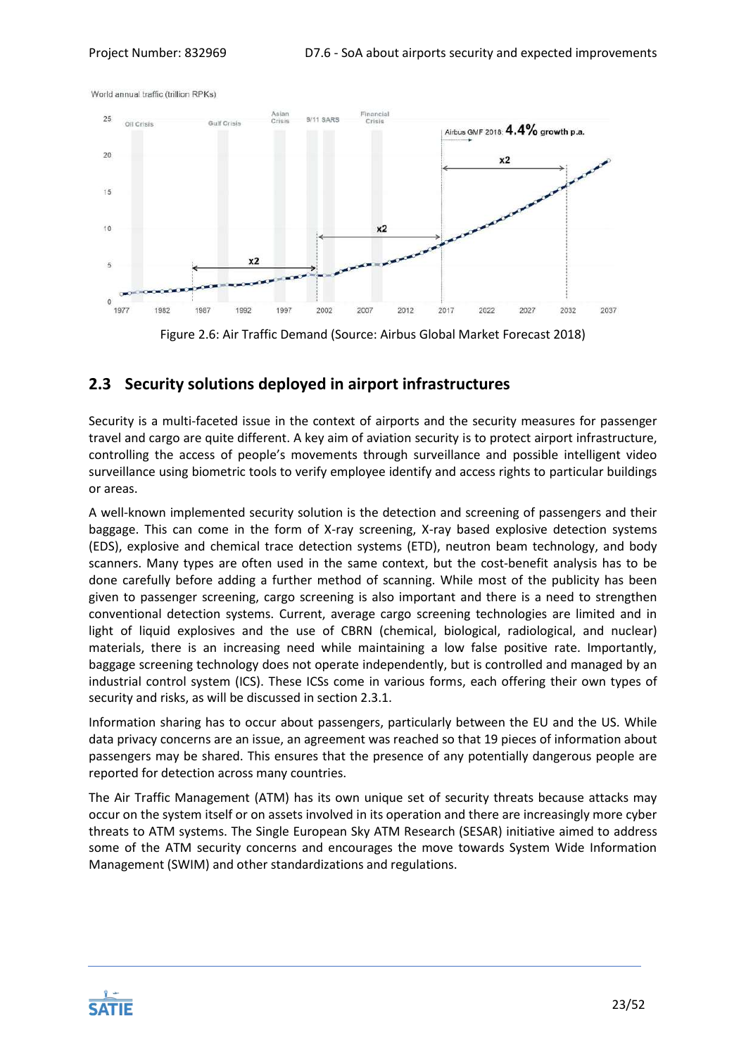Figure 2.6: Air Traffic Demand (Source: Airbus Global Market Forecast 2018)

## 2.3 Security solutions deployed in airport infrastructures

Security is a multi-faceted issue in the context of airports and the security measures for passenger travel and cargo are quite different. A key aim of aviation security is to protect airport infrastructure, controlling the access of people's movements through surveillance and possible intelligent video surveillance using biometric tools to verify employee identify and access rights to particular buildings or areas.

A well-known implemented security solution is the detection and screening of passengers and their baggage. This can come in the form of X-ray screening, X-ray based explosive detection systems (EDS), explosive and chemical trace detection systems (ETD), neutron beam technology, and body scanners. Many types are often used in the same context, but the cost-benefit analysis has to be done carefully before adding a further method of scanning. While most of the publicity has been given to passenger screening, cargo screening is also important and there is a need to strengthen conventional detection systems. Current, average cargo screening technologies are limited and in light of liquid explosives and the use of CBRN (chemical, biological, radiological, and nuclear) materials, there is an increasing need while maintaining a low false positive rate. Importantly, baggage screening technology does not operate independently, but is controlled and managed by an industrial control system (ICS). These ICSs come in various forms, each offering their own types of security and risks, as will be discussed in section 2.3.1.

Information sharing has to occur about passengers, particularly between the EU and the US. While data privacy concerns are an issue, an agreement was reached so that 19 pieces of information about passengers may be shared. This ensures that the presence of any potentially dangerous people are reported for detection across many countries.

The Air Traffic Management (ATM) has its own unique set of security threats because attacks may occur on the system itself or on assets involved in its operation and there are increasingly more cyber threats to ATM systems. The Single European Sky ATM Research (SESAR) initiative aimed to address some of the ATM security concerns and encourages the move towards System Wide Information Management (SWIM) and other standardizations and regulations.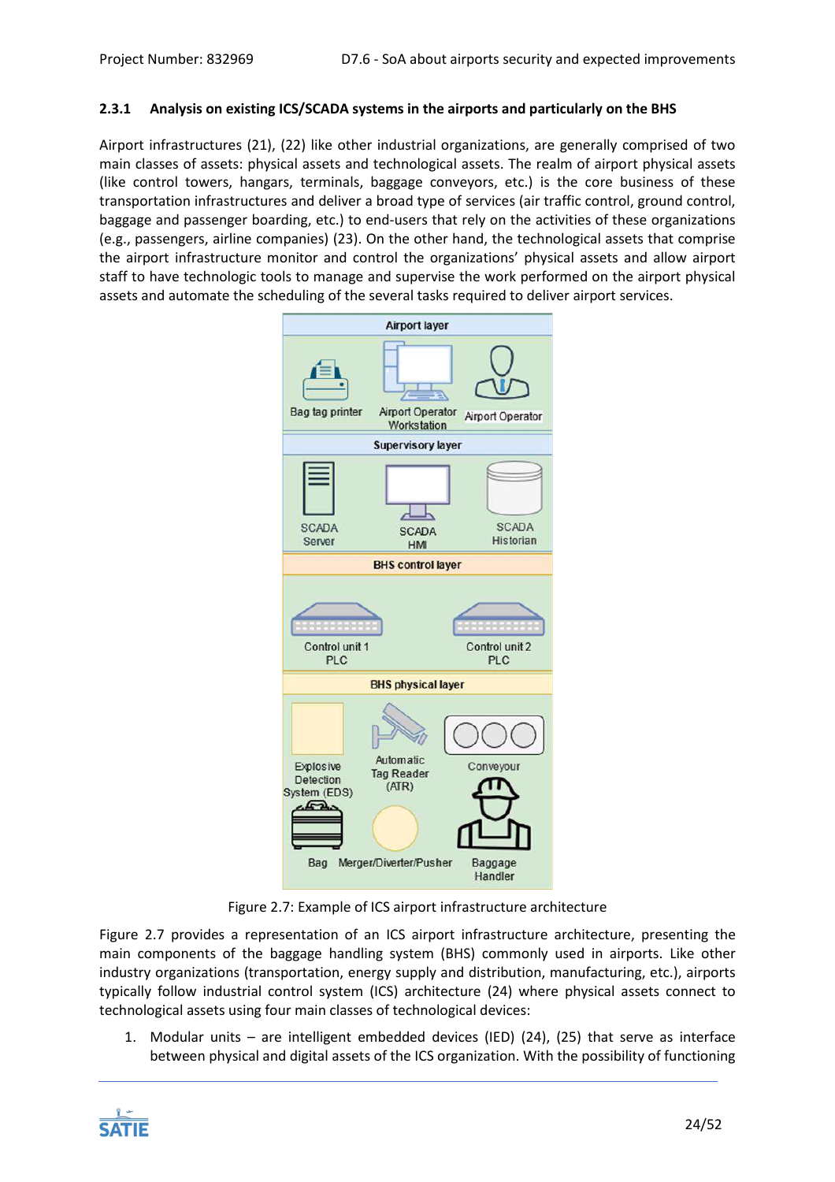### 2.3.1 Analysis on existing ICS/SCADA systems in the airports and particularly on the BHS

Airport infrastructures (21), (22) like other industrial organizations, are generally comprised of two main classes of assets: physical assets and technological assets. The realm of airport physical assets (like control towers, hangars, terminals, baggage conveyors, etc.) is the core business of these transportation infrastructures and deliver a broad type of services (air traffic control, ground control, baggage and passenger boarding, etc.) to end-users that rely on the activities of these organizations (e.g., passengers, airline companies) (23). On the other hand, the technological assets that comprise the airport infrastructure monitor and control the organizations' physical assets and allow airport staff to have technologic tools to manage and supervise the work performed on the airport physical assets and automate the scheduling of the several tasks required to deliver airport services.

Airport layer

Bag tag printer | Airport Operator Workstation | Airport Operator

Supervisory layer

SCADA Server | SCADA HMI | SCADA Historian

BHS control layer

Control unit 1 PLC | Control unit 2 PLC

BHS physical layer

Explosive Detection System (EDS) | Automatic Tag Reader (ATR) | Conveyour | Bag | Merger/Diverter/Pusher | Baggage Handler

Figure 2.7: Example of ICS airport infrastructure architecture

Figure 2.7 provides a representation of an ICS airport infrastructure architecture, presenting the main components of the baggage handling system (BHS) commonly used in airports. Like other industry organizations (transportation, energy supply and distribution, manufacturing, etc.), airports typically follow industrial control system (ICS) architecture (24) where physical assets connect to technological assets using four main classes of technological devices:

1. Modular units – are intelligent embedded devices (IED) (24), (25) that serve as interface between physical and digital assets of the ICS organization. With the possibility of functioning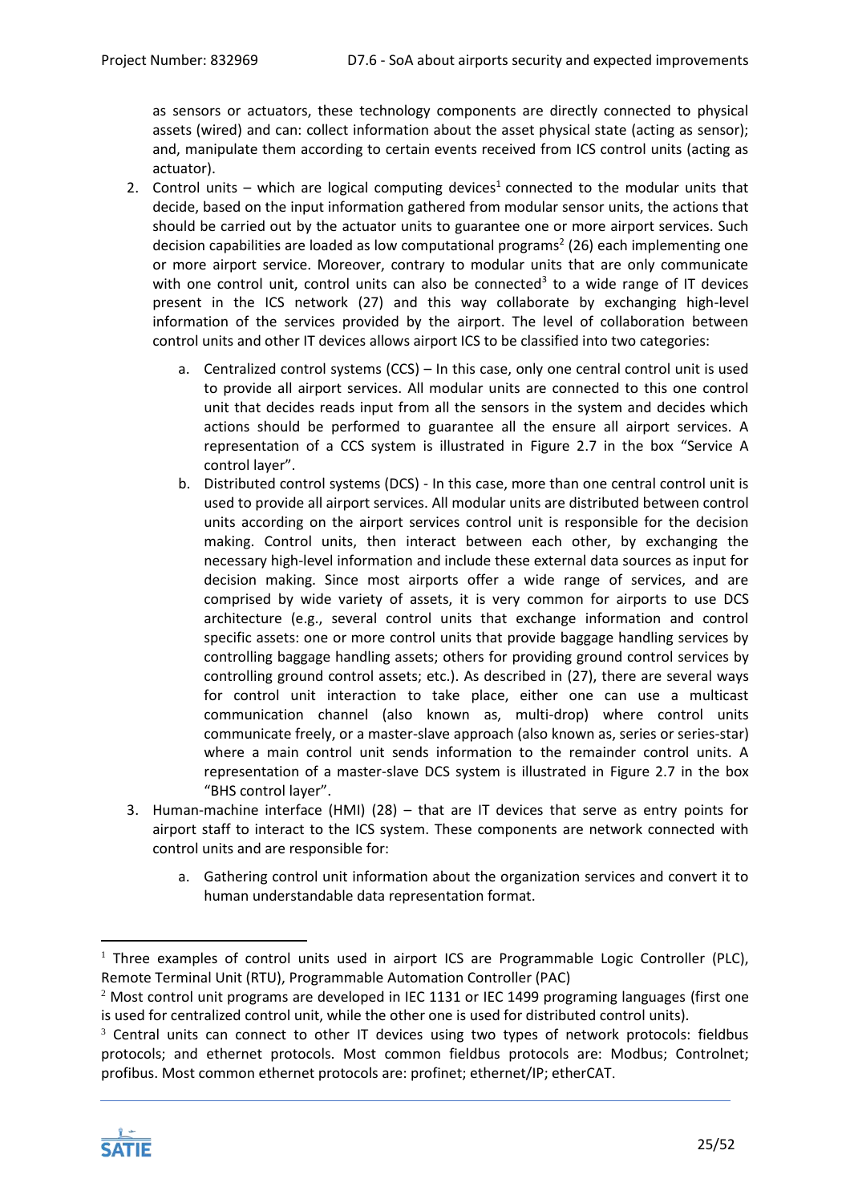as sensors or actuators, these technology components are directly connected to physical assets (wired) and can: collect information about the asset physical state (acting as sensor); and, manipulate them according to certain events received from ICS control units (acting as actuator).

2. Control units – which are logical computing devices[1] connected to the modular units that decide, based on the input information gathered from modular sensor units, the actions that should be carried out by the actuator units to guarantee one or more airport services. Such decision capabilities are loaded as low computational programs[2] (26) each implementing one or more airport service. Moreover, contrary to modular units that are only communicate with one control unit, control units can also be connected[3] to a wide range of IT devices present in the ICS network (27) and this way collaborate by exchanging high-level information of the services provided by the airport. The level of collaboration between control units and other IT devices allows airport ICS to be classified into two categories:
   a. Centralized control systems (CCS) – In this case, only one central control unit is used to provide all airport services. All modular units are connected to this one control unit that decides reads input from all the sensors in the system and decides which actions should be performed to guarantee all the ensure all airport services. A representation of a CCS system is illustrated in Figure 2.7 in the box "Service A control layer".
   b. Distributed control systems (DCS) - In this case, more than one central control unit is used to provide all airport services. All modular units are distributed between control units according on the airport services control unit is responsible for the decision making. Control units, then interact between each other, by exchanging the necessary high-level information and include these external data sources as input for decision making. Since most airports offer a wide range of services, and are comprised by wide variety of assets, it is very common for airports to use DCS architecture (e.g., several control units that exchange information and control specific assets: one or more control units that provide baggage handling services by controlling baggage handling assets; others for providing ground control services by controlling ground control assets; etc.). As described in (27), there are several ways for control unit interaction to take place, either one can use a multicast communication channel (also known as, multi-drop) where control units communicate freely, or a master-slave approach (also known as, series or series-star) where a main control unit sends information to the remainder control units. A representation of a master-slave DCS system is illustrated in Figure 2.7 in the box "BHS control layer".
3. Human-machine interface (HMI) (28) – that are IT devices that serve as entry points for airport staff to interact to the ICS system. These components are network connected with control units and are responsible for:
   a. Gathering control unit information about the organization services and convert it to human understandable data representation format.

---

[1] Three examples of control units used in airport ICS are Programmable Logic Controller (PLC), Remote Terminal Unit (RTU), Programmable Automation Controller (PAC)

[2] Most control unit programs are developed in IEC 1131 or IEC 1499 programing languages (first one is used for centralized control unit, while the other one is used for distributed control units).

[3] Central units can connect to other IT devices using two types of network protocols: fieldbus protocols; and ethernet protocols. Most common fieldbus protocols are: Modbus; Controlnet; profibus. Most common ethernet protocols are: profinet; ethernet/IP; etherCAT.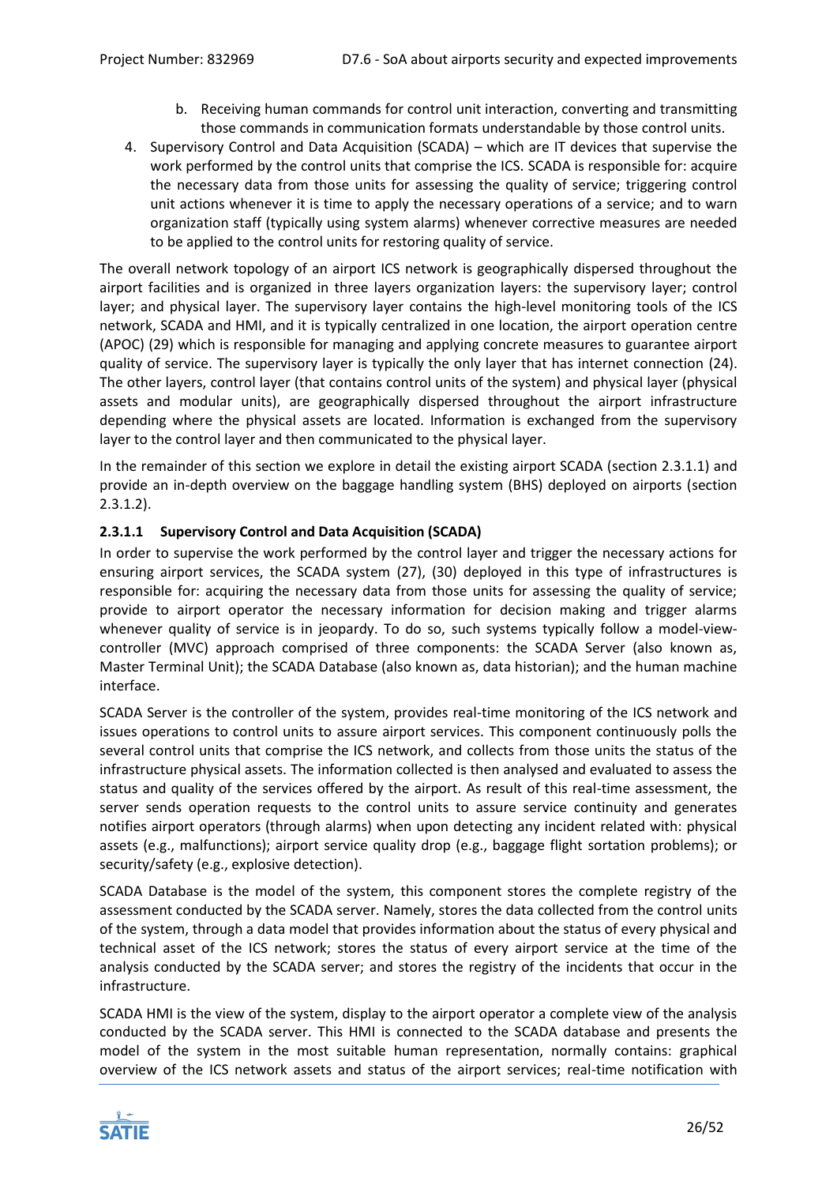b. Receiving human commands for control unit interaction, converting and transmitting those commands in communication formats understandable by those control units.

4. Supervisory Control and Data Acquisition (SCADA) – which are IT devices that supervise the work performed by the control units that comprise the ICS. SCADA is responsible for: acquire the necessary data from those units for assessing the quality of service; triggering control unit actions whenever it is time to apply the necessary operations of a service; and to warn organization staff (typically using system alarms) whenever corrective measures are needed to be applied to the control units for restoring quality of service.

The overall network topology of an airport ICS network is geographically dispersed throughout the airport facilities and is organized in three layers organization layers: the supervisory layer; control layer; and physical layer. The supervisory layer contains the high-level monitoring tools of the ICS network, SCADA and HMI, and it is typically centralized in one location, the airport operation centre (APOC) (29) which is responsible for managing and applying concrete measures to guarantee airport quality of service. The supervisory layer is typically the only layer that has internet connection (24). The other layers, control layer (that contains control units of the system) and physical layer (physical assets and modular units), are geographically dispersed throughout the airport infrastructure depending where the physical assets are located. Information is exchanged from the supervisory layer to the control layer and then communicated to the physical layer.

In the remainder of this section we explore in detail the existing airport SCADA (section 2.3.1.1) and provide an in-depth overview on the baggage handling system (BHS) deployed on airports (section 2.3.1.2).

#### 2.3.1.1 Supervisory Control and Data Acquisition (SCADA)

In order to supervise the work performed by the control layer and trigger the necessary actions for ensuring airport services, the SCADA system (27), (30) deployed in this type of infrastructures is responsible for: acquiring the necessary data from those units for assessing the quality of service; provide to airport operator the necessary information for decision making and trigger alarms whenever quality of service is in jeopardy. To do so, such systems typically follow a model-view-controller (MVC) approach comprised of three components: the SCADA Server (also known as, Master Terminal Unit); the SCADA Database (also known as, data historian); and the human machine interface.

SCADA Server is the controller of the system, provides real-time monitoring of the ICS network and issues operations to control units to assure airport services. This component continuously polls the several control units that comprise the ICS network, and collects from those units the status of the infrastructure physical assets. The information collected is then analysed and evaluated to assess the status and quality of the services offered by the airport. As result of this real-time assessment, the server sends operation requests to the control units to assure service continuity and generates notifies airport operators (through alarms) when upon detecting any incident related with: physical assets (e.g., malfunctions); airport service quality drop (e.g., baggage flight sortation problems); or security/safety (e.g., explosive detection).

SCADA Database is the model of the system, this component stores the complete registry of the assessment conducted by the SCADA server. Namely, stores the data collected from the control units of the system, through a data model that provides information about the status of every physical and technical asset of the ICS network; stores the status of every airport service at the time of the analysis conducted by the SCADA server; and stores the registry of the incidents that occur in the infrastructure.

SCADA HMI is the view of the system, display to the airport operator a complete view of the analysis conducted by the SCADA server. This HMI is connected to the SCADA database and presents the model of the system in the most suitable human representation, normally contains: graphical overview of the ICS network assets and status of the airport services; real-time notification with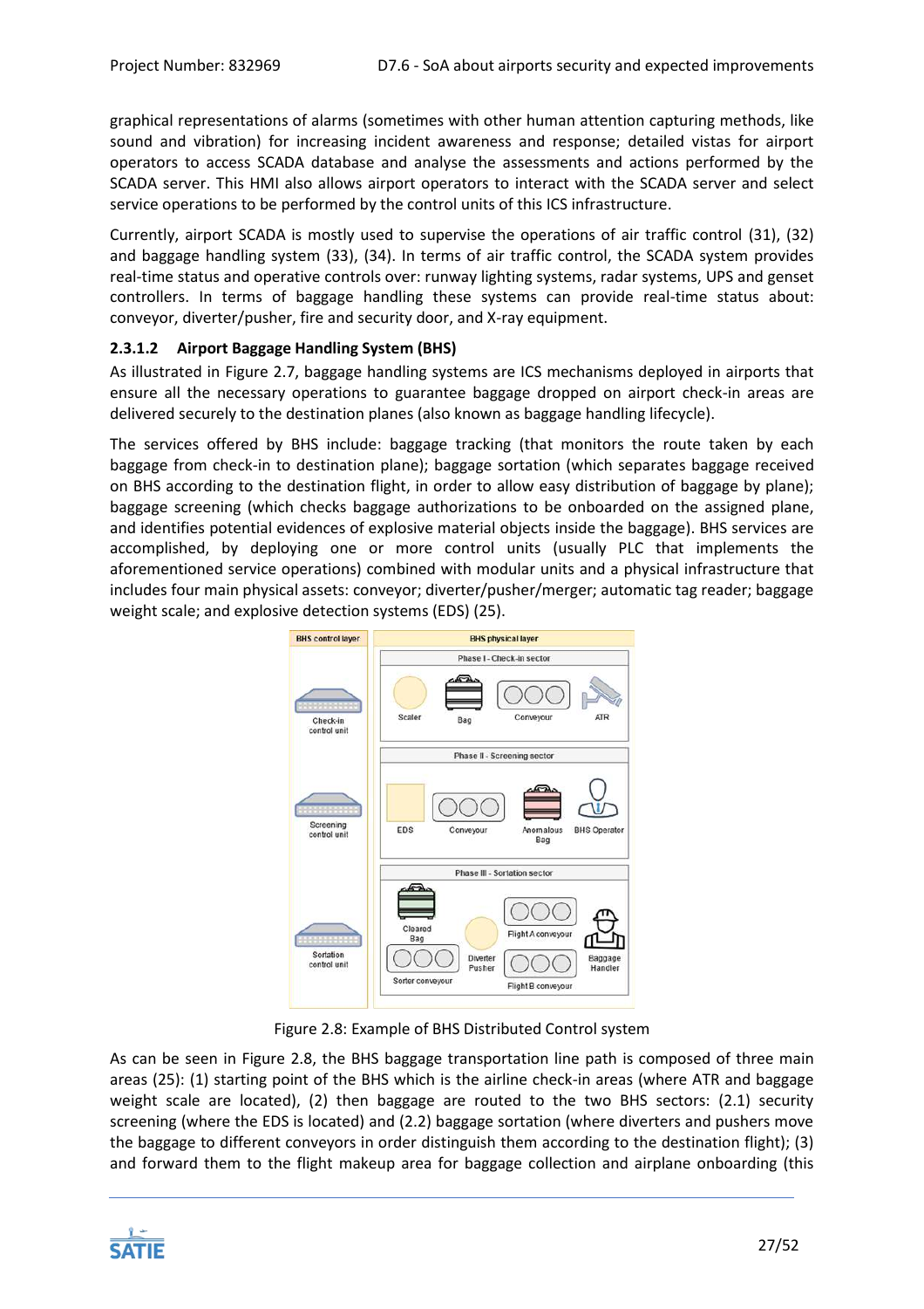graphical representations of alarms (sometimes with other human attention capturing methods, like sound and vibration) for increasing incident awareness and response; detailed vistas for airport operators to access SCADA database and analyse the assessments and actions performed by the SCADA server. This HMI also allows airport operators to interact with the SCADA server and select service operations to be performed by the control units of this ICS infrastructure.

Currently, airport SCADA is mostly used to supervise the operations of air traffic control (31), (32) and baggage handling system (33), (34). In terms of air traffic control, the SCADA system provides real-time status and operative controls over: runway lighting systems, radar systems, UPS and genset controllers. In terms of baggage handling these systems can provide real-time status about: conveyor, diverter/pusher, fire and security door, and X-ray equipment.

#### 2.3.1.2 Airport Baggage Handling System (BHS)

As illustrated in Figure 2.7, baggage handling systems are ICS mechanisms deployed in airports that ensure all the necessary operations to guarantee baggage dropped on airport check-in areas are delivered securely to the destination planes (also known as baggage handling lifecycle).

The services offered by BHS include: baggage tracking (that monitors the route taken by each baggage from check-in to destination plane); baggage sortation (which separates baggage received on BHS according to the destination flight, in order to allow easy distribution of baggage by plane); baggage screening (which checks baggage authorizations to be onboarded on the assigned plane, and identifies potential evidences of explosive material objects inside the baggage). BHS services are accomplished, by deploying one or more control units (usually PLC that implements the aforementioned service operations) combined with modular units and a physical infrastructure that includes four main physical assets: conveyor; diverter/pusher/merger; automatic tag reader; baggage weight scale; and explosive detection systems (EDS) (25).

Figure 2.8: Example of BHS Distributed Control system

As can be seen in Figure 2.8, the BHS baggage transportation line path is composed of three main areas (25): (1) starting point of the BHS which is the airline check-in areas (where ATR and baggage weight scale are located), (2) then baggage are routed to the two BHS sectors: (2.1) security screening (where the EDS is located) and (2.2) baggage sortation (where diverters and pushers move the baggage to different conveyors in order distinguish them according to the destination flight); (3) and forward them to the flight makeup area for baggage collection and airplane onboarding (this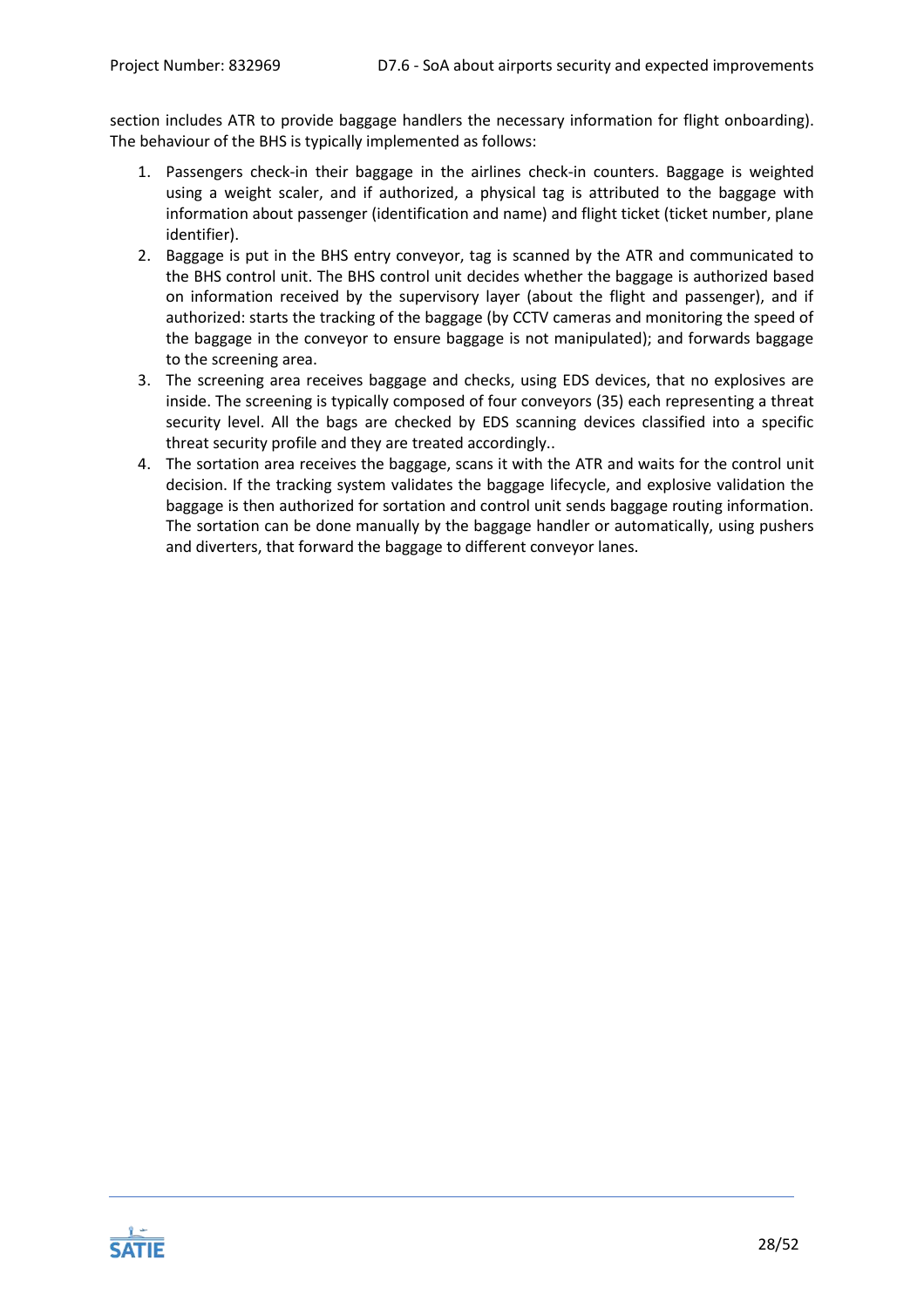section includes ATR to provide baggage handlers the necessary information for flight onboarding). The behaviour of the BHS is typically implemented as follows:

1. Passengers check-in their baggage in the airlines check-in counters. Baggage is weighted using a weight scaler, and if authorized, a physical tag is attributed to the baggage with information about passenger (identification and name) and flight ticket (ticket number, plane identifier).
2. Baggage is put in the BHS entry conveyor, tag is scanned by the ATR and communicated to the BHS control unit. The BHS control unit decides whether the baggage is authorized based on information received by the supervisory layer (about the flight and passenger), and if authorized: starts the tracking of the baggage (by CCTV cameras and monitoring the speed of the baggage in the conveyor to ensure baggage is not manipulated); and forwards baggage to the screening area.
3. The screening area receives baggage and checks, using EDS devices, that no explosives are inside. The screening is typically composed of four conveyors (35) each representing a threat security level. All the bags are checked by EDS scanning devices classified into a specific threat security profile and they are treated accordingly..
4. The sortation area receives the baggage, scans it with the ATR and waits for the control unit decision. If the tracking system validates the baggage lifecycle, and explosive validation the baggage is then authorized for sortation and control unit sends baggage routing information. The sortation can be done manually by the baggage handler or automatically, using pushers and diverters, that forward the baggage to different conveyor lanes.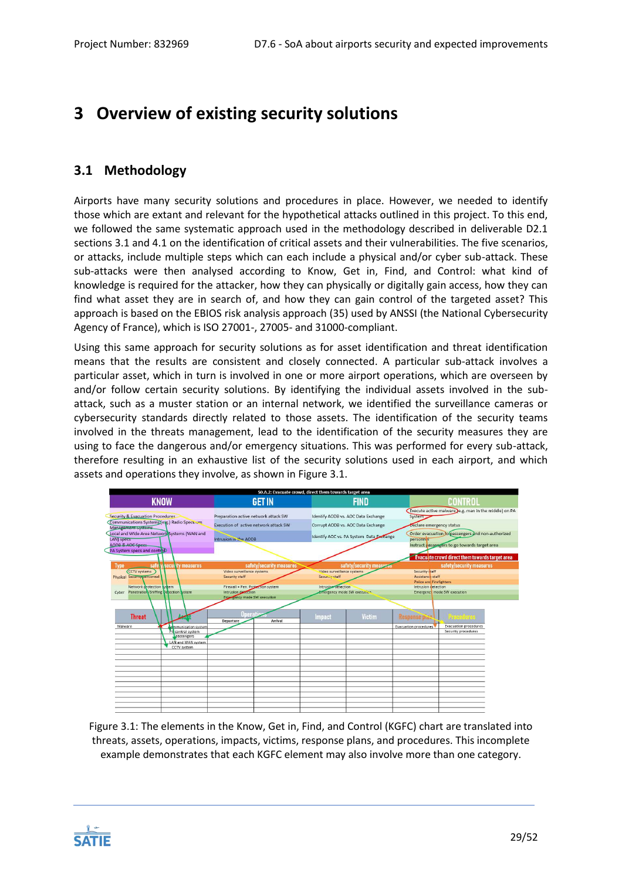# 3 Overview of existing security solutions

## 3.1 Methodology

Airports have many security solutions and procedures in place. However, we needed to identify those which are extant and relevant for the hypothetical attacks outlined in this project. To this end, we followed the same systematic approach used in the methodology described in deliverable D2.1 sections 3.1 and 4.1 on the identification of critical assets and their vulnerabilities. The five scenarios, or attacks, include multiple steps which can each include a physical and/or cyber sub-attack. These sub-attacks were then analysed according to Know, Get in, Find, and Control: what kind of knowledge is required for the attacker, how they can physically or digitally gain access, how they can find what asset they are in search of, and how they can gain control of the targeted asset? This approach is based on the EBIOS risk analysis approach (35) used by ANSSI (the National Cybersecurity Agency of France), which is ISO 27001-, 27005- and 31000-compliant.

Using this same approach for security solutions as for asset identification and threat identification means that the results are consistent and closely connected. A particular sub-attack involves a particular asset, which in turn is involved in one or more airport operations, which are overseen by and/or follow certain security solutions. By identifying the individual assets involved in the sub-attack, such as a muster station or an internal network, we identified the surveillance cameras or cybersecurity standards directly related to those assets. The identification of the security teams involved in the threats management, lead to the identification of the security measures they are using to face the dangerous and/or emergency situations. This was performed for every sub-attack, therefore resulting in an exhaustive list of the security solutions used in each airport, and which assets and operations they involve, as shown in Figure 3.1.

Figure 3.1: The elements in the Know, Get in, Find, and Control (KGFC) chart are translated into threats, assets, operations, impacts, victims, response plans, and procedures. This incomplete example demonstrates that each KGFC element may also involve more than one category.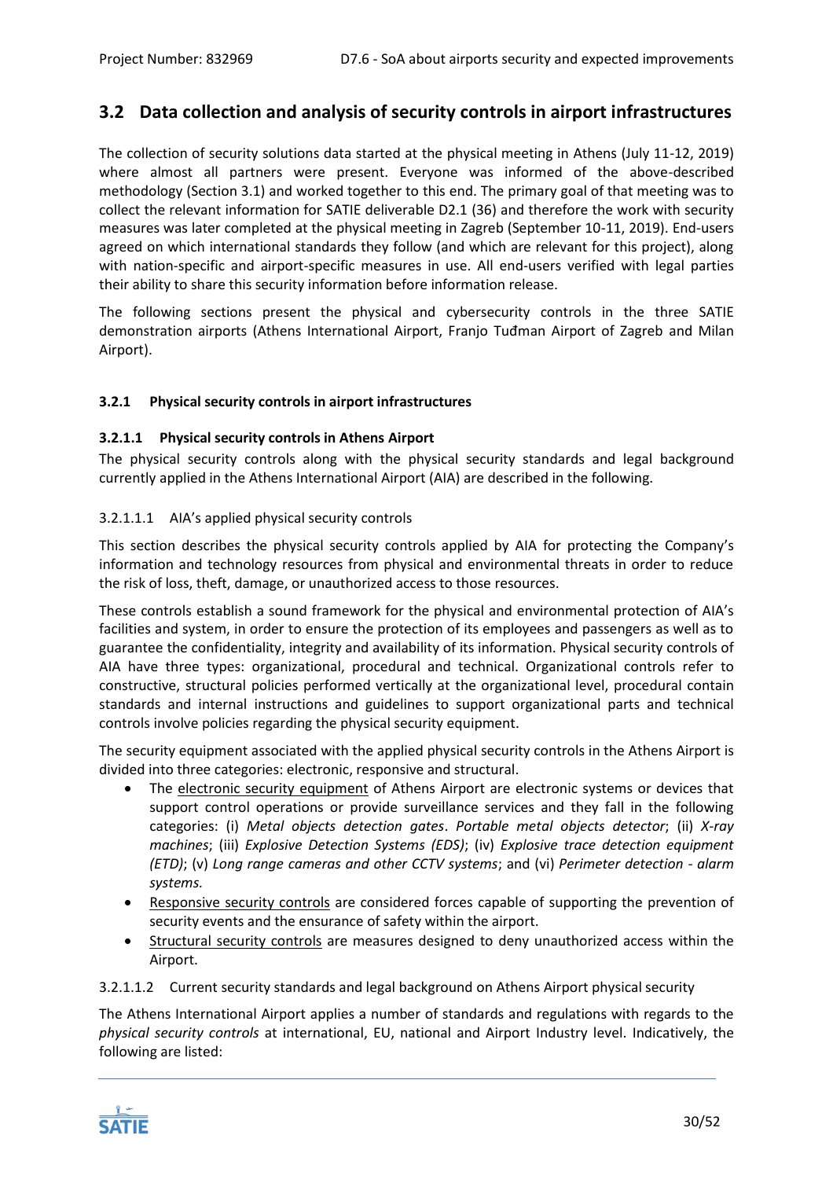## 3.2 Data collection and analysis of security controls in airport infrastructures

The collection of security solutions data started at the physical meeting in Athens (July 11-12, 2019) where almost all partners were present. Everyone was informed of the above-described methodology (Section 3.1) and worked together to this end. The primary goal of that meeting was to collect the relevant information for SATIE deliverable D2.1 (36) and therefore the work with security measures was later completed at the physical meeting in Zagreb (September 10-11, 2019). End-users agreed on which international standards they follow (and which are relevant for this project), along with nation-specific and airport-specific measures in use. All end-users verified with legal parties their ability to share this security information before information release.

The following sections present the physical and cybersecurity controls in the three SATIE demonstration airports (Athens International Airport, Franjo Tuđman Airport of Zagreb and Milan Airport).

### 3.2.1 Physical security controls in airport infrastructures

#### 3.2.1.1 Physical security controls in Athens Airport

The physical security controls along with the physical security standards and legal background currently applied in the Athens International Airport (AIA) are described in the following.

##### 3.2.1.1.1 AIA's applied physical security controls

This section describes the physical security controls applied by AIA for protecting the Company's information and technology resources from physical and environmental threats in order to reduce the risk of loss, theft, damage, or unauthorized access to those resources.

These controls establish a sound framework for the physical and environmental protection of AIA's facilities and system, in order to ensure the protection of its employees and passengers as well as to guarantee the confidentiality, integrity and availability of its information. Physical security controls of AIA have three types: organizational, procedural and technical. Organizational controls refer to constructive, structural policies performed vertically at the organizational level, procedural contain standards and internal instructions and guidelines to support organizational parts and technical controls involve policies regarding the physical security equipment.

The security equipment associated with the applied physical security controls in the Athens Airport is divided into three categories: electronic, responsive and structural.

- The electronic security equipment of Athens Airport are electronic systems or devices that support control operations or provide surveillance services and they fall in the following categories: (i) *Metal objects detection gates*. *Portable metal objects detector*; (ii) *X-ray machines*; (iii) *Explosive Detection Systems (EDS)*; (iv) *Explosive trace detection equipment (ETD)*; (v) *Long range cameras and other CCTV systems*; and (vi) *Perimeter detection - alarm systems.*
- Responsive security controls are considered forces capable of supporting the prevention of security events and the ensurance of safety within the airport.
- Structural security controls are measures designed to deny unauthorized access within the Airport.

##### 3.2.1.1.2 Current security standards and legal background on Athens Airport physical security

The Athens International Airport applies a number of standards and regulations with regards to the *physical security controls* at international, EU, national and Airport Industry level. Indicatively, the following are listed: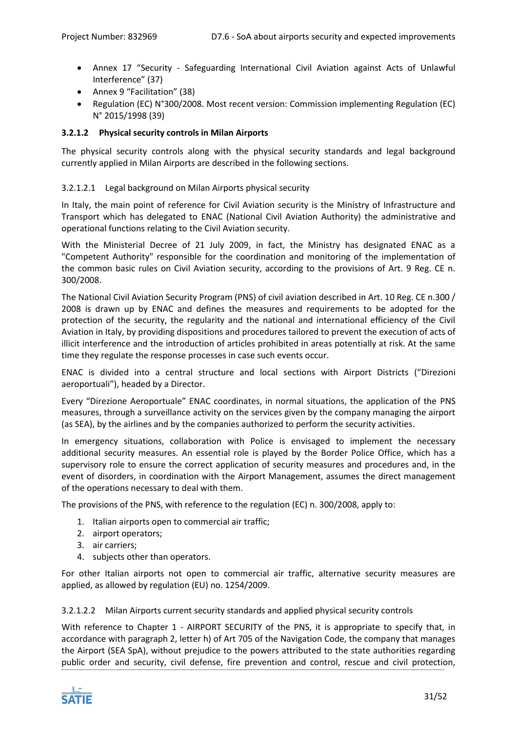- Annex 17 “Security - Safeguarding International Civil Aviation against Acts of Unlawful Interference” (37)
- Annex 9 “Facilitation” (38)
- Regulation (EC) N°300/2008. Most recent version: Commission implementing Regulation (EC) N° 2015/1998 (39)

#### 3.2.1.2 Physical security controls in Milan Airports

The physical security controls along with the physical security standards and legal background currently applied in Milan Airports are described in the following sections.

##### 3.2.1.2.1 Legal background on Milan Airports physical security

In Italy, the main point of reference for Civil Aviation security is the Ministry of Infrastructure and Transport which has delegated to ENAC (National Civil Aviation Authority) the administrative and operational functions relating to the Civil Aviation security.

With the Ministerial Decree of 21 July 2009, in fact, the Ministry has designated ENAC as a "Competent Authority" responsible for the coordination and monitoring of the implementation of the common basic rules on Civil Aviation security, according to the provisions of Art. 9 Reg. CE n. 300/2008.

The National Civil Aviation Security Program (PNS) of civil aviation described in Art. 10 Reg. CE n.300 / 2008 is drawn up by ENAC and defines the measures and requirements to be adopted for the protection of the security, the regularity and the national and international efficiency of the Civil Aviation in Italy, by providing dispositions and procedures tailored to prevent the execution of acts of illicit interference and the introduction of articles prohibited in areas potentially at risk. At the same time they regulate the response processes in case such events occur.

ENAC is divided into a central structure and local sections with Airport Districts (“Direzioni aeroportuali”), headed by a Director.

Every “Direzione Aeroportuale” ENAC coordinates, in normal situations, the application of the PNS measures, through a surveillance activity on the services given by the company managing the airport (as SEA), by the airlines and by the companies authorized to perform the security activities.

In emergency situations, collaboration with Police is envisaged to implement the necessary additional security measures. An essential role is played by the Border Police Office, which has a supervisory role to ensure the correct application of security measures and procedures and, in the event of disorders, in coordination with the Airport Management, assumes the direct management of the operations necessary to deal with them.

The provisions of the PNS, with reference to the regulation (EC) n. 300/2008, apply to:

1. Italian airports open to commercial air traffic;
2. airport operators;
3. air carriers;
4. subjects other than operators.

For other Italian airports not open to commercial air traffic, alternative security measures are applied, as allowed by regulation (EU) no. 1254/2009.

##### 3.2.1.2.2 Milan Airports current security standards and applied physical security controls

With reference to Chapter 1 - AIRPORT SECURITY of the PNS, it is appropriate to specify that, in accordance with paragraph 2, letter h) of Art 705 of the Navigation Code, the company that manages the Airport (SEA SpA), without prejudice to the powers attributed to the state authorities regarding public order and security, civil defense, fire prevention and control, rescue and civil protection,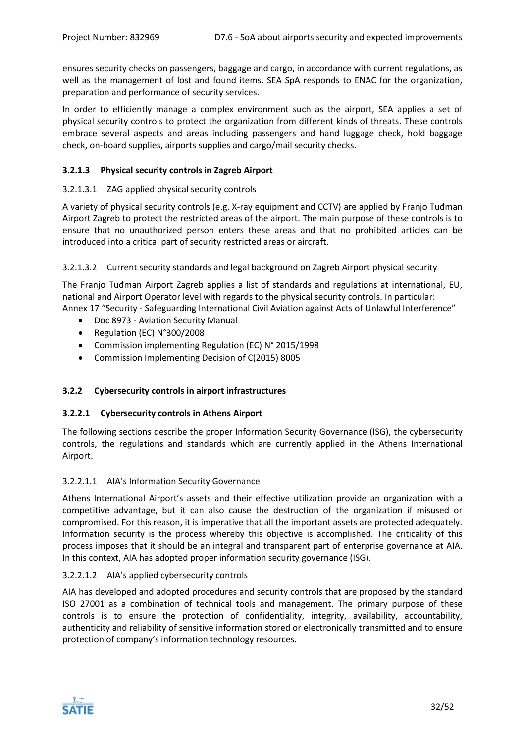ensures security checks on passengers, baggage and cargo, in accordance with current regulations, as well as the management of lost and found items. SEA SpA responds to ENAC for the organization, preparation and performance of security services.

In order to efficiently manage a complex environment such as the airport, SEA applies a set of physical security controls to protect the organization from different kinds of threats. These controls embrace several aspects and areas including passengers and hand luggage check, hold baggage check, on-board supplies, airports supplies and cargo/mail security checks.

#### 3.2.1.3 Physical security controls in Zagreb Airport

##### 3.2.1.3.1 ZAG applied physical security controls

A variety of physical security controls (e.g. X-ray equipment and CCTV) are applied by Franjo Tuđman Airport Zagreb to protect the restricted areas of the airport. The main purpose of these controls is to ensure that no unauthorized person enters these areas and that no prohibited articles can be introduced into a critical part of security restricted areas or aircraft.

##### 3.2.1.3.2 Current security standards and legal background on Zagreb Airport physical security

The Franjo Tuđman Airport Zagreb applies a list of standards and regulations at international, EU, national and Airport Operator level with regards to the physical security controls. In particular:
Annex 17 "Security - Safeguarding International Civil Aviation against Acts of Unlawful Interference"

- Doc 8973 - Aviation Security Manual
- Regulation (EC) N°300/2008
- Commission implementing Regulation (EC) N° 2015/1998
- Commission Implementing Decision of C(2015) 8005

### 3.2.2 Cybersecurity controls in airport infrastructures

#### 3.2.2.1 Cybersecurity controls in Athens Airport

The following sections describe the proper Information Security Governance (ISG), the cybersecurity controls, the regulations and standards which are currently applied in the Athens International Airport.

##### 3.2.2.1.1 AIA's Information Security Governance

Athens International Airport's assets and their effective utilization provide an organization with a competitive advantage, but it can also cause the destruction of the organization if misused or compromised. For this reason, it is imperative that all the important assets are protected adequately. Information security is the process whereby this objective is accomplished. The criticality of this process imposes that it should be an integral and transparent part of enterprise governance at AIA. In this context, AIA has adopted proper information security governance (ISG).

##### 3.2.2.1.2 AIA's applied cybersecurity controls

AIA has developed and adopted procedures and security controls that are proposed by the standard ISO 27001 as a combination of technical tools and management. The primary purpose of these controls is to ensure the protection of confidentiality, integrity, availability, accountability, authenticity and reliability of sensitive information stored or electronically transmitted and to ensure protection of company's information technology resources.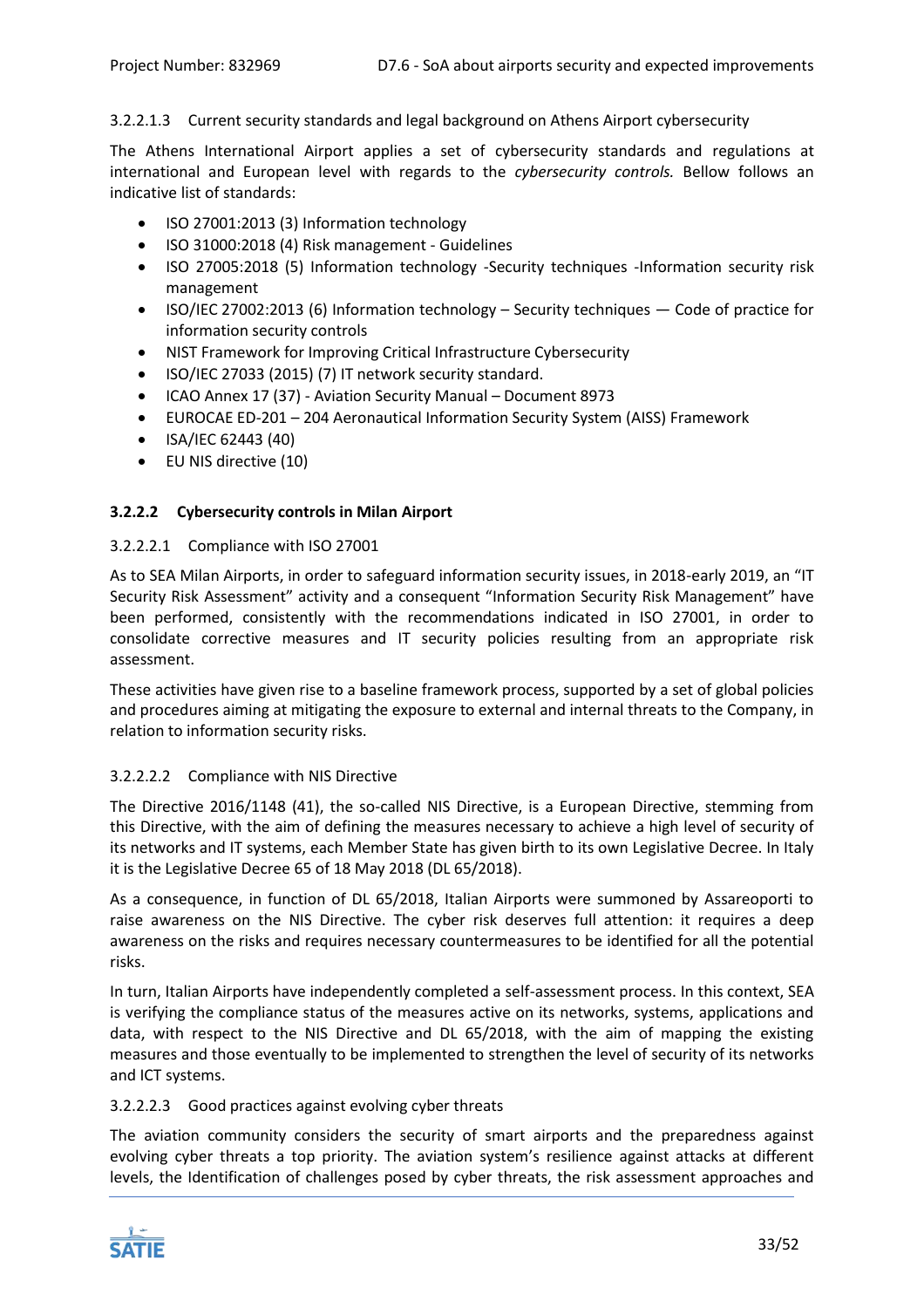#### 3.2.2.1.3 Current security standards and legal background on Athens Airport cybersecurity

The Athens International Airport applies a set of cybersecurity standards and regulations at international and European level with regards to the *cybersecurity controls.* Bellow follows an indicative list of standards:

- ISO 27001:2013 (3) Information technology
- ISO 31000:2018 (4) Risk management - Guidelines
- ISO 27005:2018 (5) Information technology -Security techniques -Information security risk management
- ISO/IEC 27002:2013 (6) Information technology – Security techniques — Code of practice for information security controls
- NIST Framework for Improving Critical Infrastructure Cybersecurity
- ISO/IEC 27033 (2015) (7) IT network security standard.
- ICAO Annex 17 (37) - Aviation Security Manual – Document 8973
- EUROCAE ED-201 – 204 Aeronautical Information Security System (AISS) Framework
- ISA/IEC 62443 (40)
- EU NIS directive (10)

### 3.2.2.2 Cybersecurity controls in Milan Airport

#### 3.2.2.2.1 Compliance with ISO 27001

As to SEA Milan Airports, in order to safeguard information security issues, in 2018-early 2019, an “IT Security Risk Assessment” activity and a consequent “Information Security Risk Management” have been performed, consistently with the recommendations indicated in ISO 27001, in order to consolidate corrective measures and IT security policies resulting from an appropriate risk assessment.

These activities have given rise to a baseline framework process, supported by a set of global policies and procedures aiming at mitigating the exposure to external and internal threats to the Company, in relation to information security risks.

#### 3.2.2.2.2 Compliance with NIS Directive

The Directive 2016/1148 (41), the so-called NIS Directive, is a European Directive, stemming from this Directive, with the aim of defining the measures necessary to achieve a high level of security of its networks and IT systems, each Member State has given birth to its own Legislative Decree. In Italy it is the Legislative Decree 65 of 18 May 2018 (DL 65/2018).

As a consequence, in function of DL 65/2018, Italian Airports were summoned by Assareoporti to raise awareness on the NIS Directive. The cyber risk deserves full attention: it requires a deep awareness on the risks and requires necessary countermeasures to be identified for all the potential risks.

In turn, Italian Airports have independently completed a self-assessment process. In this context, SEA is verifying the compliance status of the measures active on its networks, systems, applications and data, with respect to the NIS Directive and DL 65/2018, with the aim of mapping the existing measures and those eventually to be implemented to strengthen the level of security of its networks and ICT systems.

#### 3.2.2.2.3 Good practices against evolving cyber threats

The aviation community considers the security of smart airports and the preparedness against evolving cyber threats a top priority. The aviation system’s resilience against attacks at different levels, the Identification of challenges posed by cyber threats, the risk assessment approaches and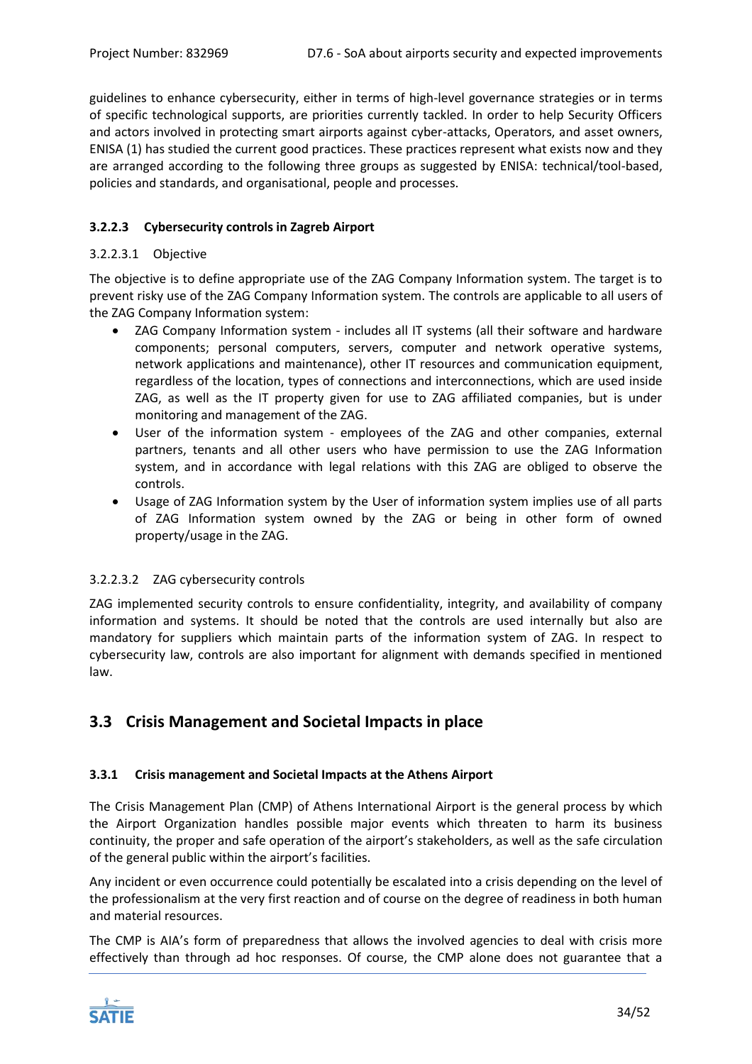guidelines to enhance cybersecurity, either in terms of high-level governance strategies or in terms of specific technological supports, are priorities currently tackled. In order to help Security Officers and actors involved in protecting smart airports against cyber-attacks, Operators, and asset owners, ENISA (1) has studied the current good practices. These practices represent what exists now and they are arranged according to the following three groups as suggested by ENISA: technical/tool-based, policies and standards, and organisational, people and processes.

#### 3.2.2.3 Cybersecurity controls in Zagreb Airport

##### 3.2.2.3.1 Objective

The objective is to define appropriate use of the ZAG Company Information system. The target is to prevent risky use of the ZAG Company Information system. The controls are applicable to all users of the ZAG Company Information system:

- ZAG Company Information system - includes all IT systems (all their software and hardware components; personal computers, servers, computer and network operative systems, network applications and maintenance), other IT resources and communication equipment, regardless of the location, types of connections and interconnections, which are used inside ZAG, as well as the IT property given for use to ZAG affiliated companies, but is under monitoring and management of the ZAG.
- User of the information system - employees of the ZAG and other companies, external partners, tenants and all other users who have permission to use the ZAG Information system, and in accordance with legal relations with this ZAG are obliged to observe the controls.
- Usage of ZAG Information system by the User of information system implies use of all parts of ZAG Information system owned by the ZAG or being in other form of owned property/usage in the ZAG.

##### 3.2.2.3.2 ZAG cybersecurity controls

ZAG implemented security controls to ensure confidentiality, integrity, and availability of company information and systems. It should be noted that the controls are used internally but also are mandatory for suppliers which maintain parts of the information system of ZAG. In respect to cybersecurity law, controls are also important for alignment with demands specified in mentioned law.

## 3.3 Crisis Management and Societal Impacts in place

### 3.3.1 Crisis management and Societal Impacts at the Athens Airport

The Crisis Management Plan (CMP) of Athens International Airport is the general process by which the Airport Organization handles possible major events which threaten to harm its business continuity, the proper and safe operation of the airport's stakeholders, as well as the safe circulation of the general public within the airport's facilities.

Any incident or even occurrence could potentially be escalated into a crisis depending on the level of the professionalism at the very first reaction and of course on the degree of readiness in both human and material resources.

The CMP is AIA's form of preparedness that allows the involved agencies to deal with crisis more effectively than through ad hoc responses. Of course, the CMP alone does not guarantee that a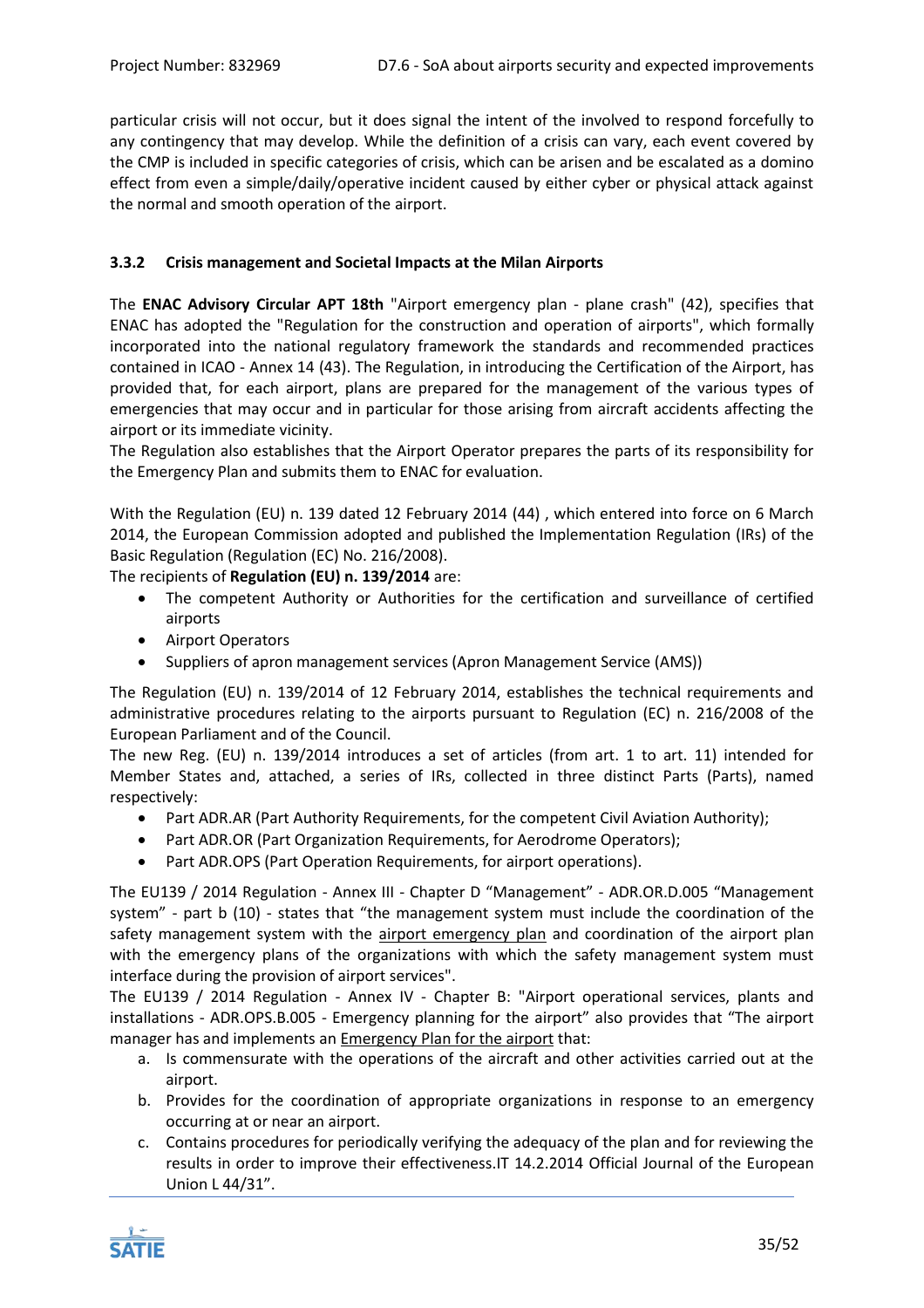particular crisis will not occur, but it does signal the intent of the involved to respond forcefully to any contingency that may develop. While the definition of a crisis can vary, each event covered by the CMP is included in specific categories of crisis, which can be arisen and be escalated as a domino effect from even a simple/daily/operative incident caused by either cyber or physical attack against the normal and smooth operation of the airport.

### 3.3.2 Crisis management and Societal Impacts at the Milan Airports

The **ENAC Advisory Circular APT 18th** "Airport emergency plan - plane crash" (42), specifies that ENAC has adopted the "Regulation for the construction and operation of airports", which formally incorporated into the national regulatory framework the standards and recommended practices contained in ICAO - Annex 14 (43). The Regulation, in introducing the Certification of the Airport, has provided that, for each airport, plans are prepared for the management of the various types of emergencies that may occur and in particular for those arising from aircraft accidents affecting the airport or its immediate vicinity.
The Regulation also establishes that the Airport Operator prepares the parts of its responsibility for the Emergency Plan and submits them to ENAC for evaluation.

With the Regulation (EU) n. 139 dated 12 February 2014 (44) , which entered into force on 6 March 2014, the European Commission adopted and published the Implementation Regulation (IRs) of the Basic Regulation (Regulation (EC) No. 216/2008).
The recipients of **Regulation (EU) n. 139/2014** are:

- The competent Authority or Authorities for the certification and surveillance of certified airports
- Airport Operators
- Suppliers of apron management services (Apron Management Service (AMS))

The Regulation (EU) n. 139/2014 of 12 February 2014, establishes the technical requirements and administrative procedures relating to the airports pursuant to Regulation (EC) n. 216/2008 of the European Parliament and of the Council.
The new Reg. (EU) n. 139/2014 introduces a set of articles (from art. 1 to art. 11) intended for Member States and, attached, a series of IRs, collected in three distinct Parts (Parts), named respectively:

- Part ADR.AR (Part Authority Requirements, for the competent Civil Aviation Authority);
- Part ADR.OR (Part Organization Requirements, for Aerodrome Operators);
- Part ADR.OPS (Part Operation Requirements, for airport operations).

The EU139 / 2014 Regulation - Annex III - Chapter D "Management" - ADR.OR.D.005 "Management system" - part b (10) - states that "the management system must include the coordination of the safety management system with the airport emergency plan and coordination of the airport plan with the emergency plans of the organizations with which the safety management system must interface during the provision of airport services".
The EU139 / 2014 Regulation - Annex IV - Chapter B: "Airport operational services, plants and installations - ADR.OPS.B.005 - Emergency planning for the airport" also provides that "The airport manager has and implements an Emergency Plan for the airport that:

a. Is commensurate with the operations of the aircraft and other activities carried out at the airport.
b. Provides for the coordination of appropriate organizations in response to an emergency occurring at or near an airport.
c. Contains procedures for periodically verifying the adequacy of the plan and for reviewing the results in order to improve their effectiveness.IT 14.2.2014 Official Journal of the European Union L 44/31".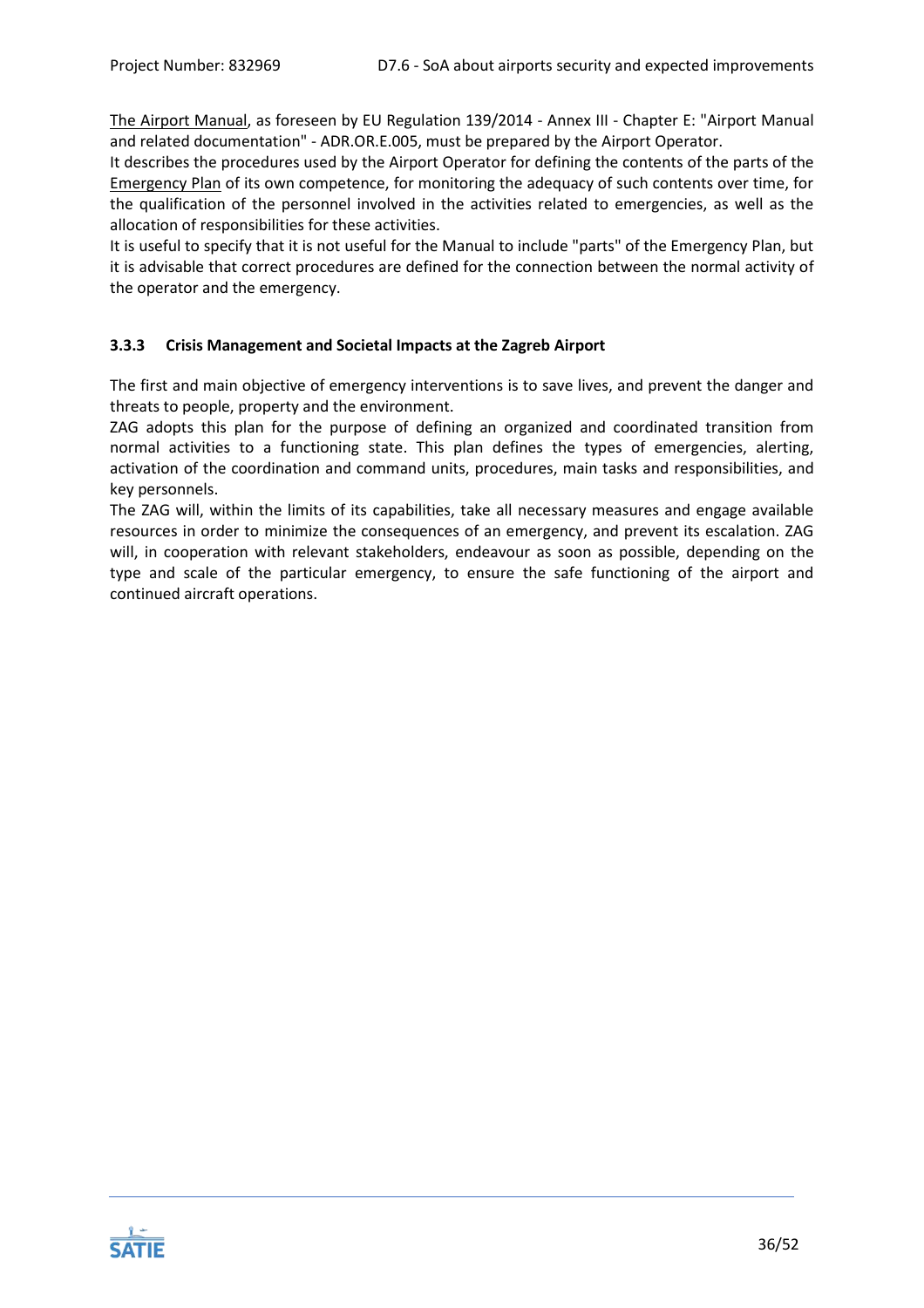The Airport Manual, as foreseen by EU Regulation 139/2014 - Annex III - Chapter E: "Airport Manual and related documentation" - ADR.OR.E.005, must be prepared by the Airport Operator.

It describes the procedures used by the Airport Operator for defining the contents of the parts of the Emergency Plan of its own competence, for monitoring the adequacy of such contents over time, for the qualification of the personnel involved in the activities related to emergencies, as well as the allocation of responsibilities for these activities.

It is useful to specify that it is not useful for the Manual to include "parts" of the Emergency Plan, but it is advisable that correct procedures are defined for the connection between the normal activity of the operator and the emergency.

### 3.3.3 Crisis Management and Societal Impacts at the Zagreb Airport

The first and main objective of emergency interventions is to save lives, and prevent the danger and threats to people, property and the environment.

ZAG adopts this plan for the purpose of defining an organized and coordinated transition from normal activities to a functioning state. This plan defines the types of emergencies, alerting, activation of the coordination and command units, procedures, main tasks and responsibilities, and key personnels.

The ZAG will, within the limits of its capabilities, take all necessary measures and engage available resources in order to minimize the consequences of an emergency, and prevent its escalation. ZAG will, in cooperation with relevant stakeholders, endeavour as soon as possible, depending on the type and scale of the particular emergency, to ensure the safe functioning of the airport and continued aircraft operations.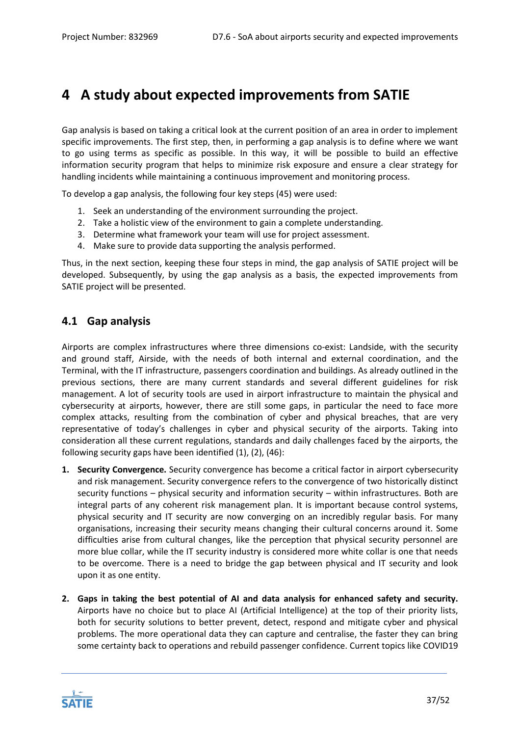# 4 A study about expected improvements from SATIE

Gap analysis is based on taking a critical look at the current position of an area in order to implement specific improvements. The first step, then, in performing a gap analysis is to define where we want to go using terms as specific as possible. In this way, it will be possible to build an effective information security program that helps to minimize risk exposure and ensure a clear strategy for handling incidents while maintaining a continuous improvement and monitoring process.

To develop a gap analysis, the following four key steps (45) were used:

1. Seek an understanding of the environment surrounding the project.
2. Take a holistic view of the environment to gain a complete understanding.
3. Determine what framework your team will use for project assessment.
4. Make sure to provide data supporting the analysis performed.

Thus, in the next section, keeping these four steps in mind, the gap analysis of SATIE project will be developed. Subsequently, by using the gap analysis as a basis, the expected improvements from SATIE project will be presented.

## 4.1 Gap analysis

Airports are complex infrastructures where three dimensions co-exist: Landside, with the security and ground staff, Airside, with the needs of both internal and external coordination, and the Terminal, with the IT infrastructure, passengers coordination and buildings. As already outlined in the previous sections, there are many current standards and several different guidelines for risk management. A lot of security tools are used in airport infrastructure to maintain the physical and cybersecurity at airports, however, there are still some gaps, in particular the need to face more complex attacks, resulting from the combination of cyber and physical breaches, that are very representative of today's challenges in cyber and physical security of the airports. Taking into consideration all these current regulations, standards and daily challenges faced by the airports, the following security gaps have been identified (1), (2), (46):

1. **Security Convergence.** Security convergence has become a critical factor in airport cybersecurity and risk management. Security convergence refers to the convergence of two historically distinct security functions – physical security and information security – within infrastructures. Both are integral parts of any coherent risk management plan. It is important because control systems, physical security and IT security are now converging on an incredibly regular basis. For many organisations, increasing their security means changing their cultural concerns around it. Some difficulties arise from cultural changes, like the perception that physical security personnel are more blue collar, while the IT security industry is considered more white collar is one that needs to be overcome. There is a need to bridge the gap between physical and IT security and look upon it as one entity.

2. **Gaps in taking the best potential of AI and data analysis for enhanced safety and security.** Airports have no choice but to place AI (Artificial Intelligence) at the top of their priority lists, both for security solutions to better prevent, detect, respond and mitigate cyber and physical problems. The more operational data they can capture and centralise, the faster they can bring some certainty back to operations and rebuild passenger confidence. Current topics like COVID19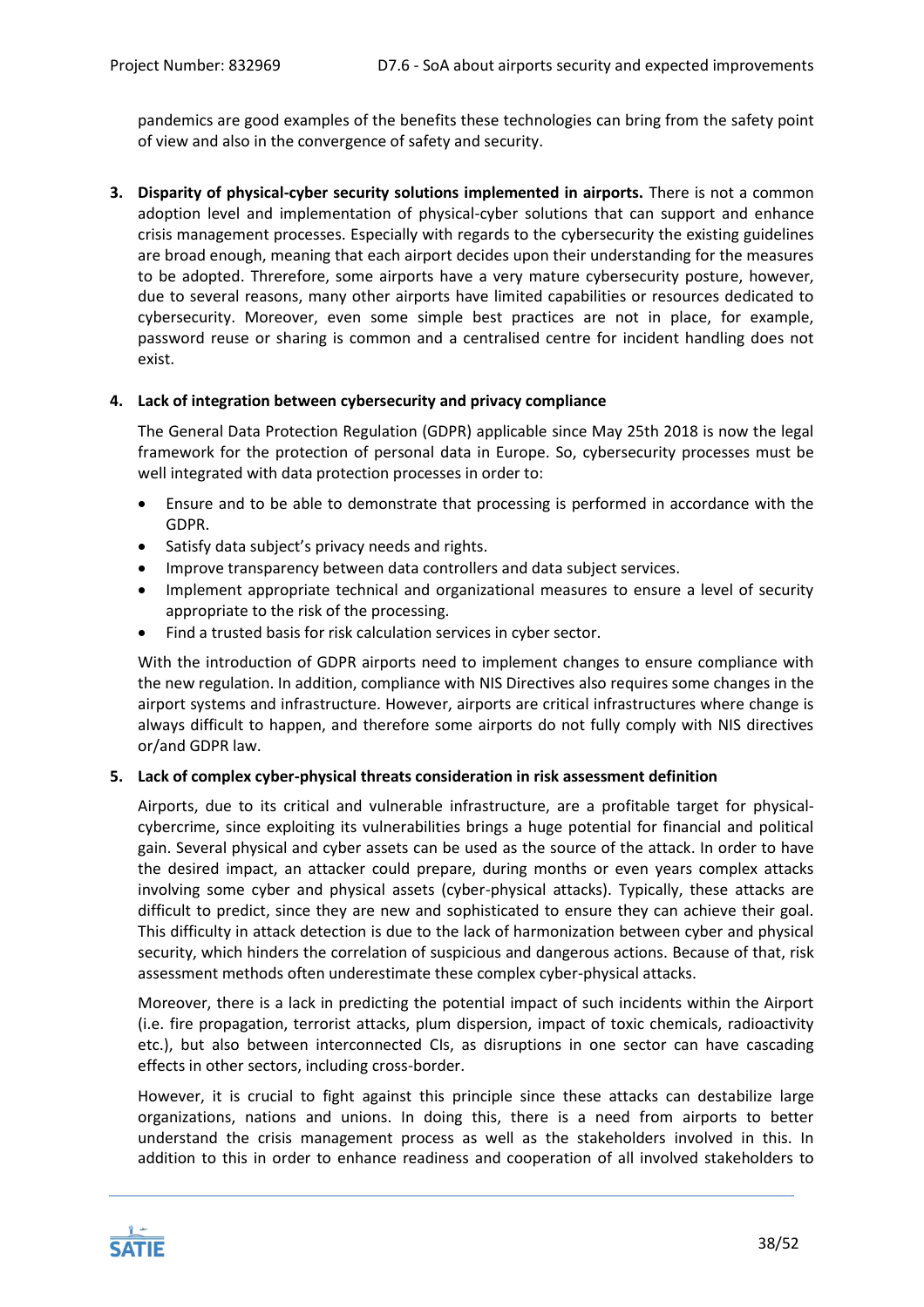pandemics are good examples of the benefits these technologies can bring from the safety point of view and also in the convergence of safety and security.

3. **Disparity of physical-cyber security solutions implemented in airports.** There is not a common adoption level and implementation of physical-cyber solutions that can support and enhance crisis management processes. Especially with regards to the cybersecurity the existing guidelines are broad enough, meaning that each airport decides upon their understanding for the measures to be adopted. Threrefore, some airports have a very mature cybersecurity posture, however, due to several reasons, many other airports have limited capabilities or resources dedicated to cybersecurity. Moreover, even some simple best practices are not in place, for example, password reuse or sharing is common and a centralised centre for incident handling does not exist.

4. **Lack of integration between cybersecurity and privacy compliance**

   The General Data Protection Regulation (GDPR) applicable since May 25th 2018 is now the legal framework for the protection of personal data in Europe. So, cybersecurity processes must be well integrated with data protection processes in order to:

   - Ensure and to be able to demonstrate that processing is performed in accordance with the GDPR.
   - Satisfy data subject's privacy needs and rights.
   - Improve transparency between data controllers and data subject services.
   - Implement appropriate technical and organizational measures to ensure a level of security appropriate to the risk of the processing.
   - Find a trusted basis for risk calculation services in cyber sector.

   With the introduction of GDPR airports need to implement changes to ensure compliance with the new regulation. In addition, compliance with NIS Directives also requires some changes in the airport systems and infrastructure. However, airports are critical infrastructures where change is always difficult to happen, and therefore some airports do not fully comply with NIS directives or/and GDPR law.

5. **Lack of complex cyber-physical threats consideration in risk assessment definition**

   Airports, due to its critical and vulnerable infrastructure, are a profitable target for physical-cybercrime, since exploiting its vulnerabilities brings a huge potential for financial and political gain. Several physical and cyber assets can be used as the source of the attack. In order to have the desired impact, an attacker could prepare, during months or even years complex attacks involving some cyber and physical assets (cyber-physical attacks). Typically, these attacks are difficult to predict, since they are new and sophisticated to ensure they can achieve their goal. This difficulty in attack detection is due to the lack of harmonization between cyber and physical security, which hinders the correlation of suspicious and dangerous actions. Because of that, risk assessment methods often underestimate these complex cyber-physical attacks.

   Moreover, there is a lack in predicting the potential impact of such incidents within the Airport (i.e. fire propagation, terrorist attacks, plum dispersion, impact of toxic chemicals, radioactivity etc.), but also between interconnected CIs, as disruptions in one sector can have cascading effects in other sectors, including cross-border.

   However, it is crucial to fight against this principle since these attacks can destabilize large organizations, nations and unions. In doing this, there is a need from airports to better understand the crisis management process as well as the stakeholders involved in this. In addition to this in order to enhance readiness and cooperation of all involved stakeholders to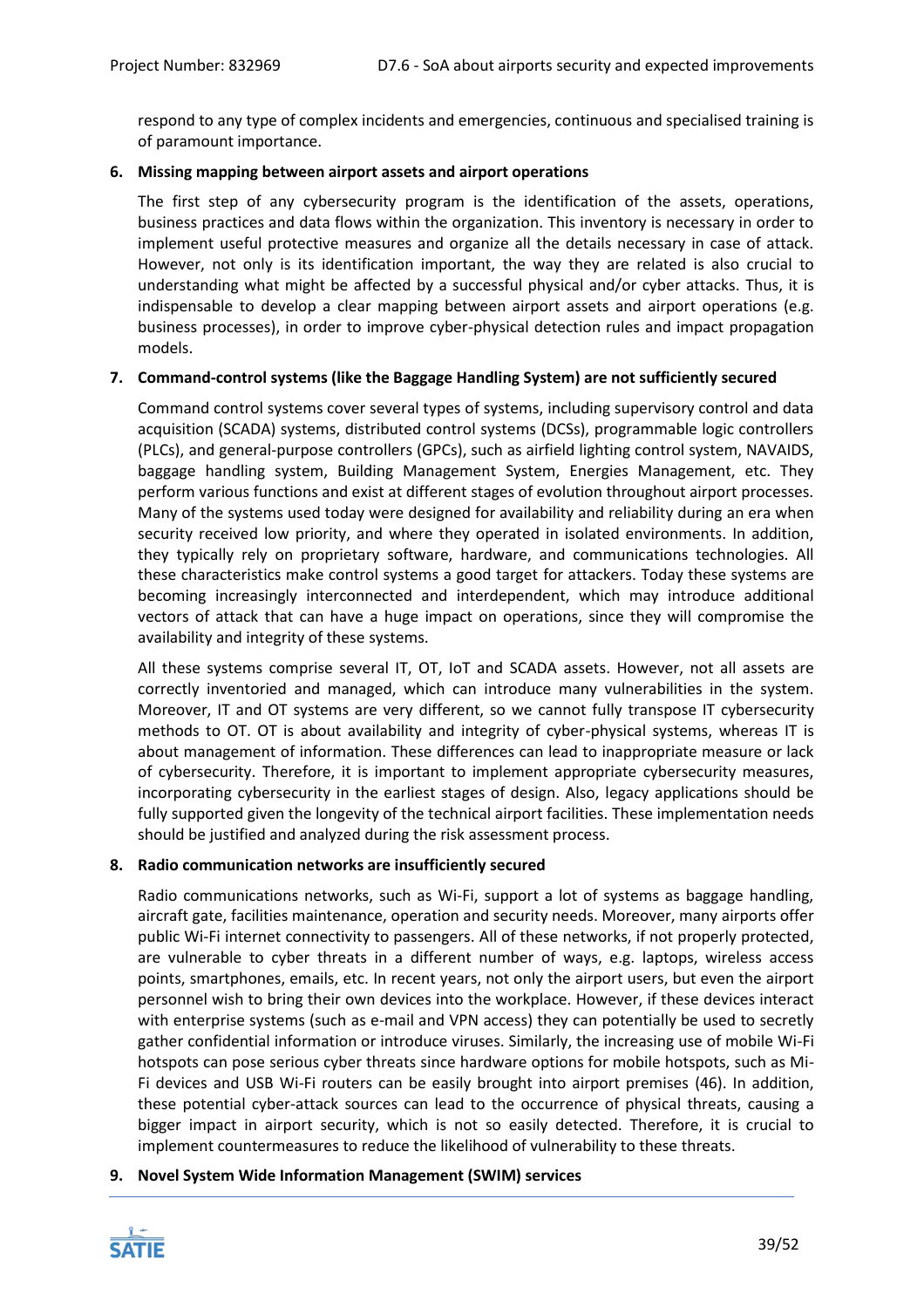respond to any type of complex incidents and emergencies, continuous and specialised training is of paramount importance.

6. **Missing mapping between airport assets and airport operations**

   The first step of any cybersecurity program is the identification of the assets, operations, business practices and data flows within the organization. This inventory is necessary in order to implement useful protective measures and organize all the details necessary in case of attack. However, not only is its identification important, the way they are related is also crucial to understanding what might be affected by a successful physical and/or cyber attacks. Thus, it is indispensable to develop a clear mapping between airport assets and airport operations (e.g. business processes), in order to improve cyber-physical detection rules and impact propagation models.

7. **Command-control systems (like the Baggage Handling System) are not sufficiently secured**

   Command control systems cover several types of systems, including supervisory control and data acquisition (SCADA) systems, distributed control systems (DCSs), programmable logic controllers (PLCs), and general-purpose controllers (GPCs), such as airfield lighting control system, NAVAIDS, baggage handling system, Building Management System, Energies Management, etc. They perform various functions and exist at different stages of evolution throughout airport processes. Many of the systems used today were designed for availability and reliability during an era when security received low priority, and where they operated in isolated environments. In addition, they typically rely on proprietary software, hardware, and communications technologies. All these characteristics make control systems a good target for attackers. Today these systems are becoming increasingly interconnected and interdependent, which may introduce additional vectors of attack that can have a huge impact on operations, since they will compromise the availability and integrity of these systems.

   All these systems comprise several IT, OT, IoT and SCADA assets. However, not all assets are correctly inventoried and managed, which can introduce many vulnerabilities in the system. Moreover, IT and OT systems are very different, so we cannot fully transpose IT cybersecurity methods to OT. OT is about availability and integrity of cyber-physical systems, whereas IT is about management of information. These differences can lead to inappropriate measure or lack of cybersecurity. Therefore, it is important to implement appropriate cybersecurity measures, incorporating cybersecurity in the earliest stages of design. Also, legacy applications should be fully supported given the longevity of the technical airport facilities. These implementation needs should be justified and analyzed during the risk assessment process.

8. **Radio communication networks are insufficiently secured**

   Radio communications networks, such as Wi-Fi, support a lot of systems as baggage handling, aircraft gate, facilities maintenance, operation and security needs. Moreover, many airports offer public Wi-Fi internet connectivity to passengers. All of these networks, if not properly protected, are vulnerable to cyber threats in a different number of ways, e.g. laptops, wireless access points, smartphones, emails, etc. In recent years, not only the airport users, but even the airport personnel wish to bring their own devices into the workplace. However, if these devices interact with enterprise systems (such as e-mail and VPN access) they can potentially be used to secretly gather confidential information or introduce viruses. Similarly, the increasing use of mobile Wi-Fi hotspots can pose serious cyber threats since hardware options for mobile hotspots, such as Mi-Fi devices and USB Wi-Fi routers can be easily brought into airport premises (46). In addition, these potential cyber-attack sources can lead to the occurrence of physical threats, causing a bigger impact in airport security, which is not so easily detected. Therefore, it is crucial to implement countermeasures to reduce the likelihood of vulnerability to these threats.

9. **Novel System Wide Information Management (SWIM) services**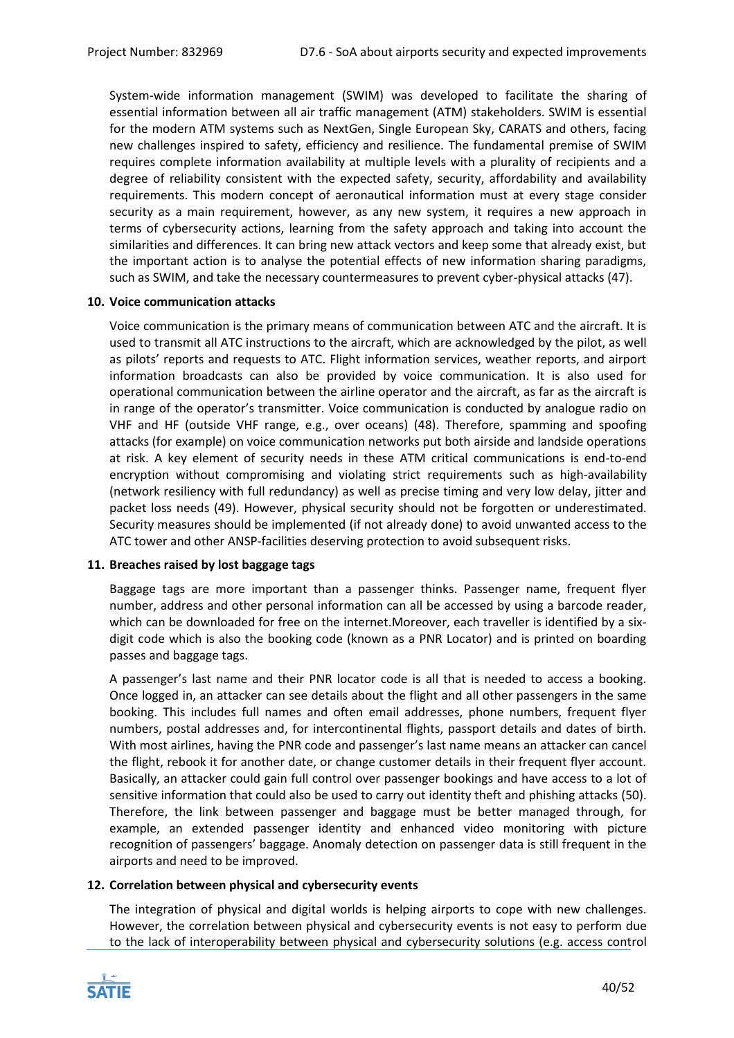System-wide information management (SWIM) was developed to facilitate the sharing of essential information between all air traffic management (ATM) stakeholders. SWIM is essential for the modern ATM systems such as NextGen, Single European Sky, CARATS and others, facing new challenges inspired to safety, efficiency and resilience. The fundamental premise of SWIM requires complete information availability at multiple levels with a plurality of recipients and a degree of reliability consistent with the expected safety, security, affordability and availability requirements. This modern concept of aeronautical information must at every stage consider security as a main requirement, however, as any new system, it requires a new approach in terms of cybersecurity actions, learning from the safety approach and taking into account the similarities and differences. It can bring new attack vectors and keep some that already exist, but the important action is to analyse the potential effects of new information sharing paradigms, such as SWIM, and take the necessary countermeasures to prevent cyber-physical attacks (47).

10. **Voice communication attacks**

Voice communication is the primary means of communication between ATC and the aircraft. It is used to transmit all ATC instructions to the aircraft, which are acknowledged by the pilot, as well as pilots' reports and requests to ATC. Flight information services, weather reports, and airport information broadcasts can also be provided by voice communication. It is also used for operational communication between the airline operator and the aircraft, as far as the aircraft is in range of the operator's transmitter. Voice communication is conducted by analogue radio on VHF and HF (outside VHF range, e.g., over oceans) (48). Therefore, spamming and spoofing attacks (for example) on voice communication networks put both airside and landside operations at risk. A key element of security needs in these ATM critical communications is end-to-end encryption without compromising and violating strict requirements such as high-availability (network resiliency with full redundancy) as well as precise timing and very low delay, jitter and packet loss needs (49). However, physical security should not be forgotten or underestimated. Security measures should be implemented (if not already done) to avoid unwanted access to the ATC tower and other ANSP-facilities deserving protection to avoid subsequent risks.

11. **Breaches raised by lost baggage tags**

Baggage tags are more important than a passenger thinks. Passenger name, frequent flyer number, address and other personal information can all be accessed by using a barcode reader, which can be downloaded for free on the internet.Moreover, each traveller is identified by a six-digit code which is also the booking code (known as a PNR Locator) and is printed on boarding passes and baggage tags.

A passenger's last name and their PNR locator code is all that is needed to access a booking. Once logged in, an attacker can see details about the flight and all other passengers in the same booking. This includes full names and often email addresses, phone numbers, frequent flyer numbers, postal addresses and, for intercontinental flights, passport details and dates of birth. With most airlines, having the PNR code and passenger's last name means an attacker can cancel the flight, rebook it for another date, or change customer details in their frequent flyer account. Basically, an attacker could gain full control over passenger bookings and have access to a lot of sensitive information that could also be used to carry out identity theft and phishing attacks (50). Therefore, the link between passenger and baggage must be better managed through, for example, an extended passenger identity and enhanced video monitoring with picture recognition of passengers' baggage. Anomaly detection on passenger data is still frequent in the airports and need to be improved.

12. **Correlation between physical and cybersecurity events**

The integration of physical and digital worlds is helping airports to cope with new challenges. However, the correlation between physical and cybersecurity events is not easy to perform due to the lack of interoperability between physical and cybersecurity solutions (e.g. access control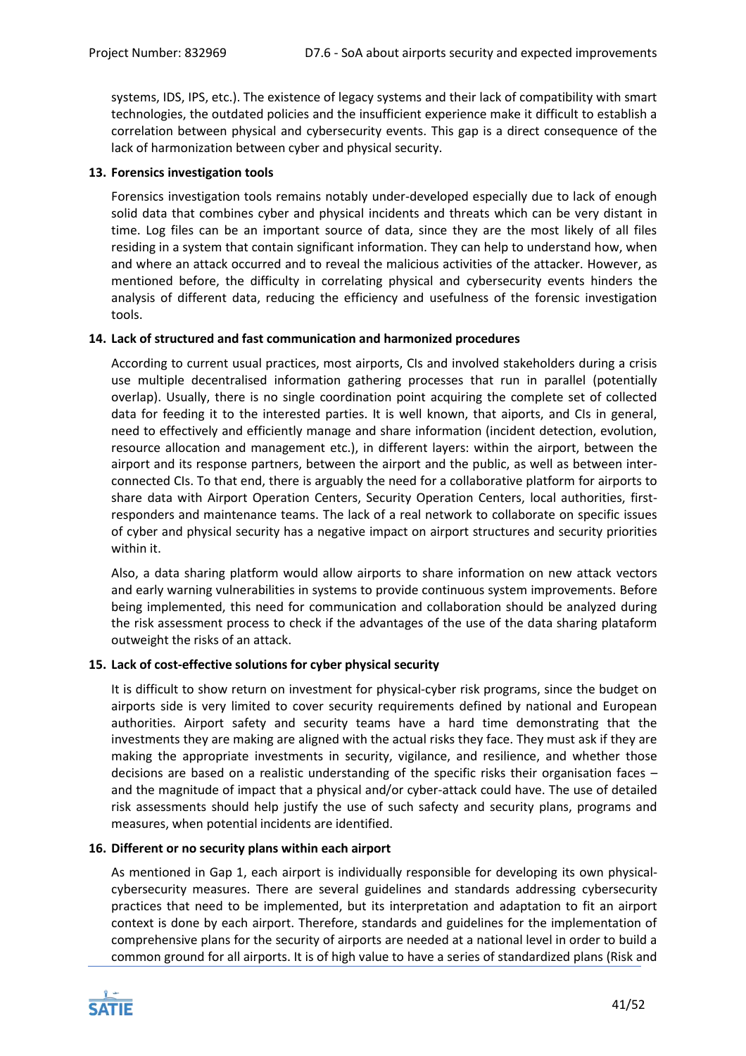systems, IDS, IPS, etc.). The existence of legacy systems and their lack of compatibility with smart technologies, the outdated policies and the insufficient experience make it difficult to establish a correlation between physical and cybersecurity events. This gap is a direct consequence of the lack of harmonization between cyber and physical security.

13. **Forensics investigation tools**

    Forensics investigation tools remains notably under-developed especially due to lack of enough solid data that combines cyber and physical incidents and threats which can be very distant in time. Log files can be an important source of data, since they are the most likely of all files residing in a system that contain significant information. They can help to understand how, when and where an attack occurred and to reveal the malicious activities of the attacker. However, as mentioned before, the difficulty in correlating physical and cybersecurity events hinders the analysis of different data, reducing the efficiency and usefulness of the forensic investigation tools.

14. **Lack of structured and fast communication and harmonized procedures**

    According to current usual practices, most airports, CIs and involved stakeholders during a crisis use multiple decentralised information gathering processes that run in parallel (potentially overlap). Usually, there is no single coordination point acquiring the complete set of collected data for feeding it to the interested parties. It is well known, that aiports, and CIs in general, need to effectively and efficiently manage and share information (incident detection, evolution, resource allocation and management etc.), in different layers: within the airport, between the airport and its response partners, between the airport and the public, as well as between inter-connected CIs. To that end, there is arguably the need for a collaborative platform for airports to share data with Airport Operation Centers, Security Operation Centers, local authorities, first-responders and maintenance teams. The lack of a real network to collaborate on specific issues of cyber and physical security has a negative impact on airport structures and security priorities within it.

    Also, a data sharing platform would allow airports to share information on new attack vectors and early warning vulnerabilities in systems to provide continuous system improvements. Before being implemented, this need for communication and collaboration should be analyzed during the risk assessment process to check if the advantages of the use of the data sharing plataform outweight the risks of an attack.

15. **Lack of cost-effective solutions for cyber physical security**

    It is difficult to show return on investment for physical-cyber risk programs, since the budget on airports side is very limited to cover security requirements defined by national and European authorities. Airport safety and security teams have a hard time demonstrating that the investments they are making are aligned with the actual risks they face. They must ask if they are making the appropriate investments in security, vigilance, and resilience, and whether those decisions are based on a realistic understanding of the specific risks their organisation faces – and the magnitude of impact that a physical and/or cyber-attack could have. The use of detailed risk assessments should help justify the use of such safecty and security plans, programs and measures, when potential incidents are identified.

16. **Different or no security plans within each airport**

    As mentioned in Gap 1, each airport is individually responsible for developing its own physical-cybersecurity measures. There are several guidelines and standards addressing cybersecurity practices that need to be implemented, but its interpretation and adaptation to fit an airport context is done by each airport. Therefore, standards and guidelines for the implementation of comprehensive plans for the security of airports are needed at a national level in order to build a common ground for all airports. It is of high value to have a series of standardized plans (Risk and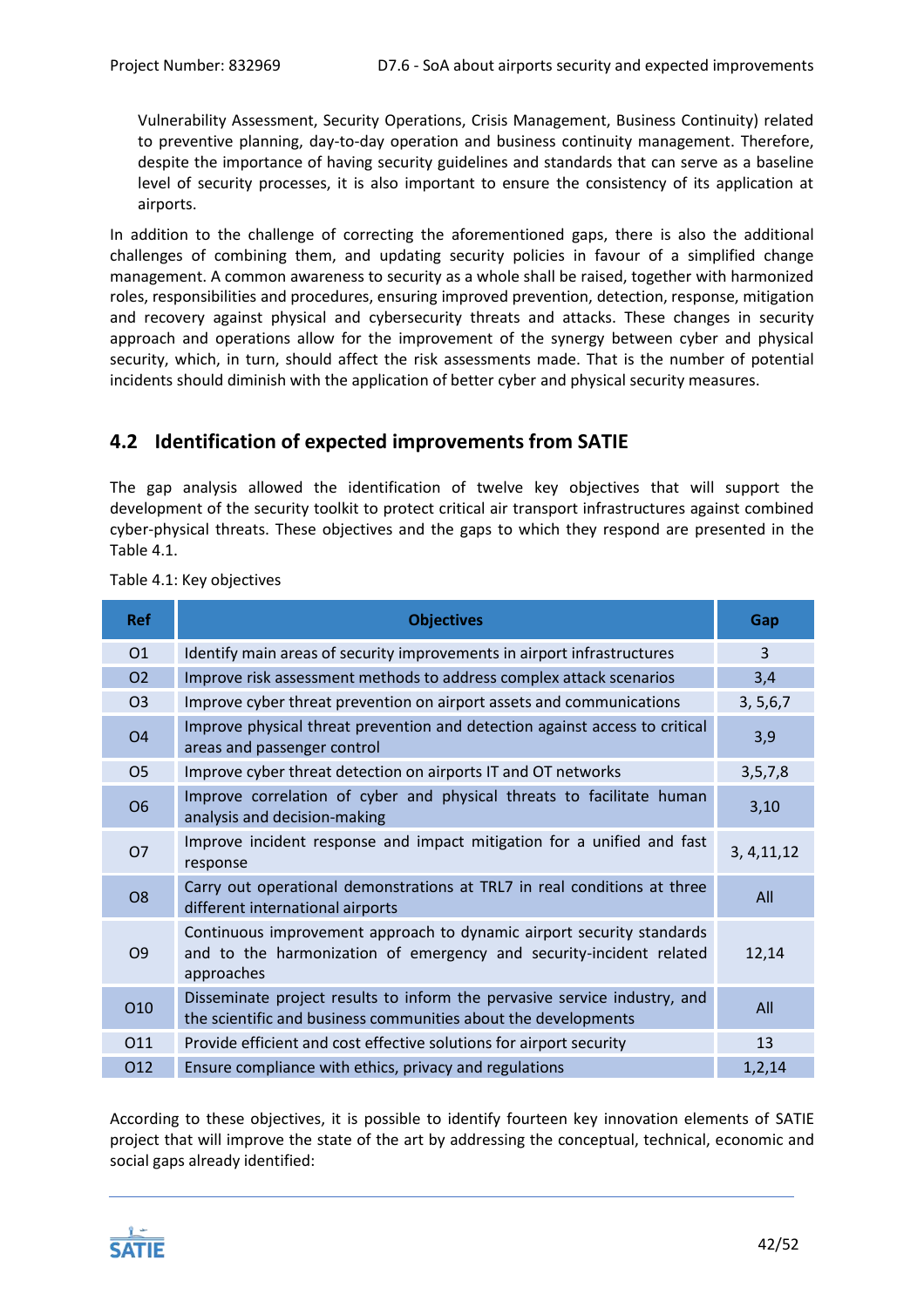Vulnerability Assessment, Security Operations, Crisis Management, Business Continuity) related to preventive planning, day-to-day operation and business continuity management. Therefore, despite the importance of having security guidelines and standards that can serve as a baseline level of security processes, it is also important to ensure the consistency of its application at airports.

In addition to the challenge of correcting the aforementioned gaps, there is also the additional challenges of combining them, and updating security policies in favour of a simplified change management. A common awareness to security as a whole shall be raised, together with harmonized roles, responsibilities and procedures, ensuring improved prevention, detection, response, mitigation and recovery against physical and cybersecurity threats and attacks. These changes in security approach and operations allow for the improvement of the synergy between cyber and physical security, which, in turn, should affect the risk assessments made. That is the number of potential incidents should diminish with the application of better cyber and physical security measures.

## 4.2 Identification of expected improvements from SATIE

The gap analysis allowed the identification of twelve key objectives that will support the development of the security toolkit to protect critical air transport infrastructures against combined cyber-physical threats. These objectives and the gaps to which they respond are presented in the Table 4.1.

Table 4.1: Key objectives

| Ref | Objectives | Gap |
|---|---|---|
| O1 | Identify main areas of security improvements in airport infrastructures | 3 |
| O2 | Improve risk assessment methods to address complex attack scenarios | 3,4 |
| O3 | Improve cyber threat prevention on airport assets and communications | 3, 5,6,7 |
| O4 | Improve physical threat prevention and detection against access to critical areas and passenger control | 3,9 |
| O5 | Improve cyber threat detection on airports IT and OT networks | 3,5,7,8 |
| O6 | Improve correlation of cyber and physical threats to facilitate human analysis and decision-making | 3,10 |
| O7 | Improve incident response and impact mitigation for a unified and fast response | 3, 4,11,12 |
| O8 | Carry out operational demonstrations at TRL7 in real conditions at three different international airports | All |
| O9 | Continuous improvement approach to dynamic airport security standards and to the harmonization of emergency and security-incident related approaches | 12,14 |
| O10 | Disseminate project results to inform the pervasive service industry, and the scientific and business communities about the developments | All |
| O11 | Provide efficient and cost effective solutions for airport security | 13 |
| O12 | Ensure compliance with ethics, privacy and regulations | 1,2,14 |

According to these objectives, it is possible to identify fourteen key innovation elements of SATIE project that will improve the state of the art by addressing the conceptual, technical, economic and social gaps already identified: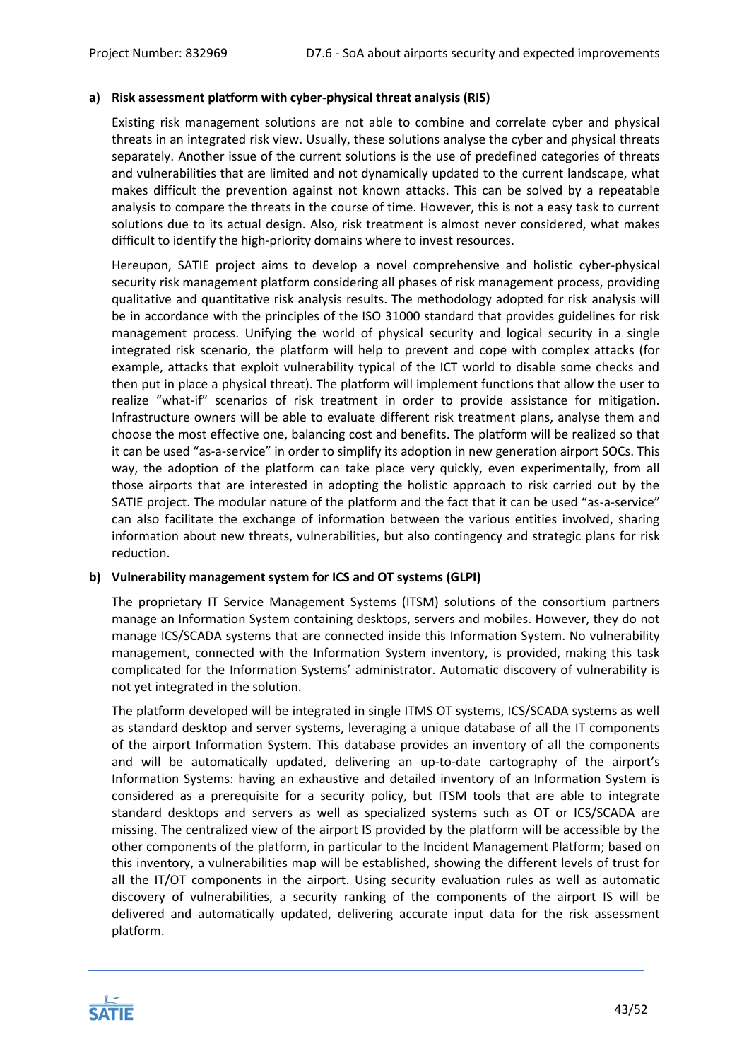**a) Risk assessment platform with cyber-physical threat analysis (RIS)**

Existing risk management solutions are not able to combine and correlate cyber and physical threats in an integrated risk view. Usually, these solutions analyse the cyber and physical threats separately. Another issue of the current solutions is the use of predefined categories of threats and vulnerabilities that are limited and not dynamically updated to the current landscape, what makes difficult the prevention against not known attacks. This can be solved by a repeatable analysis to compare the threats in the course of time. However, this is not a easy task to current solutions due to its actual design. Also, risk treatment is almost never considered, what makes difficult to identify the high-priority domains where to invest resources.

Hereupon, SATIE project aims to develop a novel comprehensive and holistic cyber-physical security risk management platform considering all phases of risk management process, providing qualitative and quantitative risk analysis results. The methodology adopted for risk analysis will be in accordance with the principles of the ISO 31000 standard that provides guidelines for risk management process. Unifying the world of physical security and logical security in a single integrated risk scenario, the platform will help to prevent and cope with complex attacks (for example, attacks that exploit vulnerability typical of the ICT world to disable some checks and then put in place a physical threat). The platform will implement functions that allow the user to realize "what-if" scenarios of risk treatment in order to provide assistance for mitigation. Infrastructure owners will be able to evaluate different risk treatment plans, analyse them and choose the most effective one, balancing cost and benefits. The platform will be realized so that it can be used "as-a-service" in order to simplify its adoption in new generation airport SOCs. This way, the adoption of the platform can take place very quickly, even experimentally, from all those airports that are interested in adopting the holistic approach to risk carried out by the SATIE project. The modular nature of the platform and the fact that it can be used "as-a-service" can also facilitate the exchange of information between the various entities involved, sharing information about new threats, vulnerabilities, but also contingency and strategic plans for risk reduction.

**b) Vulnerability management system for ICS and OT systems (GLPI)**

The proprietary IT Service Management Systems (ITSM) solutions of the consortium partners manage an Information System containing desktops, servers and mobiles. However, they do not manage ICS/SCADA systems that are connected inside this Information System. No vulnerability management, connected with the Information System inventory, is provided, making this task complicated for the Information Systems' administrator. Automatic discovery of vulnerability is not yet integrated in the solution.

The platform developed will be integrated in single ITMS OT systems, ICS/SCADA systems as well as standard desktop and server systems, leveraging a unique database of all the IT components of the airport Information System. This database provides an inventory of all the components and will be automatically updated, delivering an up-to-date cartography of the airport's Information Systems: having an exhaustive and detailed inventory of an Information System is considered as a prerequisite for a security policy, but ITSM tools that are able to integrate standard desktops and servers as well as specialized systems such as OT or ICS/SCADA are missing. The centralized view of the airport IS provided by the platform will be accessible by the other components of the platform, in particular to the Incident Management Platform; based on this inventory, a vulnerabilities map will be established, showing the different levels of trust for all the IT/OT components in the airport. Using security evaluation rules as well as automatic discovery of vulnerabilities, a security ranking of the components of the airport IS will be delivered and automatically updated, delivering accurate input data for the risk assessment platform.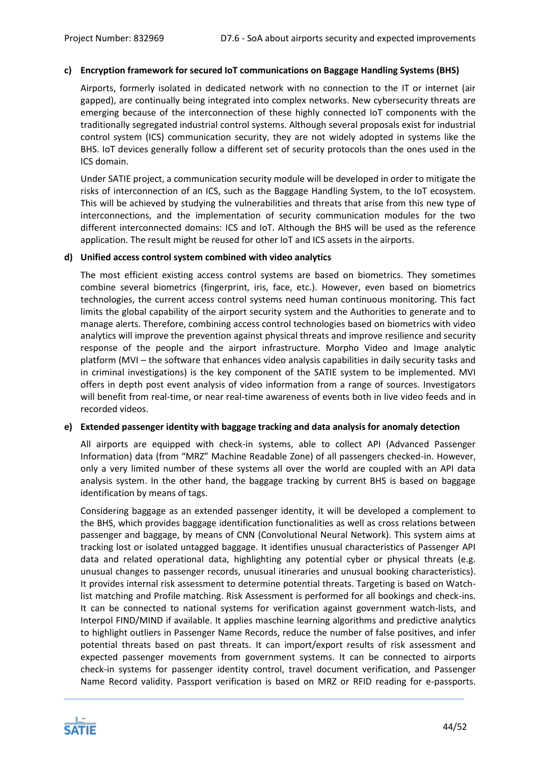**c) Encryption framework for secured IoT communications on Baggage Handling Systems (BHS)**

Airports, formerly isolated in dedicated network with no connection to the IT or internet (air gapped), are continually being integrated into complex networks. New cybersecurity threats are emerging because of the interconnection of these highly connected IoT components with the traditionally segregated industrial control systems. Although several proposals exist for industrial control system (ICS) communication security, they are not widely adopted in systems like the BHS. IoT devices generally follow a different set of security protocols than the ones used in the ICS domain.

Under SATIE project, a communication security module will be developed in order to mitigate the risks of interconnection of an ICS, such as the Baggage Handling System, to the IoT ecosystem. This will be achieved by studying the vulnerabilities and threats that arise from this new type of interconnections, and the implementation of security communication modules for the two different interconnected domains: ICS and IoT. Although the BHS will be used as the reference application. The result might be reused for other IoT and ICS assets in the airports.

**d) Unified access control system combined with video analytics**

The most efficient existing access control systems are based on biometrics. They sometimes combine several biometrics (fingerprint, iris, face, etc.). However, even based on biometrics technologies, the current access control systems need human continuous monitoring. This fact limits the global capability of the airport security system and the Authorities to generate and to manage alerts. Therefore, combining access control technologies based on biometrics with video analytics will improve the prevention against physical threats and improve resilience and security response of the people and the airport infrastructure. Morpho Video and Image analytic platform (MVI – the software that enhances video analysis capabilities in daily security tasks and in criminal investigations) is the key component of the SATIE system to be implemented. MVI offers in depth post event analysis of video information from a range of sources. Investigators will benefit from real-time, or near real-time awareness of events both in live video feeds and in recorded videos.

**e) Extended passenger identity with baggage tracking and data analysis for anomaly detection**

All airports are equipped with check-in systems, able to collect API (Advanced Passenger Information) data (from "MRZ" Machine Readable Zone) of all passengers checked-in. However, only a very limited number of these systems all over the world are coupled with an API data analysis system. In the other hand, the baggage tracking by current BHS is based on baggage identification by means of tags.

Considering baggage as an extended passenger identity, it will be developed a complement to the BHS, which provides baggage identification functionalities as well as cross relations between passenger and baggage, by means of CNN (Convolutional Neural Network). This system aims at tracking lost or isolated untagged baggage. It identifies unusual characteristics of Passenger API data and related operational data, highlighting any potential cyber or physical threats (e.g. unusual changes to passenger records, unusual itineraries and unusual booking characteristics). It provides internal risk assessment to determine potential threats. Targeting is based on Watch-list matching and Profile matching. Risk Assessment is performed for all bookings and check-ins. It can be connected to national systems for verification against government watch-lists, and Interpol FIND/MIND if available. It applies maschine learning algorithms and predictive analytics to highlight outliers in Passenger Name Records, reduce the number of false positives, and infer potential threats based on past threats. It can import/export results of risk assessment and expected passenger movements from government systems. It can be connected to airports check-in systems for passenger identity control, travel document verification, and Passenger Name Record validity. Passport verification is based on MRZ or RFID reading for e-passports.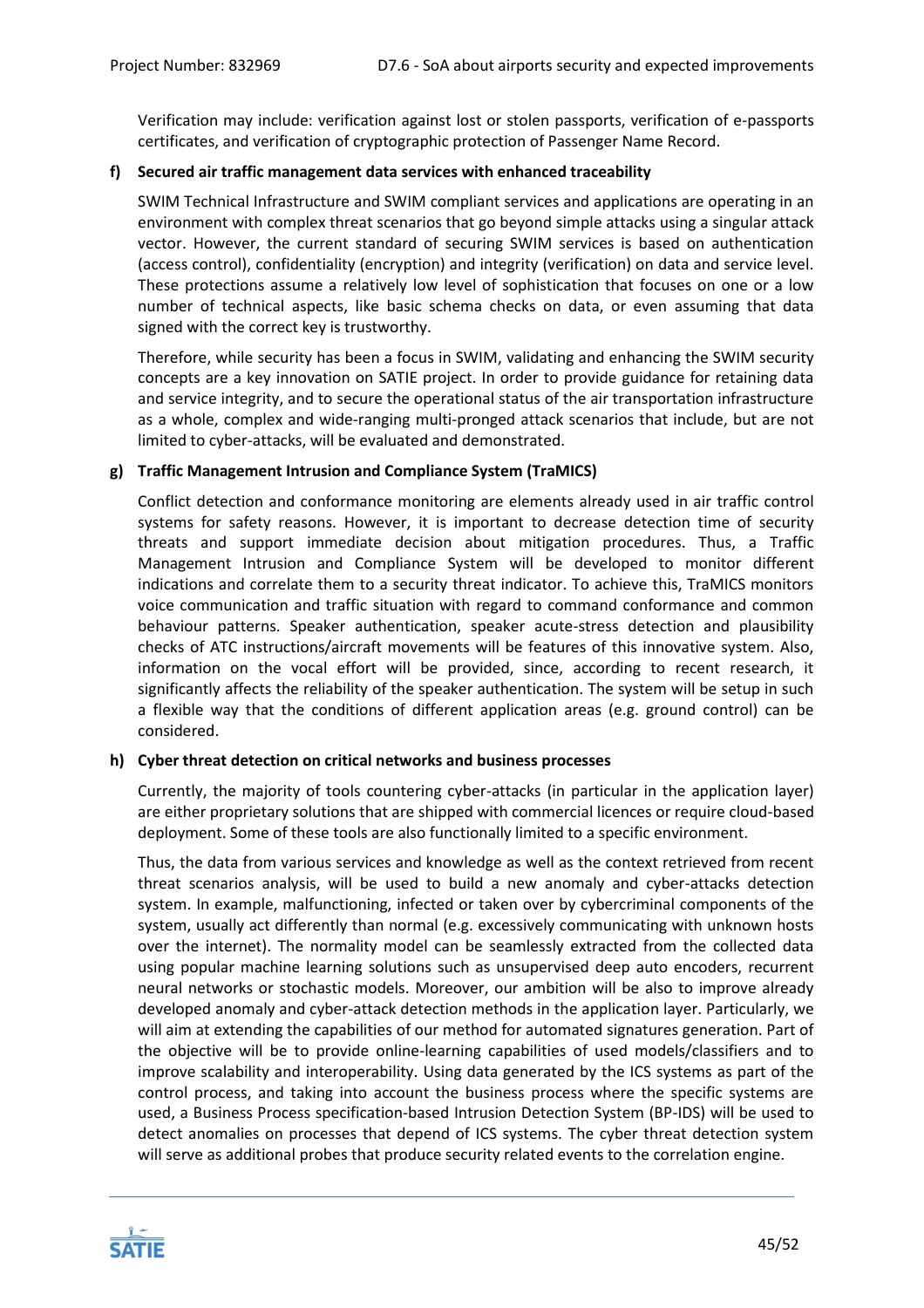Verification may include: verification against lost or stolen passports, verification of e-passports certificates, and verification of cryptographic protection of Passenger Name Record.

**f) Secured air traffic management data services with enhanced traceability**

SWIM Technical Infrastructure and SWIM compliant services and applications are operating in an environment with complex threat scenarios that go beyond simple attacks using a singular attack vector. However, the current standard of securing SWIM services is based on authentication (access control), confidentiality (encryption) and integrity (verification) on data and service level. These protections assume a relatively low level of sophistication that focuses on one or a low number of technical aspects, like basic schema checks on data, or even assuming that data signed with the correct key is trustworthy.

Therefore, while security has been a focus in SWIM, validating and enhancing the SWIM security concepts are a key innovation on SATIE project. In order to provide guidance for retaining data and service integrity, and to secure the operational status of the air transportation infrastructure as a whole, complex and wide-ranging multi-pronged attack scenarios that include, but are not limited to cyber-attacks, will be evaluated and demonstrated.

**g) Traffic Management Intrusion and Compliance System (TraMICS)**

Conflict detection and conformance monitoring are elements already used in air traffic control systems for safety reasons. However, it is important to decrease detection time of security threats and support immediate decision about mitigation procedures. Thus, a Traffic Management Intrusion and Compliance System will be developed to monitor different indications and correlate them to a security threat indicator. To achieve this, TraMICS monitors voice communication and traffic situation with regard to command conformance and common behaviour patterns. Speaker authentication, speaker acute-stress detection and plausibility checks of ATC instructions/aircraft movements will be features of this innovative system. Also, information on the vocal effort will be provided, since, according to recent research, it significantly affects the reliability of the speaker authentication. The system will be setup in such a flexible way that the conditions of different application areas (e.g. ground control) can be considered.

**h) Cyber threat detection on critical networks and business processes**

Currently, the majority of tools countering cyber-attacks (in particular in the application layer) are either proprietary solutions that are shipped with commercial licences or require cloud-based deployment. Some of these tools are also functionally limited to a specific environment.

Thus, the data from various services and knowledge as well as the context retrieved from recent threat scenarios analysis, will be used to build a new anomaly and cyber-attacks detection system. In example, malfunctioning, infected or taken over by cybercriminal components of the system, usually act differently than normal (e.g. excessively communicating with unknown hosts over the internet). The normality model can be seamlessly extracted from the collected data using popular machine learning solutions such as unsupervised deep auto encoders, recurrent neural networks or stochastic models. Moreover, our ambition will be also to improve already developed anomaly and cyber-attack detection methods in the application layer. Particularly, we will aim at extending the capabilities of our method for automated signatures generation. Part of the objective will be to provide online-learning capabilities of used models/classifiers and to improve scalability and interoperability. Using data generated by the ICS systems as part of the control process, and taking into account the business process where the specific systems are used, a Business Process specification-based Intrusion Detection System (BP-IDS) will be used to detect anomalies on processes that depend of ICS systems. The cyber threat detection system will serve as additional probes that produce security related events to the correlation engine.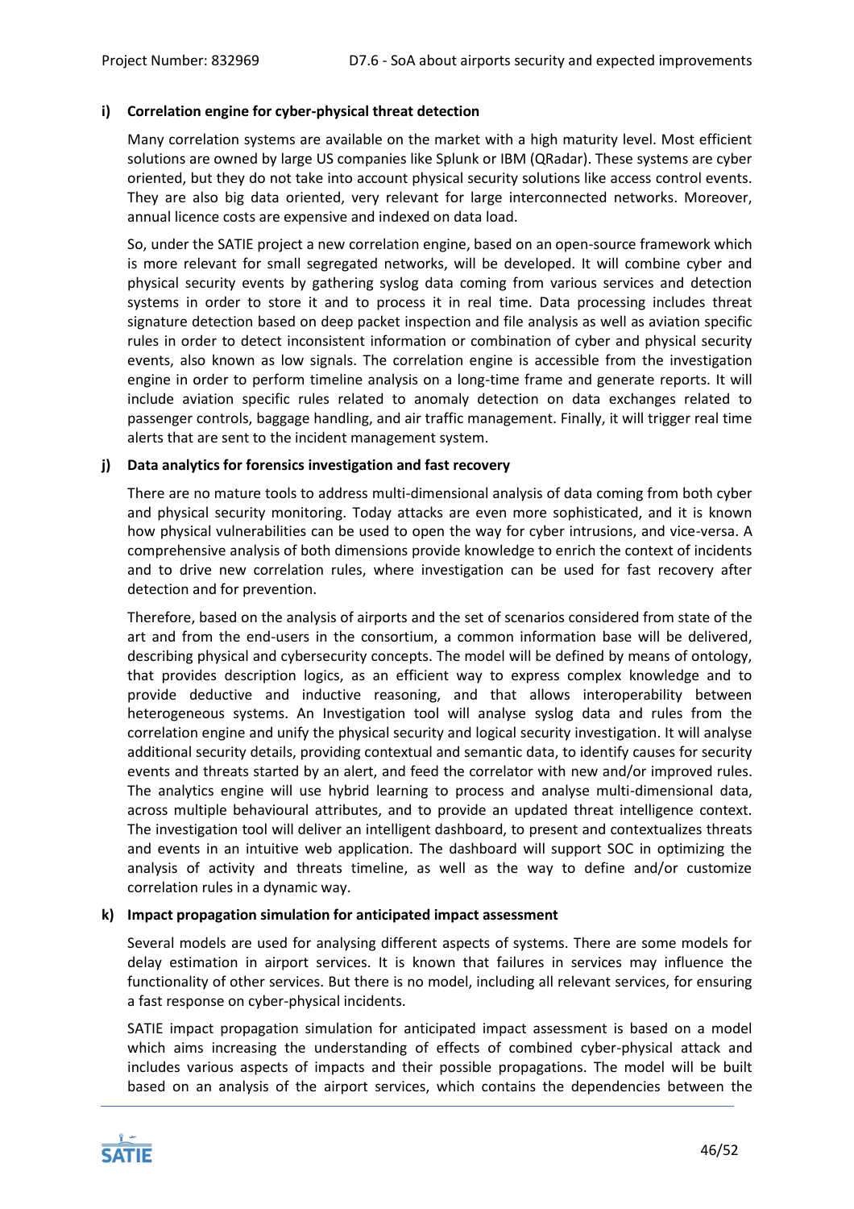**i) Correlation engine for cyber-physical threat detection**

Many correlation systems are available on the market with a high maturity level. Most efficient solutions are owned by large US companies like Splunk or IBM (QRadar). These systems are cyber oriented, but they do not take into account physical security solutions like access control events. They are also big data oriented, very relevant for large interconnected networks. Moreover, annual licence costs are expensive and indexed on data load.

So, under the SATIE project a new correlation engine, based on an open-source framework which is more relevant for small segregated networks, will be developed. It will combine cyber and physical security events by gathering syslog data coming from various services and detection systems in order to store it and to process it in real time. Data processing includes threat signature detection based on deep packet inspection and file analysis as well as aviation specific rules in order to detect inconsistent information or combination of cyber and physical security events, also known as low signals. The correlation engine is accessible from the investigation engine in order to perform timeline analysis on a long-time frame and generate reports. It will include aviation specific rules related to anomaly detection on data exchanges related to passenger controls, baggage handling, and air traffic management. Finally, it will trigger real time alerts that are sent to the incident management system.

**j) Data analytics for forensics investigation and fast recovery**

There are no mature tools to address multi-dimensional analysis of data coming from both cyber and physical security monitoring. Today attacks are even more sophisticated, and it is known how physical vulnerabilities can be used to open the way for cyber intrusions, and vice-versa. A comprehensive analysis of both dimensions provide knowledge to enrich the context of incidents and to drive new correlation rules, where investigation can be used for fast recovery after detection and for prevention.

Therefore, based on the analysis of airports and the set of scenarios considered from state of the art and from the end-users in the consortium, a common information base will be delivered, describing physical and cybersecurity concepts. The model will be defined by means of ontology, that provides description logics, as an efficient way to express complex knowledge and to provide deductive and inductive reasoning, and that allows interoperability between heterogeneous systems. An Investigation tool will analyse syslog data and rules from the correlation engine and unify the physical security and logical security investigation. It will analyse additional security details, providing contextual and semantic data, to identify causes for security events and threats started by an alert, and feed the correlator with new and/or improved rules. The analytics engine will use hybrid learning to process and analyse multi-dimensional data, across multiple behavioural attributes, and to provide an updated threat intelligence context. The investigation tool will deliver an intelligent dashboard, to present and contextualizes threats and events in an intuitive web application. The dashboard will support SOC in optimizing the analysis of activity and threats timeline, as well as the way to define and/or customize correlation rules in a dynamic way.

**k) Impact propagation simulation for anticipated impact assessment**

Several models are used for analysing different aspects of systems. There are some models for delay estimation in airport services. It is known that failures in services may influence the functionality of other services. But there is no model, including all relevant services, for ensuring a fast response on cyber-physical incidents.

SATIE impact propagation simulation for anticipated impact assessment is based on a model which aims increasing the understanding of effects of combined cyber-physical attack and includes various aspects of impacts and their possible propagations. The model will be built based on an analysis of the airport services, which contains the dependencies between the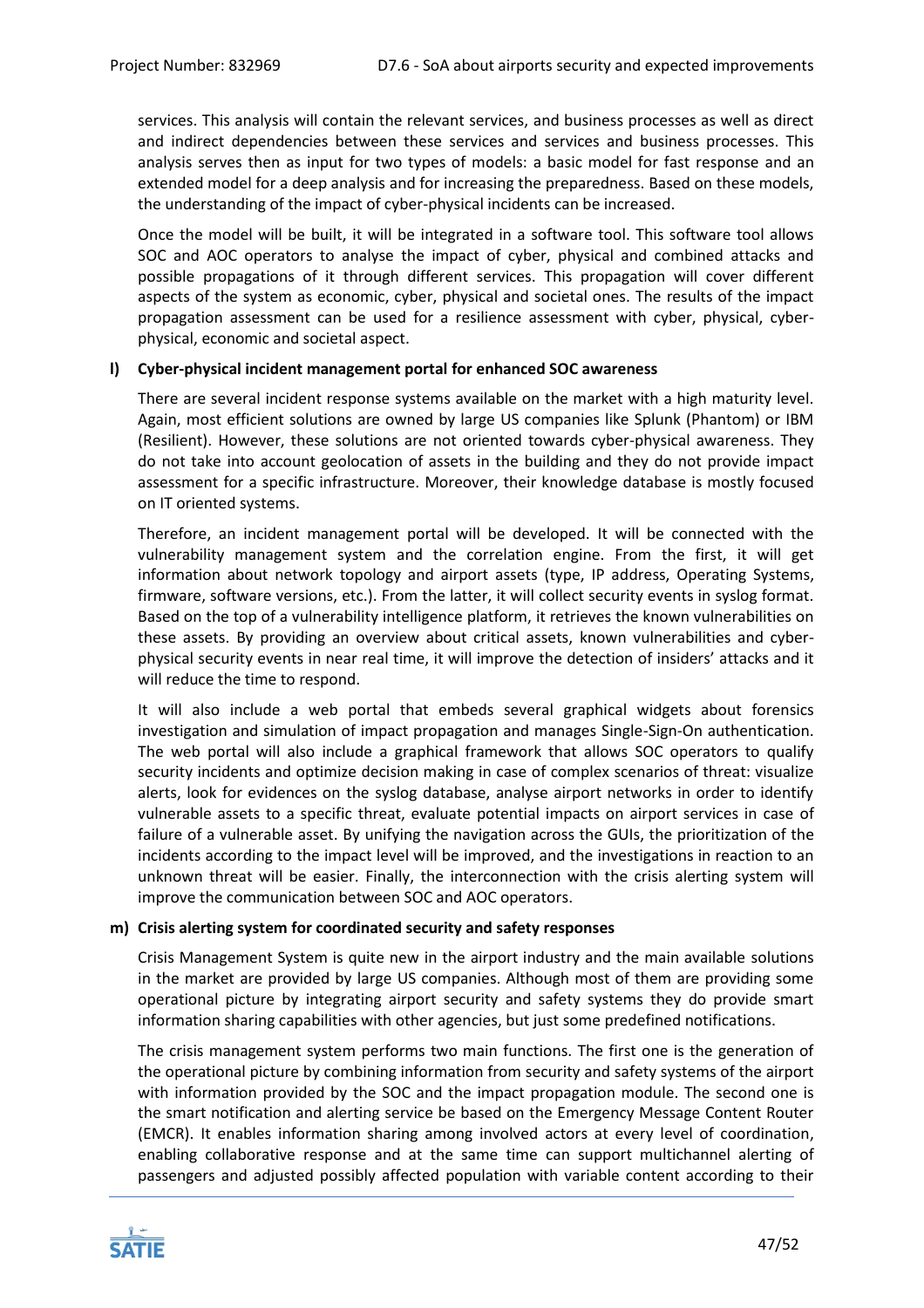services. This analysis will contain the relevant services, and business processes as well as direct and indirect dependencies between these services and services and business processes. This analysis serves then as input for two types of models: a basic model for fast response and an extended model for a deep analysis and for increasing the preparedness. Based on these models, the understanding of the impact of cyber-physical incidents can be increased.

Once the model will be built, it will be integrated in a software tool. This software tool allows SOC and AOC operators to analyse the impact of cyber, physical and combined attacks and possible propagations of it through different services. This propagation will cover different aspects of the system as economic, cyber, physical and societal ones. The results of the impact propagation assessment can be used for a resilience assessment with cyber, physical, cyber-physical, economic and societal aspect.

**l) Cyber-physical incident management portal for enhanced SOC awareness**

There are several incident response systems available on the market with a high maturity level. Again, most efficient solutions are owned by large US companies like Splunk (Phantom) or IBM (Resilient). However, these solutions are not oriented towards cyber-physical awareness. They do not take into account geolocation of assets in the building and they do not provide impact assessment for a specific infrastructure. Moreover, their knowledge database is mostly focused on IT oriented systems.

Therefore, an incident management portal will be developed. It will be connected with the vulnerability management system and the correlation engine. From the first, it will get information about network topology and airport assets (type, IP address, Operating Systems, firmware, software versions, etc.). From the latter, it will collect security events in syslog format. Based on the top of a vulnerability intelligence platform, it retrieves the known vulnerabilities on these assets. By providing an overview about critical assets, known vulnerabilities and cyber-physical security events in near real time, it will improve the detection of insiders' attacks and it will reduce the time to respond.

It will also include a web portal that embeds several graphical widgets about forensics investigation and simulation of impact propagation and manages Single-Sign-On authentication. The web portal will also include a graphical framework that allows SOC operators to qualify security incidents and optimize decision making in case of complex scenarios of threat: visualize alerts, look for evidences on the syslog database, analyse airport networks in order to identify vulnerable assets to a specific threat, evaluate potential impacts on airport services in case of failure of a vulnerable asset. By unifying the navigation across the GUIs, the prioritization of the incidents according to the impact level will be improved, and the investigations in reaction to an unknown threat will be easier. Finally, the interconnection with the crisis alerting system will improve the communication between SOC and AOC operators.

**m) Crisis alerting system for coordinated security and safety responses**

Crisis Management System is quite new in the airport industry and the main available solutions in the market are provided by large US companies. Although most of them are providing some operational picture by integrating airport security and safety systems they do provide smart information sharing capabilities with other agencies, but just some predefined notifications.

The crisis management system performs two main functions. The first one is the generation of the operational picture by combining information from security and safety systems of the airport with information provided by the SOC and the impact propagation module. The second one is the smart notification and alerting service be based on the Emergency Message Content Router (EMCR). It enables information sharing among involved actors at every level of coordination, enabling collaborative response and at the same time can support multichannel alerting of passengers and adjusted possibly affected population with variable content according to their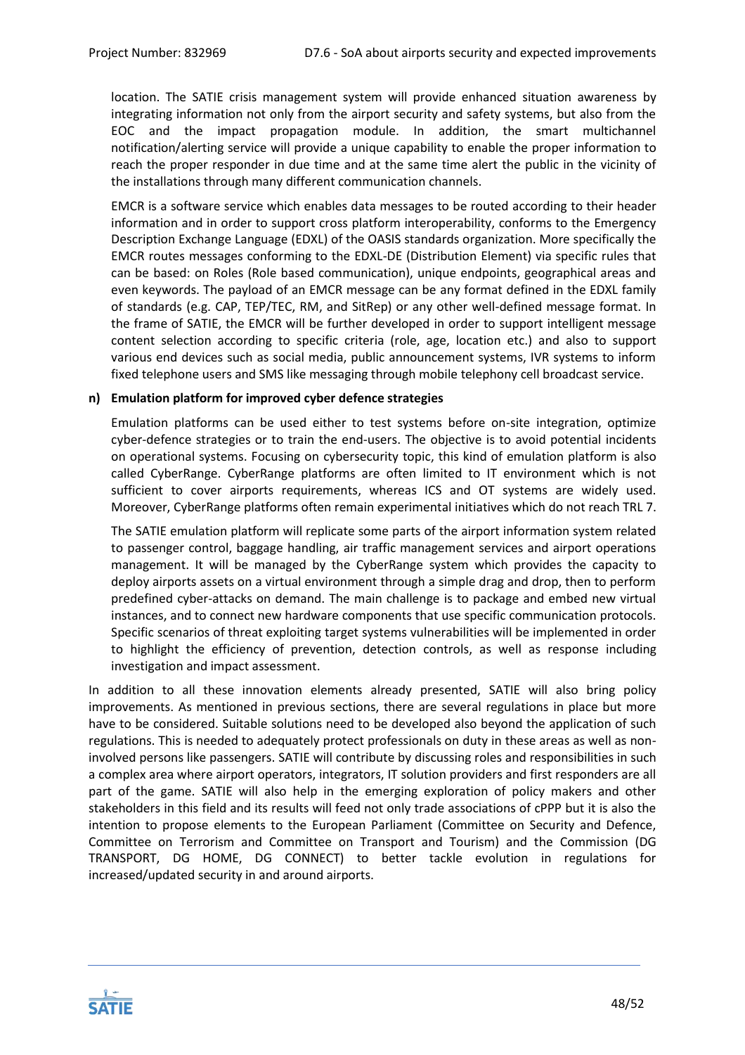location. The SATIE crisis management system will provide enhanced situation awareness by integrating information not only from the airport security and safety systems, but also from the EOC and the impact propagation module. In addition, the smart multichannel notification/alerting service will provide a unique capability to enable the proper information to reach the proper responder in due time and at the same time alert the public in the vicinity of the installations through many different communication channels.

EMCR is a software service which enables data messages to be routed according to their header information and in order to support cross platform interoperability, conforms to the Emergency Description Exchange Language (EDXL) of the OASIS standards organization. More specifically the EMCR routes messages conforming to the EDXL-DE (Distribution Element) via specific rules that can be based: on Roles (Role based communication), unique endpoints, geographical areas and even keywords. The payload of an EMCR message can be any format defined in the EDXL family of standards (e.g. CAP, TEP/TEC, RM, and SitRep) or any other well-defined message format. In the frame of SATIE, the EMCR will be further developed in order to support intelligent message content selection according to specific criteria (role, age, location etc.) and also to support various end devices such as social media, public announcement systems, IVR systems to inform fixed telephone users and SMS like messaging through mobile telephony cell broadcast service.

**n) Emulation platform for improved cyber defence strategies**

Emulation platforms can be used either to test systems before on-site integration, optimize cyber-defence strategies or to train the end-users. The objective is to avoid potential incidents on operational systems. Focusing on cybersecurity topic, this kind of emulation platform is also called CyberRange. CyberRange platforms are often limited to IT environment which is not sufficient to cover airports requirements, whereas ICS and OT systems are widely used. Moreover, CyberRange platforms often remain experimental initiatives which do not reach TRL 7.

The SATIE emulation platform will replicate some parts of the airport information system related to passenger control, baggage handling, air traffic management services and airport operations management. It will be managed by the CyberRange system which provides the capacity to deploy airports assets on a virtual environment through a simple drag and drop, then to perform predefined cyber-attacks on demand. The main challenge is to package and embed new virtual instances, and to connect new hardware components that use specific communication protocols. Specific scenarios of threat exploiting target systems vulnerabilities will be implemented in order to highlight the efficiency of prevention, detection controls, as well as response including investigation and impact assessment.

In addition to all these innovation elements already presented, SATIE will also bring policy improvements. As mentioned in previous sections, there are several regulations in place but more have to be considered. Suitable solutions need to be developed also beyond the application of such regulations. This is needed to adequately protect professionals on duty in these areas as well as non-involved persons like passengers. SATIE will contribute by discussing roles and responsibilities in such a complex area where airport operators, integrators, IT solution providers and first responders are all part of the game. SATIE will also help in the emerging exploration of policy makers and other stakeholders in this field and its results will feed not only trade associations of cPPP but it is also the intention to propose elements to the European Parliament (Committee on Security and Defence, Committee on Terrorism and Committee on Transport and Tourism) and the Commission (DG TRANSPORT, DG HOME, DG CONNECT) to better tackle evolution in regulations for increased/updated security in and around airports.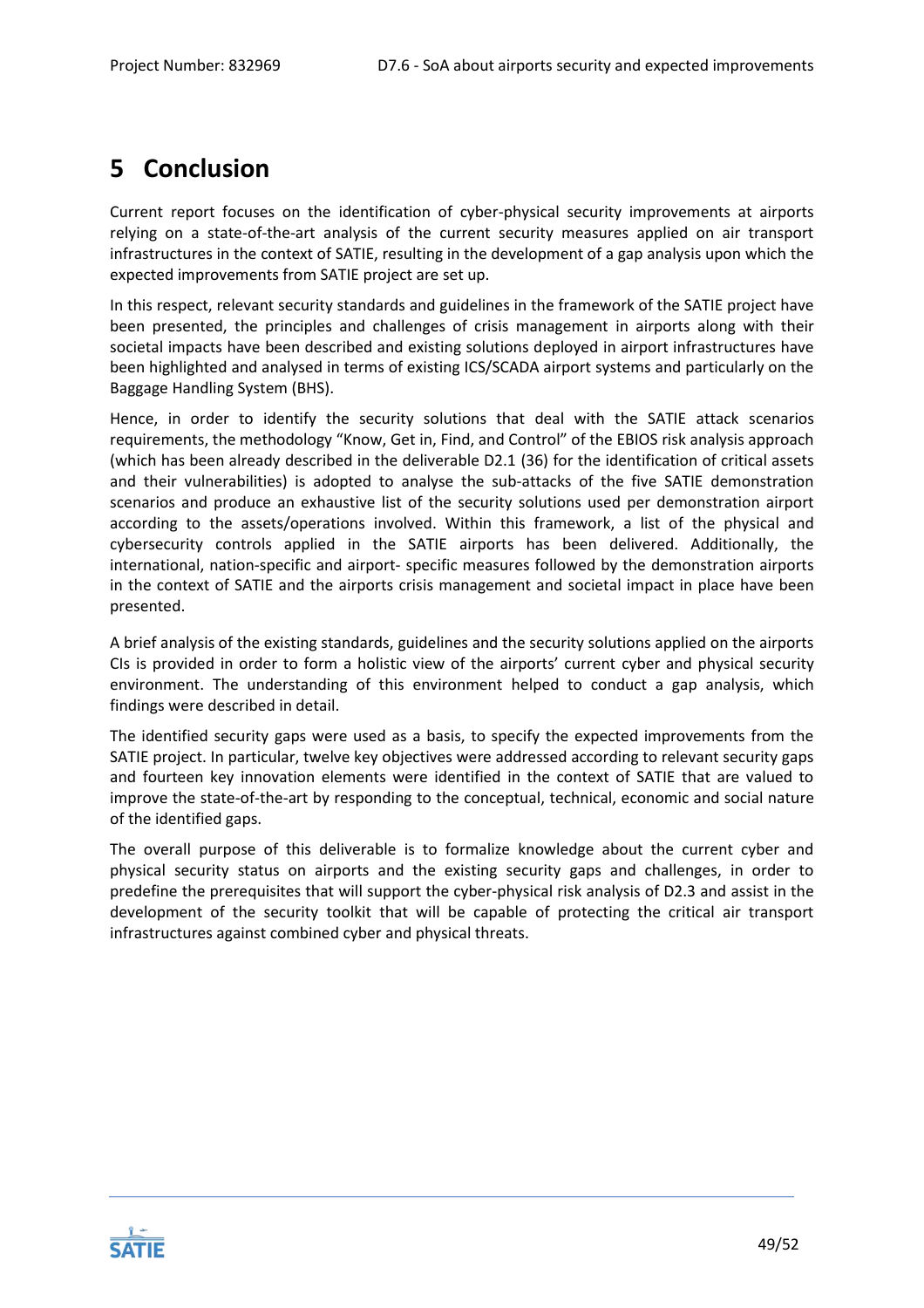# 5 Conclusion

Current report focuses on the identification of cyber-physical security improvements at airports relying on a state-of-the-art analysis of the current security measures applied on air transport infrastructures in the context of SATIE, resulting in the development of a gap analysis upon which the expected improvements from SATIE project are set up.

In this respect, relevant security standards and guidelines in the framework of the SATIE project have been presented, the principles and challenges of crisis management in airports along with their societal impacts have been described and existing solutions deployed in airport infrastructures have been highlighted and analysed in terms of existing ICS/SCADA airport systems and particularly on the Baggage Handling System (BHS).

Hence, in order to identify the security solutions that deal with the SATIE attack scenarios requirements, the methodology "Know, Get in, Find, and Control" of the EBIOS risk analysis approach (which has been already described in the deliverable D2.1 (36) for the identification of critical assets and their vulnerabilities) is adopted to analyse the sub-attacks of the five SATIE demonstration scenarios and produce an exhaustive list of the security solutions used per demonstration airport according to the assets/operations involved. Within this framework, a list of the physical and cybersecurity controls applied in the SATIE airports has been delivered. Additionally, the international, nation-specific and airport- specific measures followed by the demonstration airports in the context of SATIE and the airports crisis management and societal impact in place have been presented.

A brief analysis of the existing standards, guidelines and the security solutions applied on the airports CIs is provided in order to form a holistic view of the airports' current cyber and physical security environment. The understanding of this environment helped to conduct a gap analysis, which findings were described in detail.

The identified security gaps were used as a basis, to specify the expected improvements from the SATIE project. In particular, twelve key objectives were addressed according to relevant security gaps and fourteen key innovation elements were identified in the context of SATIE that are valued to improve the state-of-the-art by responding to the conceptual, technical, economic and social nature of the identified gaps.

The overall purpose of this deliverable is to formalize knowledge about the current cyber and physical security status on airports and the existing security gaps and challenges, in order to predefine the prerequisites that will support the cyber-physical risk analysis of D2.3 and assist in the development of the security toolkit that will be capable of protecting the critical air transport infrastructures against combined cyber and physical threats.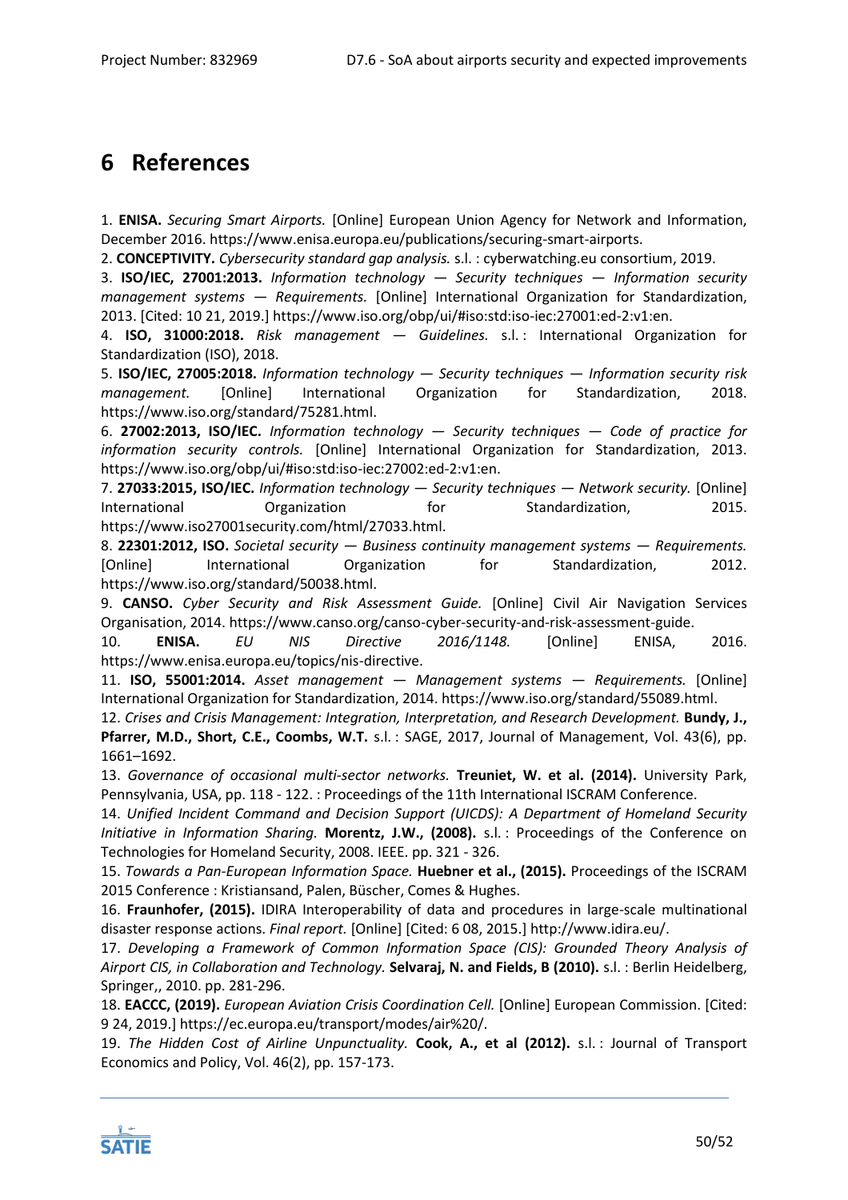# 6 References

1. **ENISA.** *Securing Smart Airports.* [Online] European Union Agency for Network and Information, December 2016. https://www.enisa.europa.eu/publications/securing-smart-airports.

2. **CONCEPTIVITY.** *Cybersecurity standard gap analysis.* s.l. : cyberwatching.eu consortium, 2019.

3. **ISO/IEC, 27001:2013.** *Information technology — Security techniques — Information security management systems — Requirements.* [Online] International Organization for Standardization, 2013. [Cited: 10 21, 2019.] https://www.iso.org/obp/ui/#iso:std:iso-iec:27001:ed-2:v1:en.

4. **ISO, 31000:2018.** *Risk management — Guidelines.* s.l. : International Organization for Standardization (ISO), 2018.

5. **ISO/IEC, 27005:2018.** *Information technology — Security techniques — Information security risk management.* [Online] International Organization for Standardization, 2018. https://www.iso.org/standard/75281.html.

6. **27002:2013, ISO/IEC.** *Information technology — Security techniques — Code of practice for information security controls.* [Online] International Organization for Standardization, 2013. https://www.iso.org/obp/ui/#iso:std:iso-iec:27002:ed-2:v1:en.

7. **27033:2015, ISO/IEC.** *Information technology — Security techniques — Network security.* [Online] International Organization for Standardization, 2015. https://www.iso27001security.com/html/27033.html.

8. **22301:2012, ISO.** *Societal security — Business continuity management systems — Requirements.* [Online] International Organization for Standardization, 2012. https://www.iso.org/standard/50038.html.

9. **CANSO.** *Cyber Security and Risk Assessment Guide.* [Online] Civil Air Navigation Services Organisation, 2014. https://www.canso.org/canso-cyber-security-and-risk-assessment-guide.

10. **ENISA.** *EU NIS Directive 2016/1148.* [Online] ENISA, 2016. https://www.enisa.europa.eu/topics/nis-directive.

11. **ISO, 55001:2014.** *Asset management — Management systems — Requirements.* [Online] International Organization for Standardization, 2014. https://www.iso.org/standard/55089.html.

12. *Crises and Crisis Management: Integration, Interpretation, and Research Development.* **Bundy, J., Pfarrer, M.D., Short, C.E., Coombs, W.T.** s.l. : SAGE, 2017, Journal of Management, Vol. 43(6), pp. 1661–1692.

13. *Governance of occasional multi-sector networks.* **Treuniet, W. et al. (2014).** University Park, Pennsylvania, USA, pp. 118 - 122. : Proceedings of the 11th International ISCRAM Conference.

14. *Unified Incident Command and Decision Support (UICDS): A Department of Homeland Security Initiative in Information Sharing.* **Morentz, J.W., (2008).** s.l. : Proceedings of the Conference on Technologies for Homeland Security, 2008. IEEE. pp. 321 - 326.

15. *Towards a Pan-European Information Space.* **Huebner et al., (2015).** Proceedings of the ISCRAM 2015 Conference : Kristiansand, Palen, Büscher, Comes & Hughes.

16. **Fraunhofer, (2015).** IDIRA Interoperability of data and procedures in large-scale multinational disaster response actions. *Final report.* [Online] [Cited: 6 08, 2015.] http://www.idira.eu/.

17. *Developing a Framework of Common Information Space (CIS): Grounded Theory Analysis of Airport CIS, in Collaboration and Technology.* **Selvaraj, N. and Fields, B (2010).** s.l. : Berlin Heidelberg, Springer,, 2010. pp. 281-296.

18. **EACCC, (2019).** *European Aviation Crisis Coordination Cell.* [Online] European Commission. [Cited: 9 24, 2019.] https://ec.europa.eu/transport/modes/air%20/.

19. *The Hidden Cost of Airline Unpunctuality.* **Cook, A., et al (2012).** s.l. : Journal of Transport Economics and Policy, Vol. 46(2), pp. 157-173.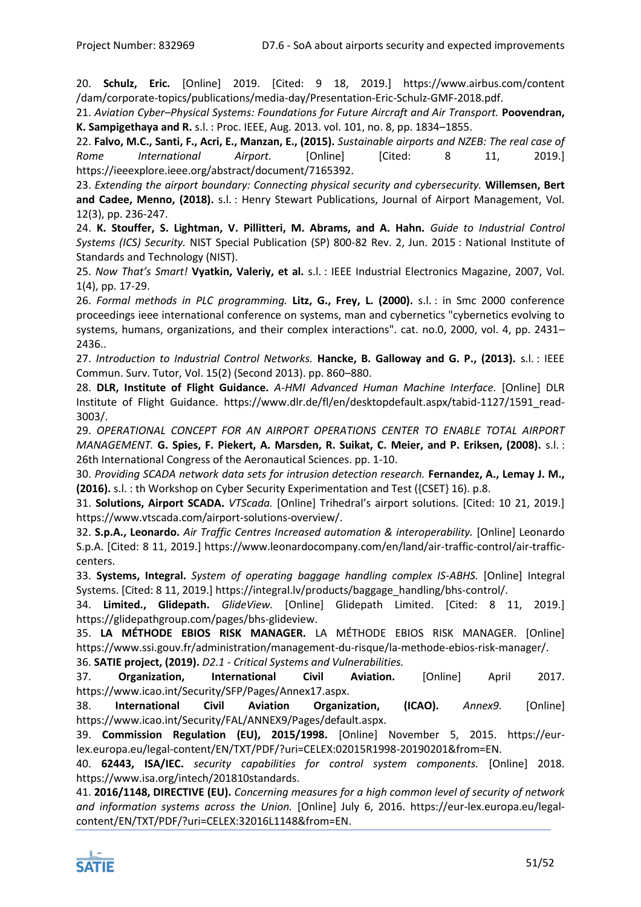20. **Schulz, Eric.** [Online] 2019. [Cited: 9 18, 2019.] https://www.airbus.com/content /dam/corporate-topics/publications/media-day/Presentation-Eric-Schulz-GMF-2018.pdf.

21. *Aviation Cyber–Physical Systems: Foundations for Future Aircraft and Air Transport.* **Poovendran, K. Sampigethaya and R.** s.l. : Proc. IEEE, Aug. 2013. vol. 101, no. 8, pp. 1834–1855.

22. **Falvo, M.C., Santi, F., Acri, E., Manzan, E., (2015).** *Sustainable airports and NZEB: The real case of Rome International Airport.* [Online] [Cited: 8 11, 2019.] https://ieeexplore.ieee.org/abstract/document/7165392.

23. *Extending the airport boundary: Connecting physical security and cybersecurity.* **Willemsen, Bert and Cadee, Menno, (2018).** s.l. : Henry Stewart Publications, Journal of Airport Management, Vol. 12(3), pp. 236-247.

24. **K. Stouffer, S. Lightman, V. Pillitteri, M. Abrams, and A. Hahn.** *Guide to Industrial Control Systems (ICS) Security.* NIST Special Publication (SP) 800-82 Rev. 2, Jun. 2015 : National Institute of Standards and Technology (NIST).

25. *Now That's Smart!* **Vyatkin, Valeriy, et al.** s.l. : IEEE Industrial Electronics Magazine, 2007, Vol. 1(4), pp. 17-29.

26. *Formal methods in PLC programming.* **Litz, G., Frey, L. (2000).** s.l. : in Smc 2000 conference proceedings ieee international conference on systems, man and cybernetics "cybernetics evolving to systems, humans, organizations, and their complex interactions". cat. no.0, 2000, vol. 4, pp. 2431–2436..

27. *Introduction to Industrial Control Networks.* **Hancke, B. Galloway and G. P., (2013).** s.l. : IEEE Commun. Surv. Tutor, Vol. 15(2) (Second 2013). pp. 860–880.

28. **DLR, Institute of Flight Guidance.** *A-HMI Advanced Human Machine Interface.* [Online] DLR Institute of Flight Guidance. https://www.dlr.de/fl/en/desktopdefault.aspx/tabid-1127/1591_read-3003/.

29. *OPERATIONAL CONCEPT FOR AN AIRPORT OPERATIONS CENTER TO ENABLE TOTAL AIRPORT MANAGEMENT.* **G. Spies, F. Piekert, A. Marsden, R. Suikat, C. Meier, and P. Eriksen, (2008).** s.l. : 26th International Congress of the Aeronautical Sciences. pp. 1-10.

30. *Providing SCADA network data sets for intrusion detection research.* **Fernandez, A., Lemay J. M., (2016).** s.l. : th Workshop on Cyber Security Experimentation and Test ({CSET} 16). p.8.

31. **Solutions, Airport SCADA.** *VTScada.* [Online] Trihedral's airport solutions. [Cited: 10 21, 2019.] https://www.vtscada.com/airport-solutions-overview/.

32. **S.p.A., Leonardo.** *Air Traffic Centres Increased automation & interoperability.* [Online] Leonardo S.p.A. [Cited: 8 11, 2019.] https://www.leonardocompany.com/en/land/air-traffic-control/air-traffic-centers.

33. **Systems, Integral.** *System of operating baggage handling complex IS-ABHS.* [Online] Integral Systems. [Cited: 8 11, 2019.] https://integral.lv/products/baggage_handling/bhs-control/.

34. **Limited., Glidepath.** *GlideView.* [Online] Glidepath Limited. [Cited: 8 11, 2019.] https://glidepathgroup.com/pages/bhs-glideview.

35. **LA MÉTHODE EBIOS RISK MANAGER.** LA MÉTHODE EBIOS RISK MANAGER. [Online] https://www.ssi.gouv.fr/administration/management-du-risque/la-methode-ebios-risk-manager/.

36. **SATIE project, (2019).** *D2.1 - Critical Systems and Vulnerabilities.*

37. **Organization, International Civil Aviation.** [Online] April 2017. https://www.icao.int/Security/SFP/Pages/Annex17.aspx.

38. **International Civil Aviation Organization, (ICAO).** *Annex9.* [Online] https://www.icao.int/Security/FAL/ANNEX9/Pages/default.aspx.

39. **Commission Regulation (EU), 2015/1998.** [Online] November 5, 2015. https://eur-lex.europa.eu/legal-content/EN/TXT/PDF/?uri=CELEX:02015R1998-20190201&from=EN.

40. **62443, ISA/IEC.** *security capabilities for control system components.* [Online] 2018. https://www.isa.org/intech/201810standards.

41. **2016/1148, DIRECTIVE (EU).** *Concerning measures for a high common level of security of network and information systems across the Union.* [Online] July 6, 2016. https://eur-lex.europa.eu/legal-content/EN/TXT/PDF/?uri=CELEX:32016L1148&from=EN.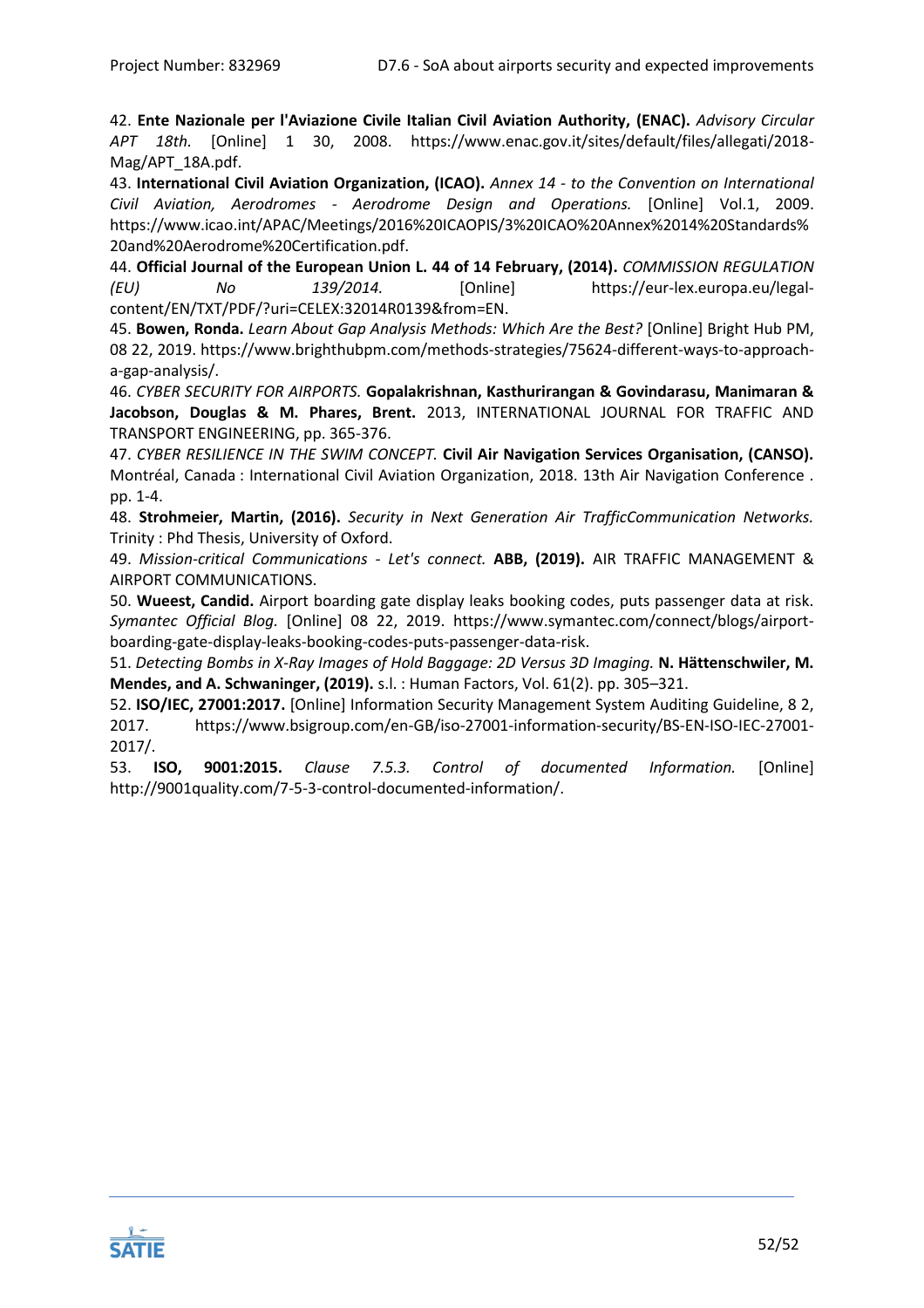42. **Ente Nazionale per l'Aviazione Civile Italian Civil Aviation Authority, (ENAC).** *Advisory Circular APT 18th.* [Online] 1 30, 2008. https://www.enac.gov.it/sites/default/files/allegati/2018-Mag/APT_18A.pdf.

43. **International Civil Aviation Organization, (ICAO).** *Annex 14 - to the Convention on International Civil Aviation, Aerodromes - Aerodrome Design and Operations.* [Online] Vol.1, 2009. https://www.icao.int/APAC/Meetings/2016%20ICAOPIS/3%20ICAO%20Annex%2014%20Standards%20and%20Aerodrome%20Certification.pdf.

44. **Official Journal of the European Union L. 44 of 14 February, (2014).** *COMMISSION REGULATION (EU) No 139/2014.* [Online] https://eur-lex.europa.eu/legal-content/EN/TXT/PDF/?uri=CELEX:32014R0139&from=EN.

45. **Bowen, Ronda.** *Learn About Gap Analysis Methods: Which Are the Best?* [Online] Bright Hub PM, 08 22, 2019. https://www.brighthubpm.com/methods-strategies/75624-different-ways-to-approach-a-gap-analysis/.

46. *CYBER SECURITY FOR AIRPORTS.* **Gopalakrishnan, Kasthurirangan & Govindarasu, Manimaran & Jacobson, Douglas & M. Phares, Brent.** 2013, INTERNATIONAL JOURNAL FOR TRAFFIC AND TRANSPORT ENGINEERING, pp. 365-376.

47. *CYBER RESILIENCE IN THE SWIM CONCEPT.* **Civil Air Navigation Services Organisation, (CANSO).** Montréal, Canada : International Civil Aviation Organization, 2018. 13th Air Navigation Conference . pp. 1-4.

48. **Strohmeier, Martin, (2016).** *Security in Next Generation Air TrafficCommunication Networks.* Trinity : Phd Thesis, University of Oxford.

49. *Mission-critical Communications - Let's connect.* **ABB, (2019).** AIR TRAFFIC MANAGEMENT & AIRPORT COMMUNICATIONS.

50. **Wueest, Candid.** Airport boarding gate display leaks booking codes, puts passenger data at risk. *Symantec Official Blog.* [Online] 08 22, 2019. https://www.symantec.com/connect/blogs/airport-boarding-gate-display-leaks-booking-codes-puts-passenger-data-risk.

51. *Detecting Bombs in X-Ray Images of Hold Baggage: 2D Versus 3D Imaging.* **N. Hättenschwiler, M. Mendes, and A. Schwaninger, (2019).** s.l. : Human Factors, Vol. 61(2). pp. 305–321.

52. **ISO/IEC, 27001:2017.** [Online] Information Security Management System Auditing Guideline, 8 2, 2017. https://www.bsigroup.com/en-GB/iso-27001-information-security/BS-EN-ISO-IEC-27001-2017/.

53. **ISO, 9001:2015.** *Clause 7.5.3. Control of documented Information.* [Online] http://9001quality.com/7-5-3-control-documented-information/.